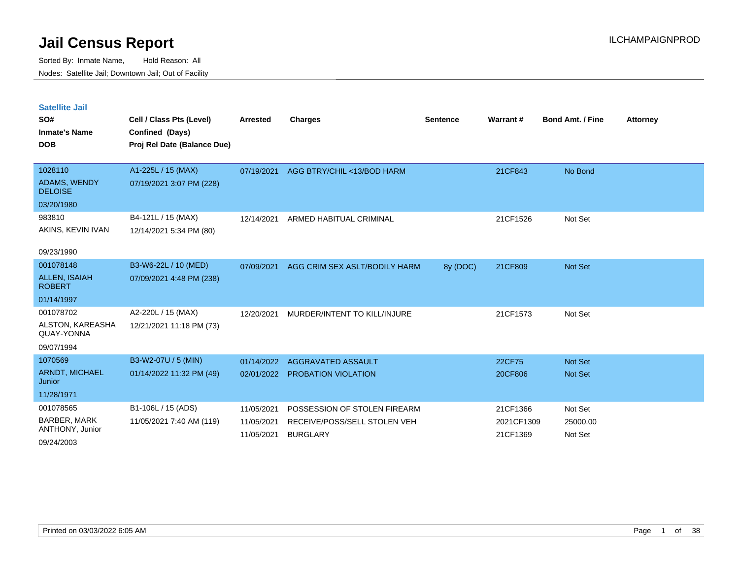# Jail Census Report

ILCHAMPAIGNPROD

Sorted By: Inmate Name, Hold Reason: All
Nodes: Satellite Jail; Downtown Jail; Out of Facility

## Satellite Jail

| SO# / Inmate's Name / DOB | Cell / Class Pts (Level) / Confined (Days) / Proj Rel Date (Balance Due) | Arrested | Charges | Sentence | Warrant # | Bond Amt. / Fine | Attorney |
|---|---|---|---|---|---|---|---|
| 1028110<br>ADAMS, WENDY DELOISE<br>03/20/1980 | A1-225L / 15 (MAX)<br>07/19/2021 3:07 PM (228) | 07/19/2021 | AGG BTRY/CHIL <13/BOD HARM | | 21CF843 | No Bond | |
| 983810<br>AKINS, KEVIN IVAN<br>09/23/1990 | B4-121L / 15 (MAX)<br>12/14/2021 5:34 PM (80) | 12/14/2021 | ARMED HABITUAL CRIMINAL | | 21CF1526 | Not Set | |
| 001078148<br>ALLEN, ISAIAH ROBERT<br>01/14/1997 | B3-W6-22L / 10 (MED)<br>07/09/2021 4:48 PM (238) | 07/09/2021 | AGG CRIM SEX ASLT/BODILY HARM | 8y (DOC) | 21CF809 | Not Set | |
| 001078702<br>ALSTON, KAREASHA QUAY-YONNA<br>09/07/1994 | A2-220L / 15 (MAX)<br>12/21/2021 11:18 PM (73) | 12/20/2021 | MURDER/INTENT TO KILL/INJURE | | 21CF1573 | Not Set | |
| 1070569<br>ARNDT, MICHAEL Junior<br>11/28/1971 | B3-W2-07U / 5 (MIN)<br>01/14/2022 11:32 PM (49) | 01/14/2022 | AGGRAVATED ASSAULT | | 22CF75 | Not Set | |
| | | 02/01/2022 | PROBATION VIOLATION | | 20CF806 | Not Set | |
| 001078565<br>BARBER, MARK ANTHONY, Junior<br>09/24/2003 | B1-106L / 15 (ADS)<br>11/05/2021 7:40 AM (119) | 11/05/2021 | POSSESSION OF STOLEN FIREARM | | 21CF1366 | Not Set | |
| | | 11/05/2021 | RECEIVE/POSS/SELL STOLEN VEH | | 2021CF1309 | 25000.00 | |
| | | 11/05/2021 | BURGLARY | | 21CF1369 | Not Set | |

Printed on 03/03/2022 6:05 AM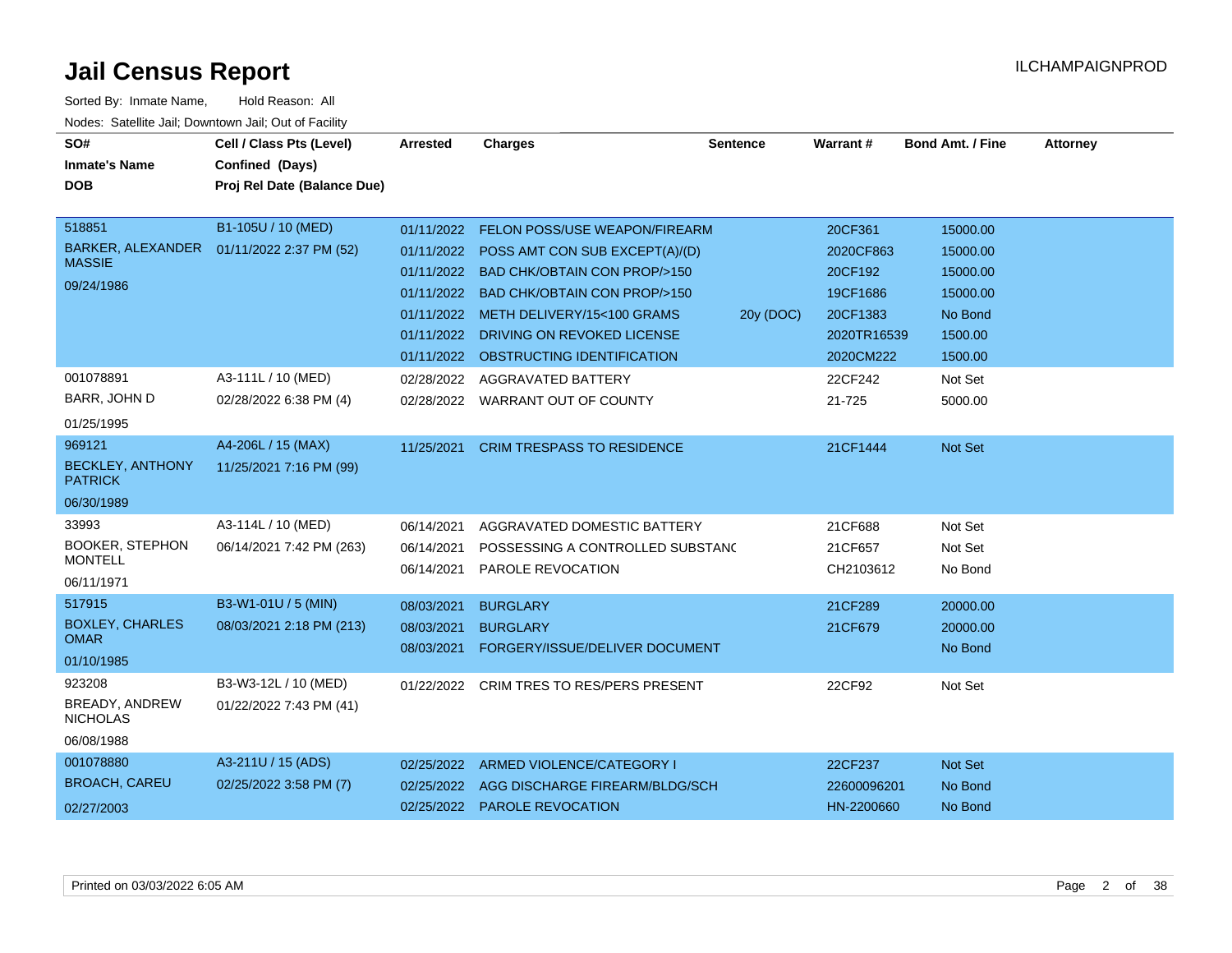# Jail Census Report

Sorted By: Inmate Name, Hold Reason: All

Nodes: Satellite Jail; Downtown Jail; Out of Facility

| SO# / Inmate's Name / DOB | Cell / Class Pts (Level) / Confined (Days) / Proj Rel Date (Balance Due) | Arrested | Charges | Sentence | Warrant # | Bond Amt. / Fine | Attorney |
|---|---|---|---|---|---|---|---|
| 518851 BARKER, ALEXANDER MASSIE 09/24/1986 | B1-105U / 10 (MED) 01/11/2022 2:37 PM (52) | 01/11/2022 | FELON POSS/USE WEAPON/FIREARM | | 20CF361 | 15000.00 | |
| | | 01/11/2022 | POSS AMT CON SUB EXCEPT(A)/(D) | | 2020CF863 | 15000.00 | |
| | | 01/11/2022 | BAD CHK/OBTAIN CON PROP/>150 | | 20CF192 | 15000.00 | |
| | | 01/11/2022 | BAD CHK/OBTAIN CON PROP/>150 | | 19CF1686 | 15000.00 | |
| | | 01/11/2022 | METH DELIVERY/15<100 GRAMS | 20y (DOC) | 20CF1383 | No Bond | |
| | | 01/11/2022 | DRIVING ON REVOKED LICENSE | | 2020TR16539 | 1500.00 | |
| | | 01/11/2022 | OBSTRUCTING IDENTIFICATION | | 2020CM222 | 1500.00 | |
| 001078891 BARR, JOHN D 01/25/1995 | A3-111L / 10 (MED) 02/28/2022 6:38 PM (4) | 02/28/2022 | AGGRAVATED BATTERY | | 22CF242 | Not Set | |
| | | 02/28/2022 | WARRANT OUT OF COUNTY | | 21-725 | 5000.00 | |
| 969121 BECKLEY, ANTHONY PATRICK 06/30/1989 | A4-206L / 15 (MAX) 11/25/2021 7:16 PM (99) | 11/25/2021 | CRIM TRESPASS TO RESIDENCE | | 21CF1444 | Not Set | |
| 33993 BOOKER, STEPHON MONTELL 06/11/1971 | A3-114L / 10 (MED) 06/14/2021 7:42 PM (263) | 06/14/2021 | AGGRAVATED DOMESTIC BATTERY | | 21CF688 | Not Set | |
| | | 06/14/2021 | POSSESSING A CONTROLLED SUBSTANC | | 21CF657 | Not Set | |
| | | 06/14/2021 | PAROLE REVOCATION | | CH2103612 | No Bond | |
| 517915 BOXLEY, CHARLES OMAR 01/10/1985 | B3-W1-01U / 5 (MIN) 08/03/2021 2:18 PM (213) | 08/03/2021 | BURGLARY | | 21CF289 | 20000.00 | |
| | | 08/03/2021 | BURGLARY | | 21CF679 | 20000.00 | |
| | | 08/03/2021 | FORGERY/ISSUE/DELIVER DOCUMENT | | | No Bond | |
| 923208 BREADY, ANDREW NICHOLAS 06/08/1988 | B3-W3-12L / 10 (MED) 01/22/2022 7:43 PM (41) | 01/22/2022 | CRIM TRES TO RES/PERS PRESENT | | 22CF92 | Not Set | |
| 001078880 BROACH, CAREU 02/27/2003 | A3-211U / 15 (ADS) 02/25/2022 3:58 PM (7) | 02/25/2022 | ARMED VIOLENCE/CATEGORY I | | 22CF237 | Not Set | |
| | | 02/25/2022 | AGG DISCHARGE FIREARM/BLDG/SCH | | 22600096201 | No Bond | |
| | | 02/25/2022 | PAROLE REVOCATION | | HN-2200660 | No Bond | |

Printed on 03/03/2022 6:05 AM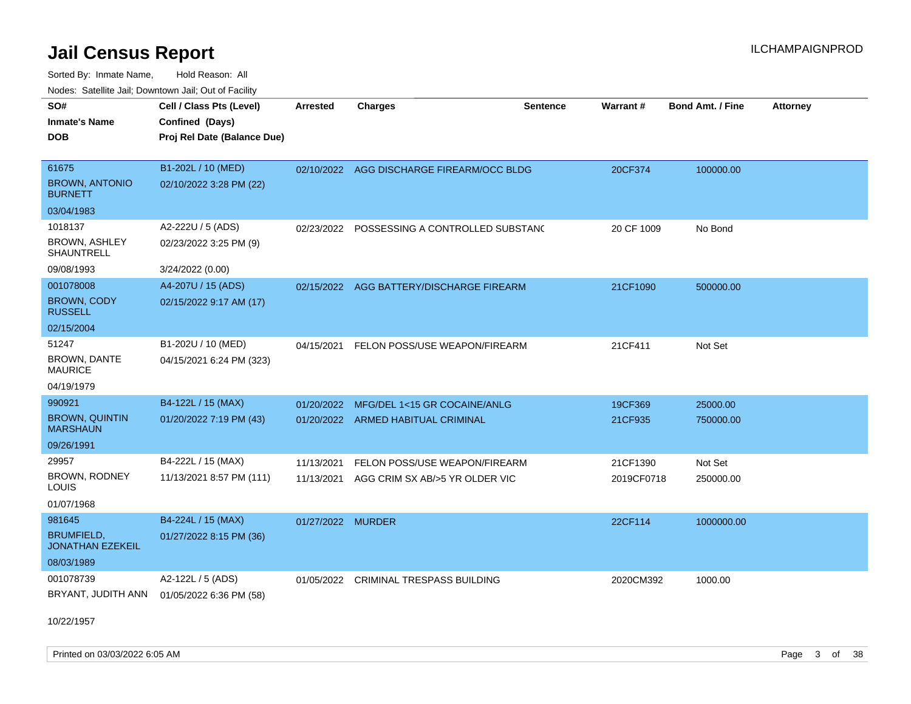# Jail Census Report

Sorted By: Inmate Name, Hold Reason: All

Nodes: Satellite Jail; Downtown Jail; Out of Facility

| SO# / Inmate's Name / DOB | Cell / Class Pts (Level) / Confined (Days) / Proj Rel Date (Balance Due) | Arrested | Charges | Sentence | Warrant # | Bond Amt. / Fine | Attorney |
|---|---|---|---|---|---|---|---|
| 61675<br>BROWN, ANTONIO BURNETT<br>03/04/1983 | B1-202L / 10 (MED)<br>02/10/2022 3:28 PM (22) | 02/10/2022 | AGG DISCHARGE FIREARM/OCC BLDG | | 20CF374 | 100000.00 | |
| 1018137<br>BROWN, ASHLEY SHAUNTRELL<br>09/08/1993 | A2-222U / 5 (ADS)<br>02/23/2022 3:25 PM (9)<br>3/24/2022 (0.00) | 02/23/2022 | POSSESSING A CONTROLLED SUBSTANC | | 20 CF 1009 | No Bond | |
| 001078008<br>BROWN, CODY RUSSELL<br>02/15/2004 | A4-207U / 15 (ADS)<br>02/15/2022 9:17 AM (17) | 02/15/2022 | AGG BATTERY/DISCHARGE FIREARM | | 21CF1090 | 500000.00 | |
| 51247<br>BROWN, DANTE MAURICE<br>04/19/1979 | B1-202U / 10 (MED)<br>04/15/2021 6:24 PM (323) | 04/15/2021 | FELON POSS/USE WEAPON/FIREARM | | 21CF411 | Not Set | |
| 990921<br>BROWN, QUINTIN MARSHAUN<br>09/26/1991 | B4-122L / 15 (MAX)<br>01/20/2022 7:19 PM (43) | 01/20/2022<br>01/20/2022 | MFG/DEL 1<15 GR COCAINE/ANLG<br>ARMED HABITUAL CRIMINAL | | 19CF369<br>21CF935 | 25000.00<br>750000.00 | |
| 29957<br>BROWN, RODNEY LOUIS<br>01/07/1968 | B4-222L / 15 (MAX)<br>11/13/2021 8:57 PM (111) | 11/13/2021<br>11/13/2021 | FELON POSS/USE WEAPON/FIREARM<br>AGG CRIM SX AB/>5 YR OLDER VIC | | 21CF1390<br>2019CF0718 | Not Set<br>250000.00 | |
| 981645<br>BRUMFIELD, JONATHAN EZEKEIL<br>08/03/1989 | B4-224L / 15 (MAX)<br>01/27/2022 8:15 PM (36) | 01/27/2022 | MURDER | | 22CF114 | 1000000.00 | |
| 001078739<br>BRYANT, JUDITH ANN<br>10/22/1957 | A2-122L / 5 (ADS)<br>01/05/2022 6:36 PM (58) | 01/05/2022 | CRIMINAL TRESPASS BUILDING | | 2020CM392 | 1000.00 | |

Printed on 03/03/2022 6:05 AM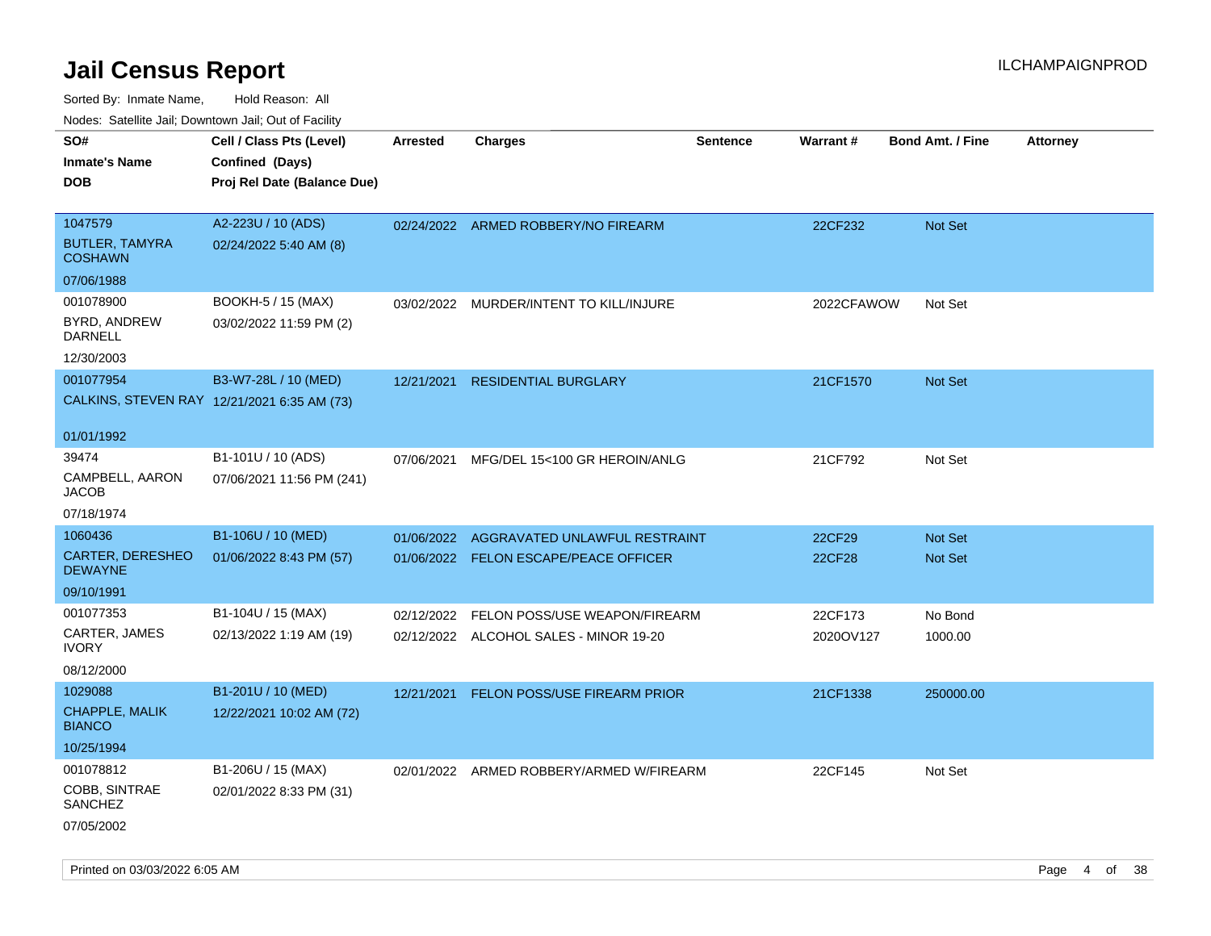# Jail Census Report

ILCHAMPAIGNPROD

Sorted By: Inmate Name, Hold Reason: All

Nodes: Satellite Jail; Downtown Jail; Out of Facility

| SO# / Inmate's Name / DOB | Cell / Class Pts (Level) / Confined (Days) / Proj Rel Date (Balance Due) | Arrested | Charges | Sentence | Warrant # | Bond Amt. / Fine | Attorney |
|---|---|---|---|---|---|---|---|
| 1047579 BUTLER, TAMYRA COSHAWN 07/06/1988 | A2-223U / 10 (ADS) 02/24/2022 5:40 AM (8) | 02/24/2022 | ARMED ROBBERY/NO FIREARM | | 22CF232 | Not Set | |
| 001078900 BYRD, ANDREW DARNELL 12/30/2003 | BOOKH-5 / 15 (MAX) 03/02/2022 11:59 PM (2) | 03/02/2022 | MURDER/INTENT TO KILL/INJURE | | 2022CFAWOW | Not Set | |
| 001077954 CALKINS, STEVEN RAY 01/01/1992 | B3-W7-28L / 10 (MED) 12/21/2021 6:35 AM (73) | 12/21/2021 | RESIDENTIAL BURGLARY | | 21CF1570 | Not Set | |
| 39474 CAMPBELL, AARON JACOB 07/18/1974 | B1-101U / 10 (ADS) 07/06/2021 11:56 PM (241) | 07/06/2021 | MFG/DEL 15<100 GR HEROIN/ANLG | | 21CF792 | Not Set | |
| 1060436 CARTER, DERESHEO DEWAYNE 09/10/1991 | B1-106U / 10 (MED) 01/06/2022 8:43 PM (57) | 01/06/2022 | AGGRAVATED UNLAWFUL RESTRAINT | | 22CF29 | Not Set | |
| | | 01/06/2022 | FELON ESCAPE/PEACE OFFICER | | 22CF28 | Not Set | |
| 001077353 CARTER, JAMES IVORY 08/12/2000 | B1-104U / 15 (MAX) 02/13/2022 1:19 AM (19) | 02/12/2022 | FELON POSS/USE WEAPON/FIREARM | | 22CF173 | No Bond | |
| | | 02/12/2022 | ALCOHOL SALES - MINOR 19-20 | | 2020OV127 | 1000.00 | |
| 1029088 CHAPPLE, MALIK BIANCO 10/25/1994 | B1-201U / 10 (MED) 12/22/2021 10:02 AM (72) | 12/21/2021 | FELON POSS/USE FIREARM PRIOR | | 21CF1338 | 250000.00 | |
| 001078812 COBB, SINTRAE SANCHEZ 07/05/2002 | B1-206U / 15 (MAX) 02/01/2022 8:33 PM (31) | 02/01/2022 | ARMED ROBBERY/ARMED W/FIREARM | | 22CF145 | Not Set | |

Printed on 03/03/2022 6:05 AM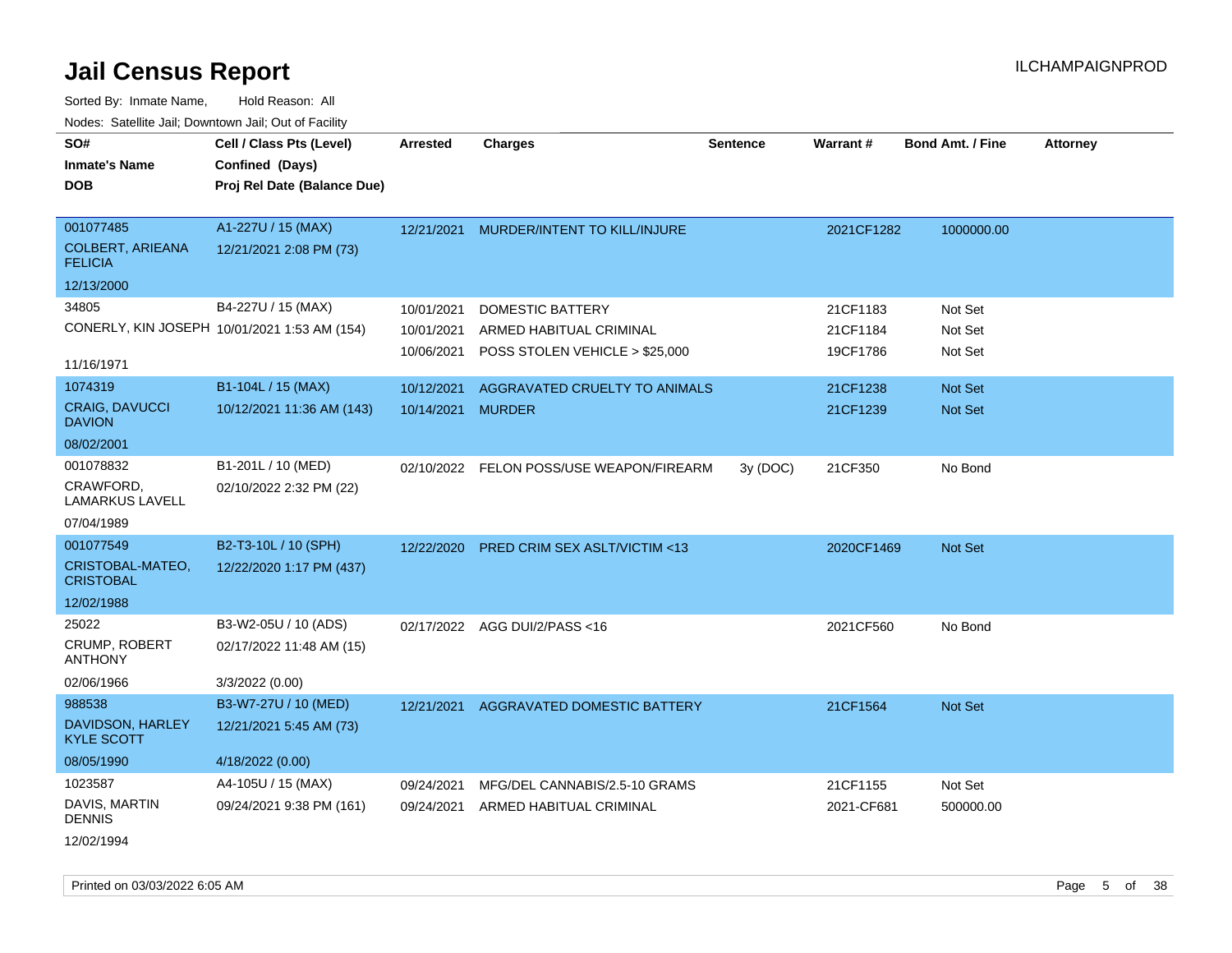# Jail Census Report

ILCHAMPAIGNPROD

Sorted By: Inmate Name, Hold Reason: All

Nodes: Satellite Jail; Downtown Jail; Out of Facility

| SO# / Inmate's Name / DOB | Cell / Class Pts (Level) / Confined (Days) / Proj Rel Date (Balance Due) | Arrested | Charges | Sentence | Warrant # | Bond Amt. / Fine | Attorney |
|---|---|---|---|---|---|---|---|
| 001077485<br>COLBERT, ARIEANA FELICIA<br>12/13/2000 | A1-227U / 15 (MAX)<br>12/21/2021 2:08 PM (73) | 12/21/2021 | MURDER/INTENT TO KILL/INJURE | | 2021CF1282 | 1000000.00 | |
| 34805<br>CONERLY, KIN JOSEPH<br>11/16/1971 | B4-227U / 15 (MAX)<br>10/01/2021 1:53 AM (154) | 10/01/2021 | DOMESTIC BATTERY | | 21CF1183 | Not Set | |
| | | 10/01/2021 | ARMED HABITUAL CRIMINAL | | 21CF1184 | Not Set | |
| | | 10/06/2021 | POSS STOLEN VEHICLE > $25,000 | | 19CF1786 | Not Set | |
| 1074319<br>CRAIG, DAVUCCI DAVION<br>08/02/2001 | B1-104L / 15 (MAX)<br>10/12/2021 11:36 AM (143) | 10/12/2021 | AGGRAVATED CRUELTY TO ANIMALS | | 21CF1238 | Not Set | |
| | | 10/14/2021 | MURDER | | 21CF1239 | Not Set | |
| 001078832<br>CRAWFORD, LAMARKUS LAVELL<br>07/04/1989 | B1-201L / 10 (MED)<br>02/10/2022 2:32 PM (22) | 02/10/2022 | FELON POSS/USE WEAPON/FIREARM | 3y (DOC) | 21CF350 | No Bond | |
| 001077549<br>CRISTOBAL-MATEO, CRISTOBAL<br>12/02/1988 | B2-T3-10L / 10 (SPH)<br>12/22/2020 1:17 PM (437) | 12/22/2020 | PRED CRIM SEX ASLT/VICTIM <13 | | 2020CF1469 | Not Set | |
| 25022<br>CRUMP, ROBERT ANTHONY<br>02/06/1966 | B3-W2-05U / 10 (ADS)<br>02/17/2022 11:48 AM (15)<br>3/3/2022 (0.00) | 02/17/2022 | AGG DUI/2/PASS <16 | | 2021CF560 | No Bond | |
| 988538<br>DAVIDSON, HARLEY KYLE SCOTT<br>08/05/1990 | B3-W7-27U / 10 (MED)<br>12/21/2021 5:45 AM (73)<br>4/18/2022 (0.00) | 12/21/2021 | AGGRAVATED DOMESTIC BATTERY | | 21CF1564 | Not Set | |
| 1023587<br>DAVIS, MARTIN DENNIS<br>12/02/1994 | A4-105U / 15 (MAX)<br>09/24/2021 9:38 PM (161) | 09/24/2021 | MFG/DEL CANNABIS/2.5-10 GRAMS | | 21CF1155 | Not Set | |
| | | 09/24/2021 | ARMED HABITUAL CRIMINAL | | 2021-CF681 | 500000.00 | |

Printed on 03/03/2022 6:05 AM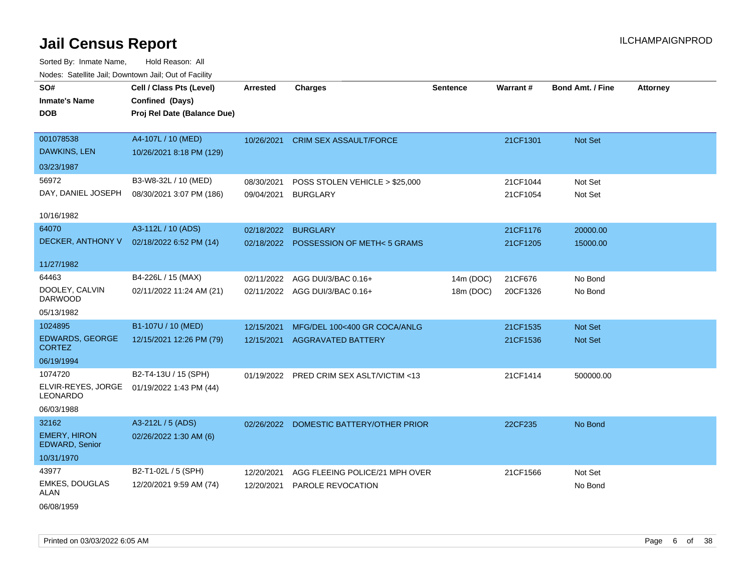# Jail Census Report

ILCHAMPAIGNPROD

Sorted By: Inmate Name, Hold Reason: All

Nodes: Satellite Jail; Downtown Jail; Out of Facility

| SO# / Inmate's Name / DOB | Cell / Class Pts (Level) / Confined (Days) / Proj Rel Date (Balance Due) | Arrested | Charges | Sentence | Warrant # | Bond Amt. / Fine | Attorney |
|---|---|---|---|---|---|---|---|
| 001078538<br>DAWKINS, LEN<br>03/23/1987 | A4-107L / 10 (MED)<br>10/26/2021 8:18 PM (129) | 10/26/2021 | CRIM SEX ASSAULT/FORCE | | 21CF1301 | Not Set | |
| 56972<br>DAY, DANIEL JOSEPH<br>10/16/1982 | B3-W8-32L / 10 (MED)<br>08/30/2021 3:07 PM (186) | 08/30/2021 | POSS STOLEN VEHICLE > $25,000 | | 21CF1044 | Not Set | |
| | | 09/04/2021 | BURGLARY | | 21CF1054 | Not Set | |
| 64070<br>DECKER, ANTHONY V<br>11/27/1982 | A3-112L / 10 (ADS)<br>02/18/2022 6:52 PM (14) | 02/18/2022 | BURGLARY | | 21CF1176 | 20000.00 | |
| | | 02/18/2022 | POSSESSION OF METH< 5 GRAMS | | 21CF1205 | 15000.00 | |
| 64463<br>DOOLEY, CALVIN DARWOOD<br>05/13/1982 | B4-226L / 15 (MAX)<br>02/11/2022 11:24 AM (21) | 02/11/2022 | AGG DUI/3/BAC 0.16+ | 14m (DOC) | 21CF676 | No Bond | |
| | | 02/11/2022 | AGG DUI/3/BAC 0.16+ | 18m (DOC) | 20CF1326 | No Bond | |
| 1024895<br>EDWARDS, GEORGE CORTEZ<br>06/19/1994 | B1-107U / 10 (MED)<br>12/15/2021 12:26 PM (79) | 12/15/2021 | MFG/DEL 100<400 GR COCA/ANLG | | 21CF1535 | Not Set | |
| | | 12/15/2021 | AGGRAVATED BATTERY | | 21CF1536 | Not Set | |
| 1074720<br>ELVIR-REYES, JORGE LEONARDO<br>06/03/1988 | B2-T4-13U / 15 (SPH)<br>01/19/2022 1:43 PM (44) | 01/19/2022 | PRED CRIM SEX ASLT/VICTIM <13 | | 21CF1414 | 500000.00 | |
| 32162<br>EMERY, HIRON EDWARD, Senior<br>10/31/1970 | A3-212L / 5 (ADS)<br>02/26/2022 1:30 AM (6) | 02/26/2022 | DOMESTIC BATTERY/OTHER PRIOR | | 22CF235 | No Bond | |
| 43977<br>EMKES, DOUGLAS ALAN<br>06/08/1959 | B2-T1-02L / 5 (SPH)<br>12/20/2021 9:59 AM (74) | 12/20/2021 | AGG FLEEING POLICE/21 MPH OVER | | 21CF1566 | Not Set | |
| | | 12/20/2021 | PAROLE REVOCATION | | | No Bond | |

Printed on 03/03/2022 6:05 AM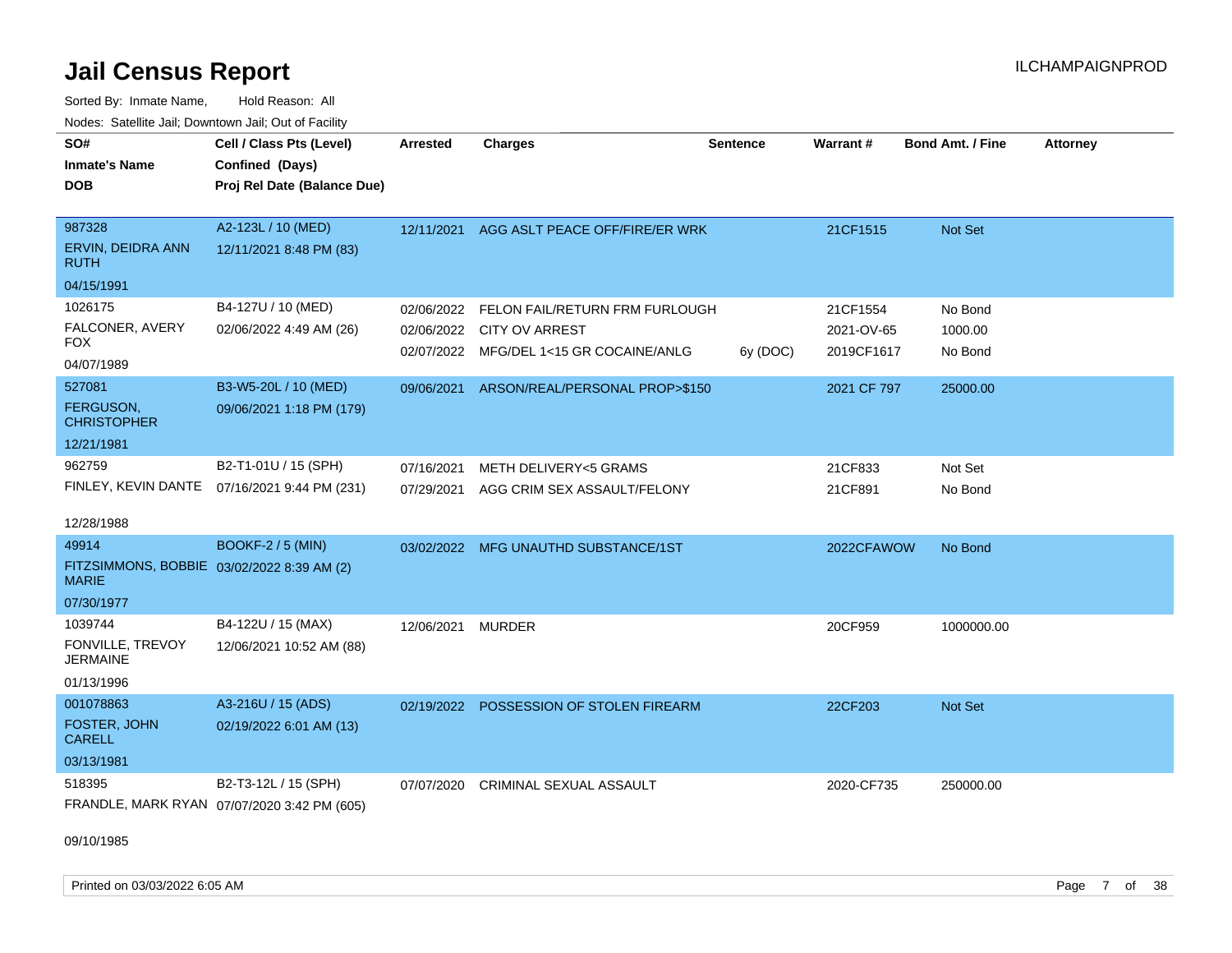# Jail Census Report

ILCHAMPAIGNPROD

Sorted By: Inmate Name, Hold Reason: All

Nodes: Satellite Jail; Downtown Jail; Out of Facility

| SO# / Inmate's Name / DOB | Cell / Class Pts (Level) / Confined (Days) / Proj Rel Date (Balance Due) | Arrested | Charges | Sentence | Warrant # | Bond Amt. / Fine | Attorney |
|---|---|---|---|---|---|---|---|
| 987328<br>ERVIN, DEIDRA ANN RUTH<br>04/15/1991 | A2-123L / 10 (MED)<br>12/11/2021 8:48 PM (83) | 12/11/2021 | AGG ASLT PEACE OFF/FIRE/ER WRK | | 21CF1515 | Not Set | |
| 1026175<br>FALCONER, AVERY FOX<br>04/07/1989 | B4-127U / 10 (MED)<br>02/06/2022 4:49 AM (26) | 02/06/2022<br>02/06/2022<br>02/07/2022 | FELON FAIL/RETURN FRM FURLOUGH<br>CITY OV ARREST<br>MFG/DEL 1<15 GR COCAINE/ANLG | <br><br>6y (DOC) | 21CF1554<br>2021-OV-65<br>2019CF1617 | No Bond<br>1000.00<br>No Bond | |
| 527081<br>FERGUSON, CHRISTOPHER<br>12/21/1981 | B3-W5-20L / 10 (MED)<br>09/06/2021 1:18 PM (179) | 09/06/2021 | ARSON/REAL/PERSONAL PROP>$150 | | 2021 CF 797 | 25000.00 | |
| 962759<br>FINLEY, KEVIN DANTE<br>12/28/1988 | B2-T1-01U / 15 (SPH)<br>07/16/2021 9:44 PM (231) | 07/16/2021<br>07/29/2021 | METH DELIVERY<5 GRAMS<br>AGG CRIM SEX ASSAULT/FELONY | | 21CF833<br>21CF891 | Not Set<br>No Bond | |
| 49914<br>FITZSIMMONS, BOBBIE MARIE<br>07/30/1977 | BOOKF-2 / 5 (MIN)<br>03/02/2022 8:39 AM (2) | 03/02/2022 | MFG UNAUTHD SUBSTANCE/1ST | | 2022CFAWOW | No Bond | |
| 1039744<br>FONVILLE, TREVOY JERMAINE<br>01/13/1996 | B4-122U / 15 (MAX)<br>12/06/2021 10:52 AM (88) | 12/06/2021 | MURDER | | 20CF959 | 1000000.00 | |
| 001078863<br>FOSTER, JOHN CARELL<br>03/13/1981 | A3-216U / 15 (ADS)<br>02/19/2022 6:01 AM (13) | 02/19/2022 | POSSESSION OF STOLEN FIREARM | | 22CF203 | Not Set | |
| 518395<br>FRANDLE, MARK RYAN<br>09/10/1985 | B2-T3-12L / 15 (SPH)<br>07/07/2020 3:42 PM (605) | 07/07/2020 | CRIMINAL SEXUAL ASSAULT | | 2020-CF735 | 250000.00 | |

Printed on 03/03/2022 6:05 AM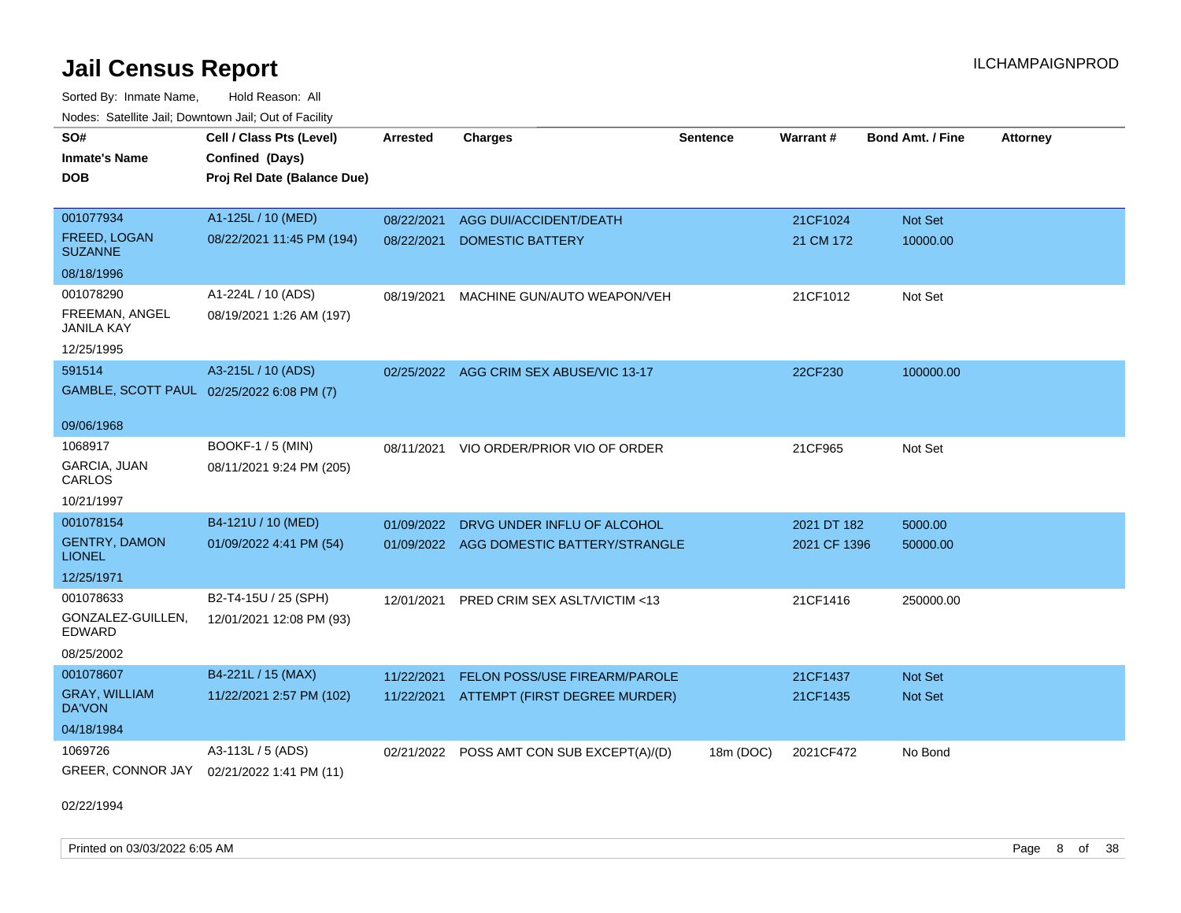# Jail Census Report

Sorted By: Inmate Name, Hold Reason: All

Nodes: Satellite Jail; Downtown Jail; Out of Facility

| SO# / Inmate's Name / DOB | Cell / Class Pts (Level) / Confined (Days) / Proj Rel Date (Balance Due) | Arrested | Charges | Sentence | Warrant # | Bond Amt. / Fine | Attorney |
|---|---|---|---|---|---|---|---|
| 001077934<br>FREED, LOGAN SUZANNE<br>08/18/1996 | A1-125L / 10 (MED)<br>08/22/2021 11:45 PM (194) | 08/22/2021<br>08/22/2021 | AGG DUI/ACCIDENT/DEATH<br>DOMESTIC BATTERY | | 21CF1024<br>21 CM 172 | Not Set<br>10000.00 | |
| 001078290<br>FREEMAN, ANGEL JANILA KAY<br>12/25/1995 | A1-224L / 10 (ADS)<br>08/19/2021 1:26 AM (197) | 08/19/2021 | MACHINE GUN/AUTO WEAPON/VEH | | 21CF1012 | Not Set | |
| 591514<br>GAMBLE, SCOTT PAUL<br>09/06/1968 | A3-215L / 10 (ADS)<br>02/25/2022 6:08 PM (7) | 02/25/2022 | AGG CRIM SEX ABUSE/VIC 13-17 | | 22CF230 | 100000.00 | |
| 1068917<br>GARCIA, JUAN CARLOS<br>10/21/1997 | BOOKF-1 / 5 (MIN)<br>08/11/2021 9:24 PM (205) | 08/11/2021 | VIO ORDER/PRIOR VIO OF ORDER | | 21CF965 | Not Set | |
| 001078154<br>GENTRY, DAMON LIONEL<br>12/25/1971 | B4-121U / 10 (MED)<br>01/09/2022 4:41 PM (54) | 01/09/2022<br>01/09/2022 | DRVG UNDER INFLU OF ALCOHOL<br>AGG DOMESTIC BATTERY/STRANGLE | | 2021 DT 182<br>2021 CF 1396 | 5000.00<br>50000.00 | |
| 001078633<br>GONZALEZ-GUILLEN, EDWARD<br>08/25/2002 | B2-T4-15U / 25 (SPH)<br>12/01/2021 12:08 PM (93) | 12/01/2021 | PRED CRIM SEX ASLT/VICTIM <13 | | 21CF1416 | 250000.00 | |
| 001078607<br>GRAY, WILLIAM DA'VON<br>04/18/1984 | B4-221L / 15 (MAX)<br>11/22/2021 2:57 PM (102) | 11/22/2021<br>11/22/2021 | FELON POSS/USE FIREARM/PAROLE<br>ATTEMPT (FIRST DEGREE MURDER) | | 21CF1437<br>21CF1435 | Not Set<br>Not Set | |
| 1069726<br>GREER, CONNOR JAY<br>02/22/1994 | A3-113L / 5 (ADS)<br>02/21/2022 1:41 PM (11) | 02/21/2022 | POSS AMT CON SUB EXCEPT(A)/(D) | 18m (DOC) | 2021CF472 | No Bond | |

Printed on 03/03/2022 6:05 AM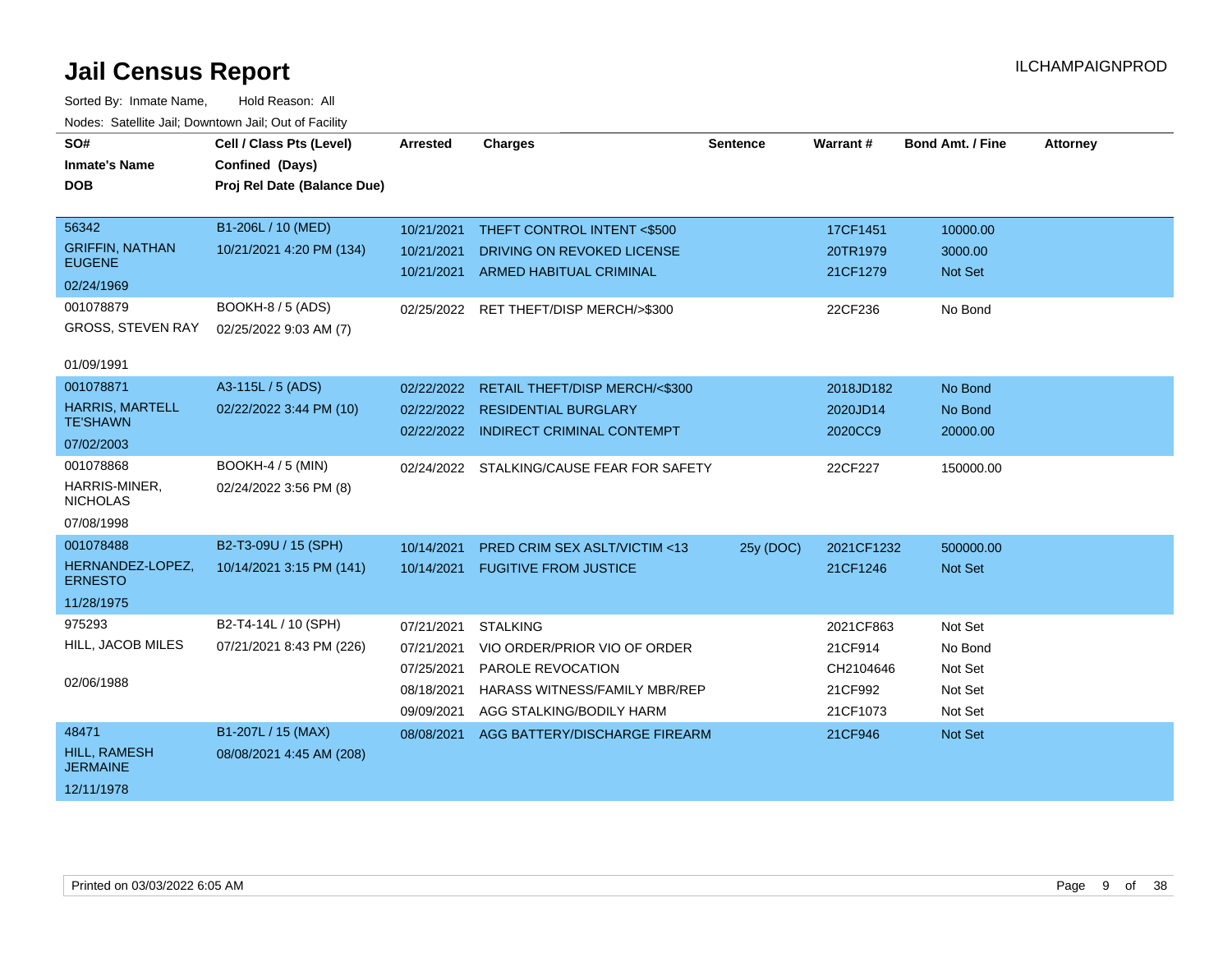# Jail Census Report

ILCHAMPAIGNPROD

Sorted By: Inmate Name, Hold Reason: All

Nodes: Satellite Jail; Downtown Jail; Out of Facility

| SO# / Inmate's Name / DOB | Cell / Class Pts (Level) / Confined (Days) / Proj Rel Date (Balance Due) | Arrested | Charges | Sentence | Warrant # | Bond Amt. / Fine | Attorney |
|---|---|---|---|---|---|---|---|
| 56342 GRIFFIN, NATHAN EUGENE 02/24/1969 | B1-206L / 10 (MED) 10/21/2021 4:20 PM (134) | 10/21/2021 | THEFT CONTROL INTENT <$500 | | 17CF1451 | 10000.00 | |
| | | 10/21/2021 | DRIVING ON REVOKED LICENSE | | 20TR1979 | 3000.00 | |
| | | 10/21/2021 | ARMED HABITUAL CRIMINAL | | 21CF1279 | Not Set | |
| 001078879 GROSS, STEVEN RAY 01/09/1991 | BOOKH-8 / 5 (ADS) 02/25/2022 9:03 AM (7) | 02/25/2022 | RET THEFT/DISP MERCH/>$300 | | 22CF236 | No Bond | |
| 001078871 HARRIS, MARTELL TE'SHAWN 07/02/2003 | A3-115L / 5 (ADS) 02/22/2022 3:44 PM (10) | 02/22/2022 | RETAIL THEFT/DISP MERCH/<$300 | | 2018JD182 | No Bond | |
| | | 02/22/2022 | RESIDENTIAL BURGLARY | | 2020JD14 | No Bond | |
| | | 02/22/2022 | INDIRECT CRIMINAL CONTEMPT | | 2020CC9 | 20000.00 | |
| 001078868 HARRIS-MINER, NICHOLAS 07/08/1998 | BOOKH-4 / 5 (MIN) 02/24/2022 3:56 PM (8) | 02/24/2022 | STALKING/CAUSE FEAR FOR SAFETY | | 22CF227 | 150000.00 | |
| 001078488 HERNANDEZ-LOPEZ, ERNESTO 11/28/1975 | B2-T3-09U / 15 (SPH) 10/14/2021 3:15 PM (141) | 10/14/2021 | PRED CRIM SEX ASLT/VICTIM <13 | 25y (DOC) | 2021CF1232 | 500000.00 | |
| | | 10/14/2021 | FUGITIVE FROM JUSTICE | | 21CF1246 | Not Set | |
| 975293 HILL, JACOB MILES 02/06/1988 | B2-T4-14L / 10 (SPH) 07/21/2021 8:43 PM (226) | 07/21/2021 | STALKING | | 2021CF863 | Not Set | |
| | | 07/21/2021 | VIO ORDER/PRIOR VIO OF ORDER | | 21CF914 | No Bond | |
| | | 07/25/2021 | PAROLE REVOCATION | | CH2104646 | Not Set | |
| | | 08/18/2021 | HARASS WITNESS/FAMILY MBR/REP | | 21CF992 | Not Set | |
| | | 09/09/2021 | AGG STALKING/BODILY HARM | | 21CF1073 | Not Set | |
| 48471 HILL, RAMESH JERMAINE 12/11/1978 | B1-207L / 15 (MAX) 08/08/2021 4:45 AM (208) | 08/08/2021 | AGG BATTERY/DISCHARGE FIREARM | | 21CF946 | Not Set | |

Printed on 03/03/2022 6:05 AM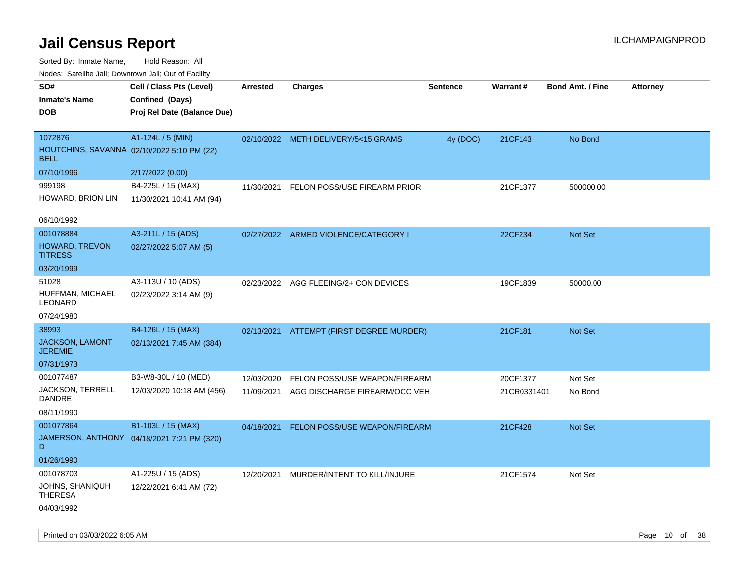# Jail Census Report

ILCHAMPAIGNPROD

Sorted By: Inmate Name, Hold Reason: All

Nodes: Satellite Jail; Downtown Jail; Out of Facility

| SO# / Inmate's Name / DOB | Cell / Class Pts (Level) / Confined (Days) / Proj Rel Date (Balance Due) | Arrested | Charges | Sentence | Warrant # | Bond Amt. / Fine | Attorney |
|---|---|---|---|---|---|---|---|
| 1072876<br>HOUTCHINS, SAVANNA BELL<br>07/10/1996 | A1-124L / 5 (MIN)<br>02/10/2022 5:10 PM (22)<br>2/17/2022 (0.00) | 02/10/2022 | METH DELIVERY/5<15 GRAMS | 4y (DOC) | 21CF143 | No Bond | |
| 999198<br>HOWARD, BRION LIN<br>06/10/1992 | B4-225L / 15 (MAX)<br>11/30/2021 10:41 AM (94) | 11/30/2021 | FELON POSS/USE FIREARM PRIOR | | 21CF1377 | 500000.00 | |
| 001078884<br>HOWARD, TREVON TITRESS<br>03/20/1999 | A3-211L / 15 (ADS)<br>02/27/2022 5:07 AM (5) | 02/27/2022 | ARMED VIOLENCE/CATEGORY I | | 22CF234 | Not Set | |
| 51028<br>HUFFMAN, MICHAEL LEONARD<br>07/24/1980 | A3-113U / 10 (ADS)<br>02/23/2022 3:14 AM (9) | 02/23/2022 | AGG FLEEING/2+ CON DEVICES | | 19CF1839 | 50000.00 | |
| 38993<br>JACKSON, LAMONT JEREMIE<br>07/31/1973 | B4-126L / 15 (MAX)<br>02/13/2021 7:45 AM (384) | 02/13/2021 | ATTEMPT (FIRST DEGREE MURDER) | | 21CF181 | Not Set | |
| 001077487<br>JACKSON, TERRELL DANDRE<br>08/11/1990 | B3-W8-30L / 10 (MED)<br>12/03/2020 10:18 AM (456) | 12/03/2020<br>11/09/2021 | FELON POSS/USE WEAPON/FIREARM<br>AGG DISCHARGE FIREARM/OCC VEH | | 20CF1377<br>21CR0331401 | Not Set<br>No Bond | |
| 001077864<br>JAMERSON, ANTHONY D<br>01/26/1990 | B1-103L / 15 (MAX)<br>04/18/2021 7:21 PM (320) | 04/18/2021 | FELON POSS/USE WEAPON/FIREARM | | 21CF428 | Not Set | |
| 001078703<br>JOHNS, SHANIQUH THERESA<br>04/03/1992 | A1-225U / 15 (ADS)<br>12/22/2021 6:41 AM (72) | 12/20/2021 | MURDER/INTENT TO KILL/INJURE | | 21CF1574 | Not Set | |

Printed on 03/03/2022 6:05 AM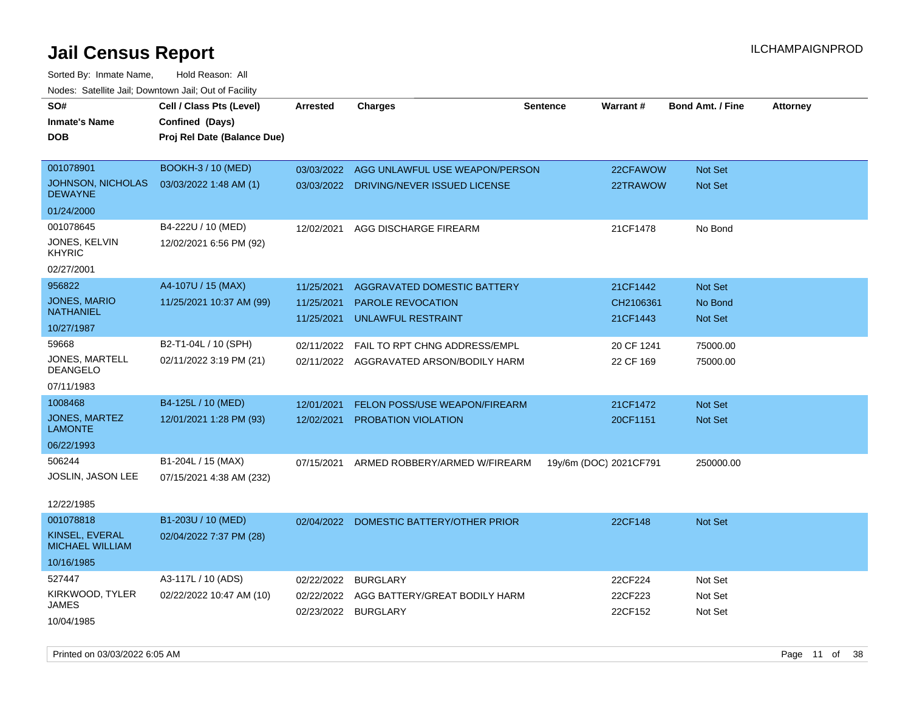# Jail Census Report

ILCHAMPAIGNPROD

Sorted By: Inmate Name, Hold Reason: All

Nodes: Satellite Jail; Downtown Jail; Out of Facility

| SO# / Inmate's Name / DOB | Cell / Class Pts (Level) / Confined (Days) / Proj Rel Date (Balance Due) | Arrested | Charges | Sentence | Warrant # | Bond Amt. / Fine | Attorney |
|---|---|---|---|---|---|---|---|
| 001078901<br>JOHNSON, NICHOLAS DEWAYNE<br>01/24/2000 | BOOKH-3 / 10 (MED)<br>03/03/2022 1:48 AM (1) | 03/03/2022 | AGG UNLAWFUL USE WEAPON/PERSON | | 22CFAWOW | Not Set | |
| | | 03/03/2022 | DRIVING/NEVER ISSUED LICENSE | | 22TRAWOW | Not Set | |
| 001078645<br>JONES, KELVIN KHYRIC<br>02/27/2001 | B4-222U / 10 (MED)<br>12/02/2021 6:56 PM (92) | 12/02/2021 | AGG DISCHARGE FIREARM | | 21CF1478 | No Bond | |
| 956822<br>JONES, MARIO NATHANIEL<br>10/27/1987 | A4-107U / 15 (MAX)<br>11/25/2021 10:37 AM (99) | 11/25/2021 | AGGRAVATED DOMESTIC BATTERY | | 21CF1442 | Not Set | |
| | | 11/25/2021 | PAROLE REVOCATION | | CH2106361 | No Bond | |
| | | 11/25/2021 | UNLAWFUL RESTRAINT | | 21CF1443 | Not Set | |
| 59668<br>JONES, MARTELL DEANGELO<br>07/11/1983 | B2-T1-04L / 10 (SPH)<br>02/11/2022 3:19 PM (21) | 02/11/2022 | FAIL TO RPT CHNG ADDRESS/EMPL | | 20 CF 1241 | 75000.00 | |
| | | 02/11/2022 | AGGRAVATED ARSON/BODILY HARM | | 22 CF 169 | 75000.00 | |
| 1008468<br>JONES, MARTEZ LAMONTE<br>06/22/1993 | B4-125L / 10 (MED)<br>12/01/2021 1:28 PM (93) | 12/01/2021 | FELON POSS/USE WEAPON/FIREARM | | 21CF1472 | Not Set | |
| | | 12/02/2021 | PROBATION VIOLATION | | 20CF1151 | Not Set | |
| 506244<br>JOSLIN, JASON LEE<br>12/22/1985 | B1-204L / 15 (MAX)<br>07/15/2021 4:38 AM (232) | 07/15/2021 | ARMED ROBBERY/ARMED W/FIREARM | 19y/6m (DOC) | 2021CF791 | 250000.00 | |
| 001078818<br>KINSEL, EVERAL MICHAEL WILLIAM<br>10/16/1985 | B1-203U / 10 (MED)<br>02/04/2022 7:37 PM (28) | 02/04/2022 | DOMESTIC BATTERY/OTHER PRIOR | | 22CF148 | Not Set | |
| 527447<br>KIRKWOOD, TYLER JAMES<br>10/04/1985 | A3-117L / 10 (ADS)<br>02/22/2022 10:47 AM (10) | 02/22/2022 | BURGLARY | | 22CF224 | Not Set | |
| | | 02/22/2022 | AGG BATTERY/GREAT BODILY HARM | | 22CF223 | Not Set | |
| | | 02/23/2022 | BURGLARY | | 22CF152 | Not Set | |

Printed on 03/03/2022 6:05 AM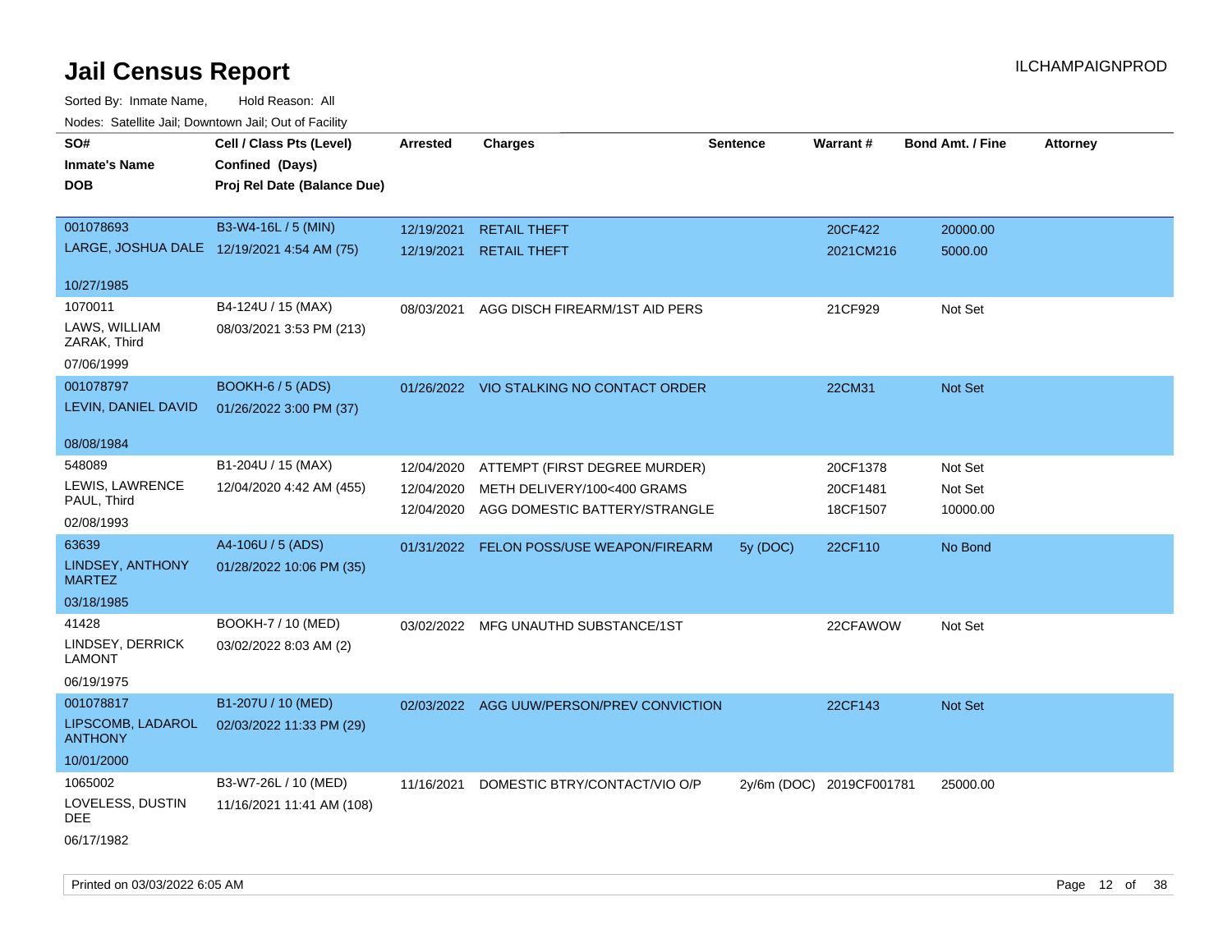# Jail Census Report

ILCHAMPAIGNPROD

Sorted By: Inmate Name, Hold Reason: All

Nodes: Satellite Jail; Downtown Jail; Out of Facility

| SO# / Inmate's Name / DOB | Cell / Class Pts (Level) / Confined (Days) / Proj Rel Date (Balance Due) | Arrested | Charges | Sentence | Warrant # | Bond Amt. / Fine | Attorney |
|---|---|---|---|---|---|---|---|
| 001078693<br>LARGE, JOSHUA DALE<br>10/27/1985 | B3-W4-16L / 5 (MIN)<br>12/19/2021 4:54 AM (75) | 12/19/2021<br>12/19/2021 | RETAIL THEFT<br>RETAIL THEFT | | 20CF422<br>2021CM216 | 20000.00<br>5000.00 | |
| 1070011<br>LAWS, WILLIAM ZARAK, Third<br>07/06/1999 | B4-124U / 15 (MAX)<br>08/03/2021 3:53 PM (213) | 08/03/2021 | AGG DISCH FIREARM/1ST AID PERS | | 21CF929 | Not Set | |
| 001078797<br>LEVIN, DANIEL DAVID<br>08/08/1984 | BOOKH-6 / 5 (ADS)<br>01/26/2022 3:00 PM (37) | 01/26/2022 | VIO STALKING NO CONTACT ORDER | | 22CM31 | Not Set | |
| 548089<br>LEWIS, LAWRENCE PAUL, Third<br>02/08/1993 | B1-204U / 15 (MAX)<br>12/04/2020 4:42 AM (455) | 12/04/2020<br>12/04/2020<br>12/04/2020 | ATTEMPT (FIRST DEGREE MURDER)<br>METH DELIVERY/100<400 GRAMS<br>AGG DOMESTIC BATTERY/STRANGLE | | 20CF1378<br>20CF1481<br>18CF1507 | Not Set<br>Not Set<br>10000.00 | |
| 63639<br>LINDSEY, ANTHONY MARTEZ<br>03/18/1985 | A4-106U / 5 (ADS)<br>01/28/2022 10:06 PM (35) | 01/31/2022 | FELON POSS/USE WEAPON/FIREARM | 5y (DOC) | 22CF110 | No Bond | |
| 41428<br>LINDSEY, DERRICK LAMONT<br>06/19/1975 | BOOKH-7 / 10 (MED)<br>03/02/2022 8:03 AM (2) | 03/02/2022 | MFG UNAUTHD SUBSTANCE/1ST | | 22CFAWOW | Not Set | |
| 001078817<br>LIPSCOMB, LADAROL ANTHONY<br>10/01/2000 | B1-207U / 10 (MED)<br>02/03/2022 11:33 PM (29) | 02/03/2022 | AGG UUW/PERSON/PREV CONVICTION | | 22CF143 | Not Set | |
| 1065002<br>LOVELESS, DUSTIN DEE<br>06/17/1982 | B3-W7-26L / 10 (MED)<br>11/16/2021 11:41 AM (108) | 11/16/2021 | DOMESTIC BTRY/CONTACT/VIO O/P | 2y/6m (DOC) | 2019CF001781 | 25000.00 | |

Printed on 03/03/2022 6:05 AM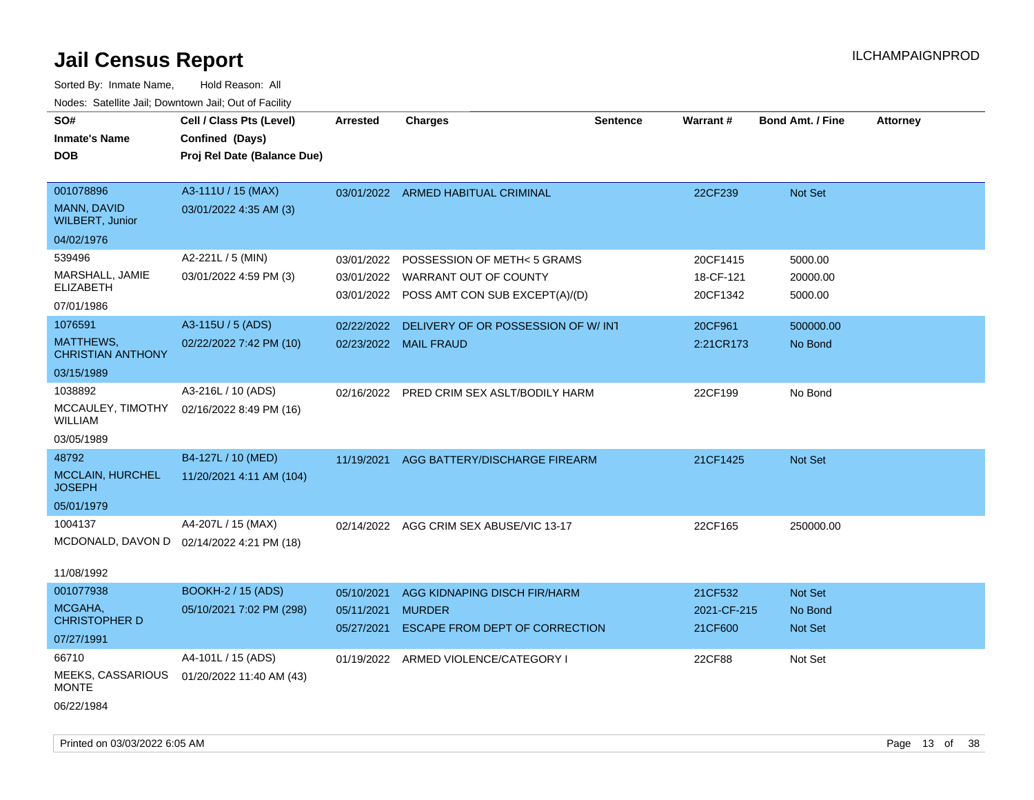# Jail Census Report

ILCHAMPAIGNPROD

Sorted By: Inmate Name, Hold Reason: All

Nodes: Satellite Jail; Downtown Jail; Out of Facility

| SO# / Inmate's Name / DOB | Cell / Class Pts (Level) / Confined (Days) / Proj Rel Date (Balance Due) | Arrested | Charges | Sentence | Warrant # | Bond Amt. / Fine | Attorney |
|---|---|---|---|---|---|---|---|
| 001078896<br>MANN, DAVID WILBERT, Junior<br>04/02/1976 | A3-111U / 15 (MAX)<br>03/01/2022 4:35 AM (3) | 03/01/2022 | ARMED HABITUAL CRIMINAL | | 22CF239 | Not Set | |
| 539496<br>MARSHALL, JAMIE ELIZABETH<br>07/01/1986 | A2-221L / 5 (MIN)<br>03/01/2022 4:59 PM (3) | 03/01/2022<br>03/01/2022<br>03/01/2022 | POSSESSION OF METH< 5 GRAMS<br>WARRANT OUT OF COUNTY<br>POSS AMT CON SUB EXCEPT(A)/(D) | | 20CF1415<br>18-CF-121<br>20CF1342 | 5000.00<br>20000.00<br>5000.00 | |
| 1076591<br>MATTHEWS, CHRISTIAN ANTHONY<br>03/15/1989 | A3-115U / 5 (ADS)<br>02/22/2022 7:42 PM (10) | 02/22/2022<br>02/23/2022 | DELIVERY OF OR POSSESSION OF W/ INT<br>MAIL FRAUD | | 20CF961<br>2:21CR173 | 500000.00<br>No Bond | |
| 1038892<br>MCCAULEY, TIMOTHY WILLIAM<br>03/05/1989 | A3-216L / 10 (ADS)<br>02/16/2022 8:49 PM (16) | 02/16/2022 | PRED CRIM SEX ASLT/BODILY HARM | | 22CF199 | No Bond | |
| 48792<br>MCCLAIN, HURCHEL JOSEPH<br>05/01/1979 | B4-127L / 10 (MED)<br>11/20/2021 4:11 AM (104) | 11/19/2021 | AGG BATTERY/DISCHARGE FIREARM | | 21CF1425 | Not Set | |
| 1004137<br>MCDONALD, DAVON D<br>11/08/1992 | A4-207L / 15 (MAX)<br>02/14/2022 4:21 PM (18) | 02/14/2022 | AGG CRIM SEX ABUSE/VIC 13-17 | | 22CF165 | 250000.00 | |
| 001077938<br>MCGAHA, CHRISTOPHER D<br>07/27/1991 | BOOKH-2 / 15 (ADS)<br>05/10/2021 7:02 PM (298) | 05/10/2021<br>05/11/2021<br>05/27/2021 | AGG KIDNAPING DISCH FIR/HARM<br>MURDER<br>ESCAPE FROM DEPT OF CORRECTION | | 21CF532<br>2021-CF-215<br>21CF600 | Not Set<br>No Bond<br>Not Set | |
| 66710<br>MEEKS, CASSARIOUS MONTE<br>06/22/1984 | A4-101L / 15 (ADS)<br>01/20/2022 11:40 AM (43) | 01/19/2022 | ARMED VIOLENCE/CATEGORY I | | 22CF88 | Not Set | |

Printed on 03/03/2022 6:05 AM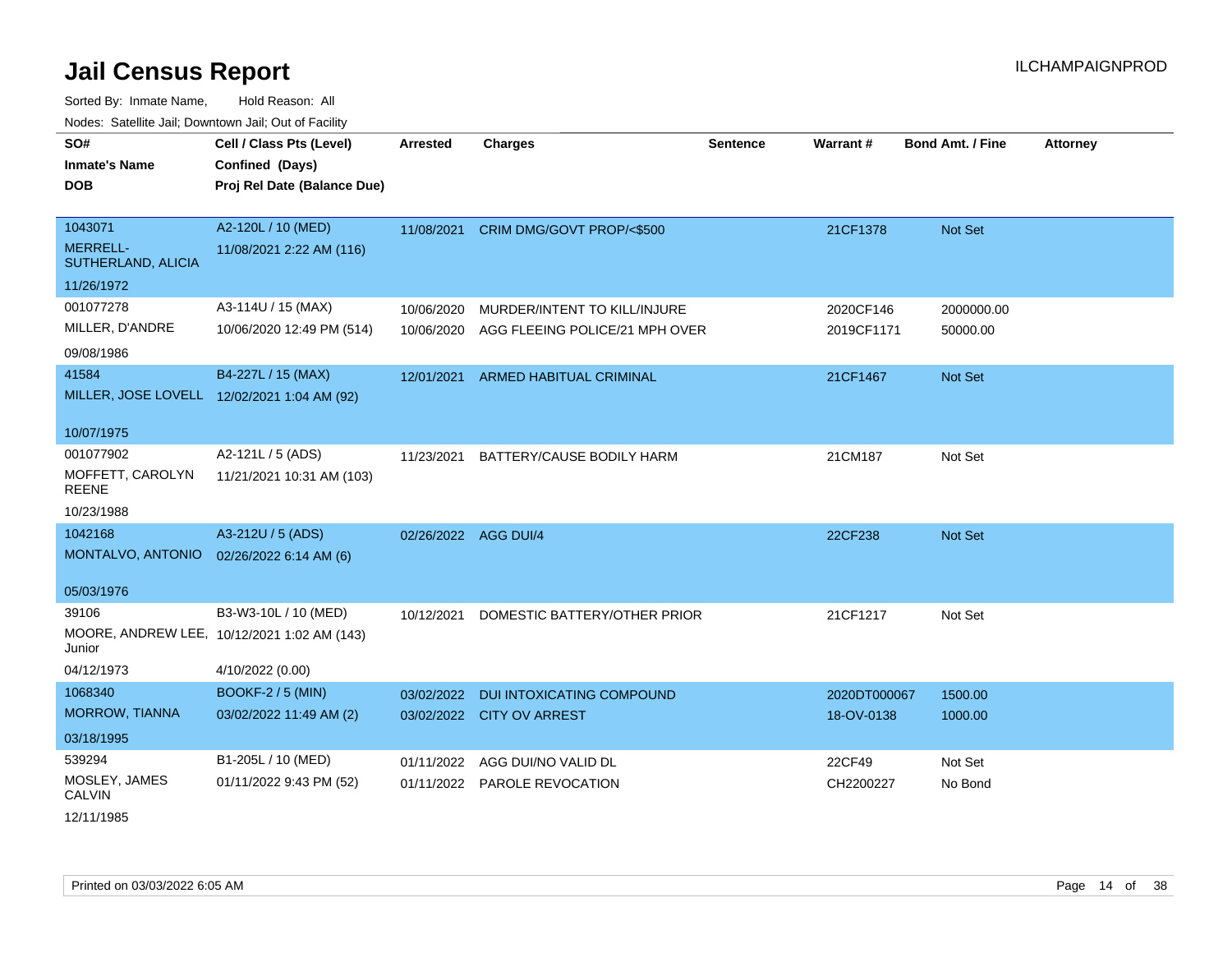# Jail Census Report

ILCHAMPAIGNPROD

Sorted By: Inmate Name, Hold Reason: All

Nodes: Satellite Jail; Downtown Jail; Out of Facility

| SO# / Inmate's Name / DOB | Cell / Class Pts (Level) / Confined (Days) / Proj Rel Date (Balance Due) | Arrested | Charges | Sentence | Warrant # | Bond Amt. / Fine | Attorney |
|---|---|---|---|---|---|---|---|
| 1043071<br>MERRELL-SUTHERLAND, ALICIA<br>11/26/1972 | A2-120L / 10 (MED)<br>11/08/2021 2:22 AM (116) | 11/08/2021 | CRIM DMG/GOVT PROP/<$500 | | 21CF1378 | Not Set | |
| 001077278<br>MILLER, D'ANDRE<br>09/08/1986 | A3-114U / 15 (MAX)<br>10/06/2020 12:49 PM (514) | 10/06/2020<br>10/06/2020 | MURDER/INTENT TO KILL/INJURE<br>AGG FLEEING POLICE/21 MPH OVER | | 2020CF146<br>2019CF1171 | 2000000.00<br>50000.00 | |
| 41584<br>MILLER, JOSE LOVELL<br>10/07/1975 | B4-227L / 15 (MAX)<br>12/02/2021 1:04 AM (92) | 12/01/2021 | ARMED HABITUAL CRIMINAL | | 21CF1467 | Not Set | |
| 001077902<br>MOFFETT, CAROLYN REENE<br>10/23/1988 | A2-121L / 5 (ADS)<br>11/21/2021 10:31 AM (103) | 11/23/2021 | BATTERY/CAUSE BODILY HARM | | 21CM187 | Not Set | |
| 1042168<br>MONTALVO, ANTONIO<br>05/03/1976 | A3-212U / 5 (ADS)<br>02/26/2022 6:14 AM (6) | 02/26/2022 | AGG DUI/4 | | 22CF238 | Not Set | |
| 39106<br>MOORE, ANDREW LEE, Junior<br>04/12/1973 | B3-W3-10L / 10 (MED)<br>10/12/2021 1:02 AM (143)<br>4/10/2022 (0.00) | 10/12/2021 | DOMESTIC BATTERY/OTHER PRIOR | | 21CF1217 | Not Set | |
| 1068340<br>MORROW, TIANNA<br>03/18/1995 | BOOKF-2 / 5 (MIN)<br>03/02/2022 11:49 AM (2) | 03/02/2022<br>03/02/2022 | DUI INTOXICATING COMPOUND<br>CITY OV ARREST | | 2020DT000067<br>18-OV-0138 | 1500.00<br>1000.00 | |
| 539294<br>MOSLEY, JAMES CALVIN<br>12/11/1985 | B1-205L / 10 (MED)<br>01/11/2022 9:43 PM (52) | 01/11/2022<br>01/11/2022 | AGG DUI/NO VALID DL<br>PAROLE REVOCATION | | 22CF49<br>CH2200227 | Not Set<br>No Bond | |

Printed on 03/03/2022 6:05 AM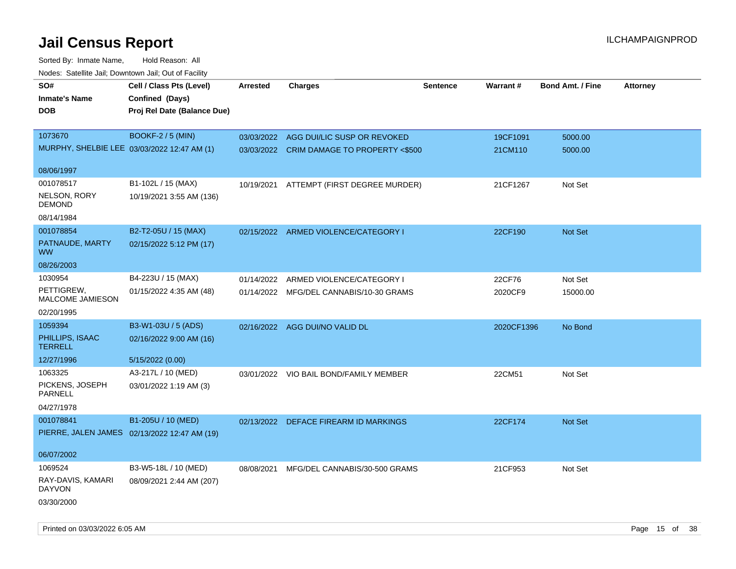# Jail Census Report

ILCHAMPAIGNPROD

Sorted By: Inmate Name, Hold Reason: All

Nodes: Satellite Jail; Downtown Jail; Out of Facility

| SO# / Inmate's Name / DOB | Cell / Class Pts (Level) / Confined (Days) / Proj Rel Date (Balance Due) | Arrested | Charges | Sentence | Warrant # | Bond Amt. / Fine | Attorney |
|---|---|---|---|---|---|---|---|
| 1073670<br>MURPHY, SHELBIE LEE<br>08/06/1997 | BOOKF-2 / 5 (MIN)<br>03/03/2022 12:47 AM (1) | 03/03/2022<br>03/03/2022 | AGG DUI/LIC SUSP OR REVOKED<br>CRIM DAMAGE TO PROPERTY <$500 | | 19CF1091<br>21CM110 | 5000.00<br>5000.00 | |
| 001078517<br>NELSON, RORY DEMOND<br>08/14/1984 | B1-102L / 15 (MAX)<br>10/19/2021 3:55 AM (136) | 10/19/2021 | ATTEMPT (FIRST DEGREE MURDER) | | 21CF1267 | Not Set | |
| 001078854<br>PATNAUDE, MARTY WW<br>08/26/2003 | B2-T2-05U / 15 (MAX)<br>02/15/2022 5:12 PM (17) | 02/15/2022 | ARMED VIOLENCE/CATEGORY I | | 22CF190 | Not Set | |
| 1030954<br>PETTIGREW, MALCOME JAMIESON<br>02/20/1995 | B4-223U / 15 (MAX)<br>01/15/2022 4:35 AM (48) | 01/14/2022<br>01/14/2022 | ARMED VIOLENCE/CATEGORY I<br>MFG/DEL CANNABIS/10-30 GRAMS | | 22CF76<br>2020CF9 | Not Set<br>15000.00 | |
| 1059394<br>PHILLIPS, ISAAC TERRELL<br>12/27/1996 | B3-W1-03U / 5 (ADS)<br>02/16/2022 9:00 AM (16)<br>5/15/2022 (0.00) | 02/16/2022 | AGG DUI/NO VALID DL | | 2020CF1396 | No Bond | |
| 1063325<br>PICKENS, JOSEPH PARNELL<br>04/27/1978 | A3-217L / 10 (MED)<br>03/01/2022 1:19 AM (3) | 03/01/2022 | VIO BAIL BOND/FAMILY MEMBER | | 22CM51 | Not Set | |
| 001078841<br>PIERRE, JALEN JAMES<br>06/07/2002 | B1-205U / 10 (MED)<br>02/13/2022 12:47 AM (19) | 02/13/2022 | DEFACE FIREARM ID MARKINGS | | 22CF174 | Not Set | |
| 1069524<br>RAY-DAVIS, KAMARI DAYVON<br>03/30/2000 | B3-W5-18L / 10 (MED)<br>08/09/2021 2:44 AM (207) | 08/08/2021 | MFG/DEL CANNABIS/30-500 GRAMS | | 21CF953 | Not Set | |

Printed on 03/03/2022 6:05 AM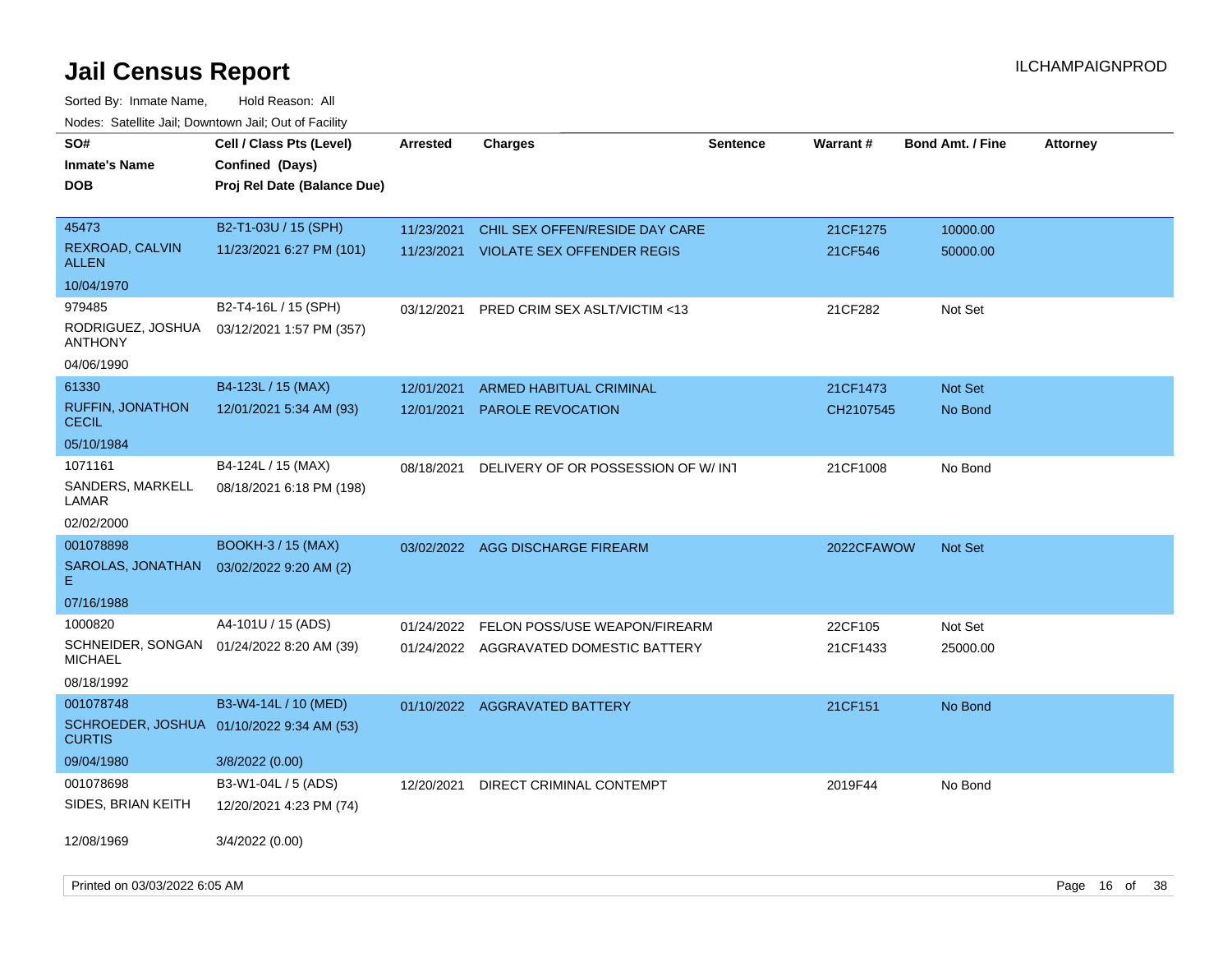# Jail Census Report

ILCHAMPAIGNPROD

Sorted By: Inmate Name, Hold Reason: All

Nodes: Satellite Jail; Downtown Jail; Out of Facility

| SO# / Inmate's Name / DOB | Cell / Class Pts (Level) / Confined (Days) / Proj Rel Date (Balance Due) | Arrested | Charges | Sentence | Warrant # | Bond Amt. / Fine | Attorney |
|---|---|---|---|---|---|---|---|
| 45473<br>REXROAD, CALVIN ALLEN<br>10/04/1970 | B2-T1-03U / 15 (SPH)<br>11/23/2021 6:27 PM (101) | 11/23/2021<br>11/23/2021 | CHIL SEX OFFEN/RESIDE DAY CARE<br>VIOLATE SEX OFFENDER REGIS | | 21CF1275<br>21CF546 | 10000.00<br>50000.00 | |
| 979485<br>RODRIGUEZ, JOSHUA ANTHONY<br>04/06/1990 | B2-T4-16L / 15 (SPH)<br>03/12/2021 1:57 PM (357) | 03/12/2021 | PRED CRIM SEX ASLT/VICTIM <13 | | 21CF282 | Not Set | |
| 61330<br>RUFFIN, JONATHON CECIL<br>05/10/1984 | B4-123L / 15 (MAX)<br>12/01/2021 5:34 AM (93) | 12/01/2021<br>12/01/2021 | ARMED HABITUAL CRIMINAL<br>PAROLE REVOCATION | | 21CF1473<br>CH2107545 | Not Set<br>No Bond | |
| 1071161<br>SANDERS, MARKELL LAMAR<br>02/02/2000 | B4-124L / 15 (MAX)<br>08/18/2021 6:18 PM (198) | 08/18/2021 | DELIVERY OF OR POSSESSION OF W/ INT | | 21CF1008 | No Bond | |
| 001078898<br>SAROLAS, JONATHAN E<br>07/16/1988 | BOOKH-3 / 15 (MAX)<br>03/02/2022 9:20 AM (2) | 03/02/2022 | AGG DISCHARGE FIREARM | | 2022CFAWOW | Not Set | |
| 1000820<br>SCHNEIDER, SONGAN MICHAEL<br>08/18/1992 | A4-101U / 15 (ADS)<br>01/24/2022 8:20 AM (39) | 01/24/2022<br>01/24/2022 | FELON POSS/USE WEAPON/FIREARM<br>AGGRAVATED DOMESTIC BATTERY | | 22CF105<br>21CF1433 | Not Set<br>25000.00 | |
| 001078748<br>SCHROEDER, JOSHUA CURTIS<br>09/04/1980 | B3-W4-14L / 10 (MED)<br>01/10/2022 9:34 AM (53)<br>3/8/2022 (0.00) | 01/10/2022 | AGGRAVATED BATTERY | | 21CF151 | No Bond | |
| 001078698<br>SIDES, BRIAN KEITH<br>12/08/1969 | B3-W1-04L / 5 (ADS)<br>12/20/2021 4:23 PM (74)<br>3/4/2022 (0.00) | 12/20/2021 | DIRECT CRIMINAL CONTEMPT | | 2019F44 | No Bond | |

Printed on 03/03/2022 6:05 AM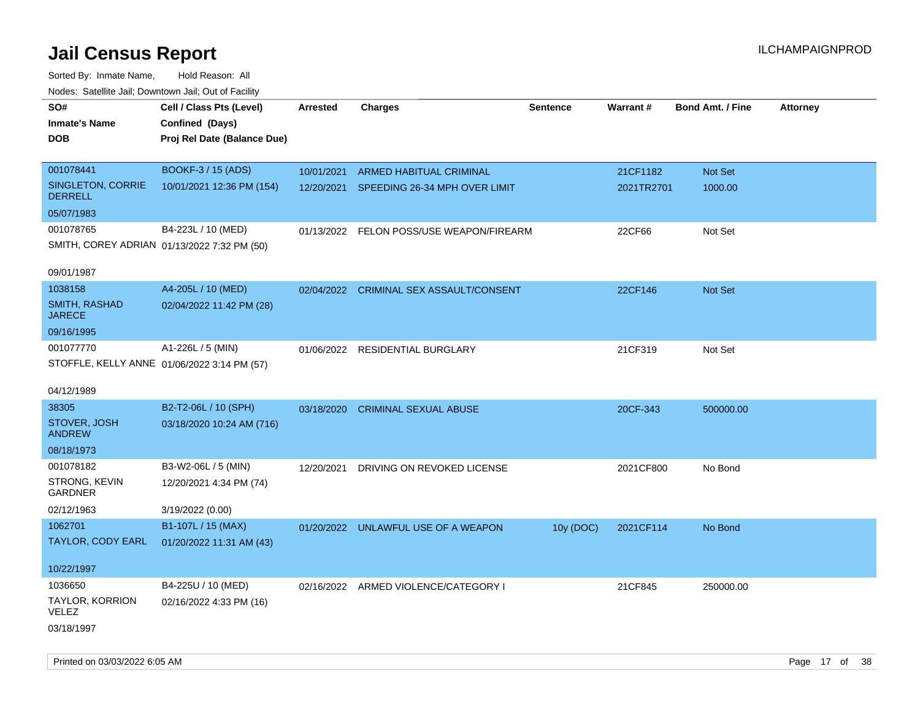# Jail Census Report

Sorted By: Inmate Name, Hold Reason: All

Nodes: Satellite Jail; Downtown Jail; Out of Facility

| SO# / Inmate's Name / DOB | Cell / Class Pts (Level) / Confined (Days) / Proj Rel Date (Balance Due) | Arrested | Charges | Sentence | Warrant # | Bond Amt. / Fine | Attorney |
|---|---|---|---|---|---|---|---|
| 001078441<br>SINGLETON, CORRIE DERRELL<br>05/07/1983 | BOOKF-3 / 15 (ADS)<br>10/01/2021 12:36 PM (154) | 10/01/2021 | ARMED HABITUAL CRIMINAL | | 21CF1182 | Not Set | |
| | | 12/20/2021 | SPEEDING 26-34 MPH OVER LIMIT | | 2021TR2701 | 1000.00 | |
| 001078765<br>SMITH, COREY ADRIAN<br>09/01/1987 | B4-223L / 10 (MED)<br>01/13/2022 7:32 PM (50) | 01/13/2022 | FELON POSS/USE WEAPON/FIREARM | | 22CF66 | Not Set | |
| 1038158<br>SMITH, RASHAD JARECE<br>09/16/1995 | A4-205L / 10 (MED)<br>02/04/2022 11:42 PM (28) | 02/04/2022 | CRIMINAL SEX ASSAULT/CONSENT | | 22CF146 | Not Set | |
| 001077770<br>STOFFLE, KELLY ANNE<br>04/12/1989 | A1-226L / 5 (MIN)<br>01/06/2022 3:14 PM (57) | 01/06/2022 | RESIDENTIAL BURGLARY | | 21CF319 | Not Set | |
| 38305<br>STOVER, JOSH ANDREW<br>08/18/1973 | B2-T2-06L / 10 (SPH)<br>03/18/2020 10:24 AM (716) | 03/18/2020 | CRIMINAL SEXUAL ABUSE | | 20CF-343 | 500000.00 | |
| 001078182<br>STRONG, KEVIN GARDNER<br>02/12/1963 | B3-W2-06L / 5 (MIN)<br>12/20/2021 4:34 PM (74)<br>3/19/2022 (0.00) | 12/20/2021 | DRIVING ON REVOKED LICENSE | | 2021CF800 | No Bond | |
| 1062701<br>TAYLOR, CODY EARL<br>10/22/1997 | B1-107L / 15 (MAX)<br>01/20/2022 11:31 AM (43) | 01/20/2022 | UNLAWFUL USE OF A WEAPON | 10y (DOC) | 2021CF114 | No Bond | |
| 1036650<br>TAYLOR, KORRION VELEZ<br>03/18/1997 | B4-225U / 10 (MED)<br>02/16/2022 4:33 PM (16) | 02/16/2022 | ARMED VIOLENCE/CATEGORY I | | 21CF845 | 250000.00 | |

Printed on 03/03/2022 6:05 AM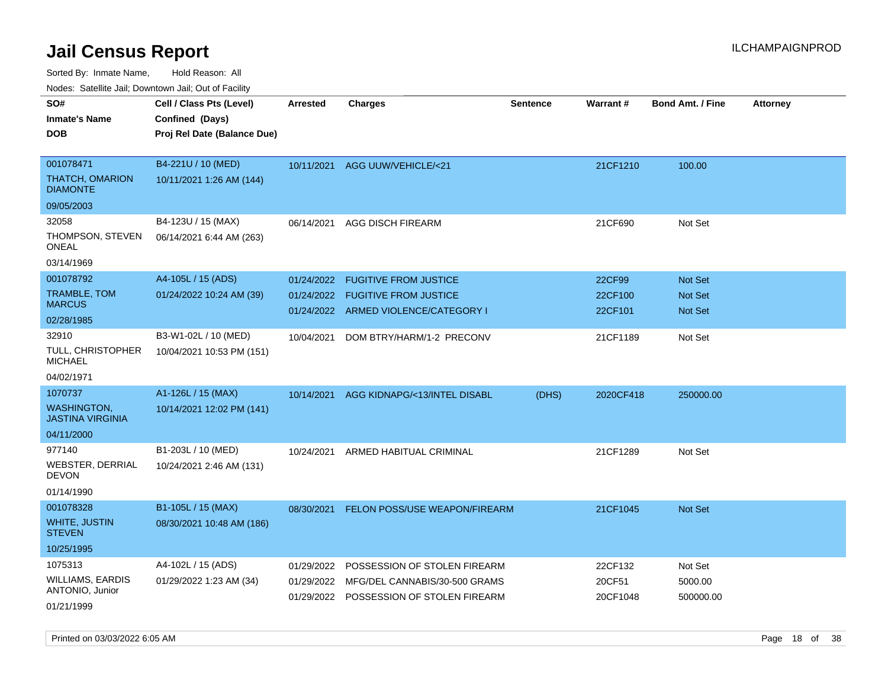# Jail Census Report

Sorted By: Inmate Name, Hold Reason: All

Nodes: Satellite Jail; Downtown Jail; Out of Facility

| SO# / Inmate's Name / DOB | Cell / Class Pts (Level) / Confined (Days) / Proj Rel Date (Balance Due) | Arrested | Charges | Sentence | Warrant # | Bond Amt. / Fine | Attorney |
|---|---|---|---|---|---|---|---|
| 001078471<br>THATCH, OMARION DIAMONTE<br>09/05/2003 | B4-221U / 10 (MED)<br>10/11/2021 1:26 AM (144) | 10/11/2021 | AGG UUW/VEHICLE/<21 | | 21CF1210 | 100.00 | |
| 32058<br>THOMPSON, STEVEN ONEAL<br>03/14/1969 | B4-123U / 15 (MAX)<br>06/14/2021 6:44 AM (263) | 06/14/2021 | AGG DISCH FIREARM | | 21CF690 | Not Set | |
| 001078792<br>TRAMBLE, TOM MARCUS<br>02/28/1985 | A4-105L / 15 (ADS)<br>01/24/2022 10:24 AM (39) | 01/24/2022 | FUGITIVE FROM JUSTICE | | 22CF99 | Not Set | |
| | | 01/24/2022 | FUGITIVE FROM JUSTICE | | 22CF100 | Not Set | |
| | | 01/24/2022 | ARMED VIOLENCE/CATEGORY I | | 22CF101 | Not Set | |
| 32910<br>TULL, CHRISTOPHER MICHAEL<br>04/02/1971 | B3-W1-02L / 10 (MED)<br>10/04/2021 10:53 PM (151) | 10/04/2021 | DOM BTRY/HARM/1-2 PRECONV | | 21CF1189 | Not Set | |
| 1070737<br>WASHINGTON, JASTINA VIRGINIA<br>04/11/2000 | A1-126L / 15 (MAX)<br>10/14/2021 12:02 PM (141) | 10/14/2021 | AGG KIDNAPG/<13/INTEL DISABL | (DHS) | 2020CF418 | 250000.00 | |
| 977140<br>WEBSTER, DERRIAL DEVON<br>01/14/1990 | B1-203L / 10 (MED)<br>10/24/2021 2:46 AM (131) | 10/24/2021 | ARMED HABITUAL CRIMINAL | | 21CF1289 | Not Set | |
| 001078328<br>WHITE, JUSTIN STEVEN<br>10/25/1995 | B1-105L / 15 (MAX)<br>08/30/2021 10:48 AM (186) | 08/30/2021 | FELON POSS/USE WEAPON/FIREARM | | 21CF1045 | Not Set | |
| 1075313<br>WILLIAMS, EARDIS ANTONIO, Junior<br>01/21/1999 | A4-102L / 15 (ADS)<br>01/29/2022 1:23 AM (34) | 01/29/2022 | POSSESSION OF STOLEN FIREARM | | 22CF132 | Not Set | |
| | | 01/29/2022 | MFG/DEL CANNABIS/30-500 GRAMS | | 20CF51 | 5000.00 | |
| | | 01/29/2022 | POSSESSION OF STOLEN FIREARM | | 20CF1048 | 500000.00 | |

Printed on 03/03/2022 6:05 AM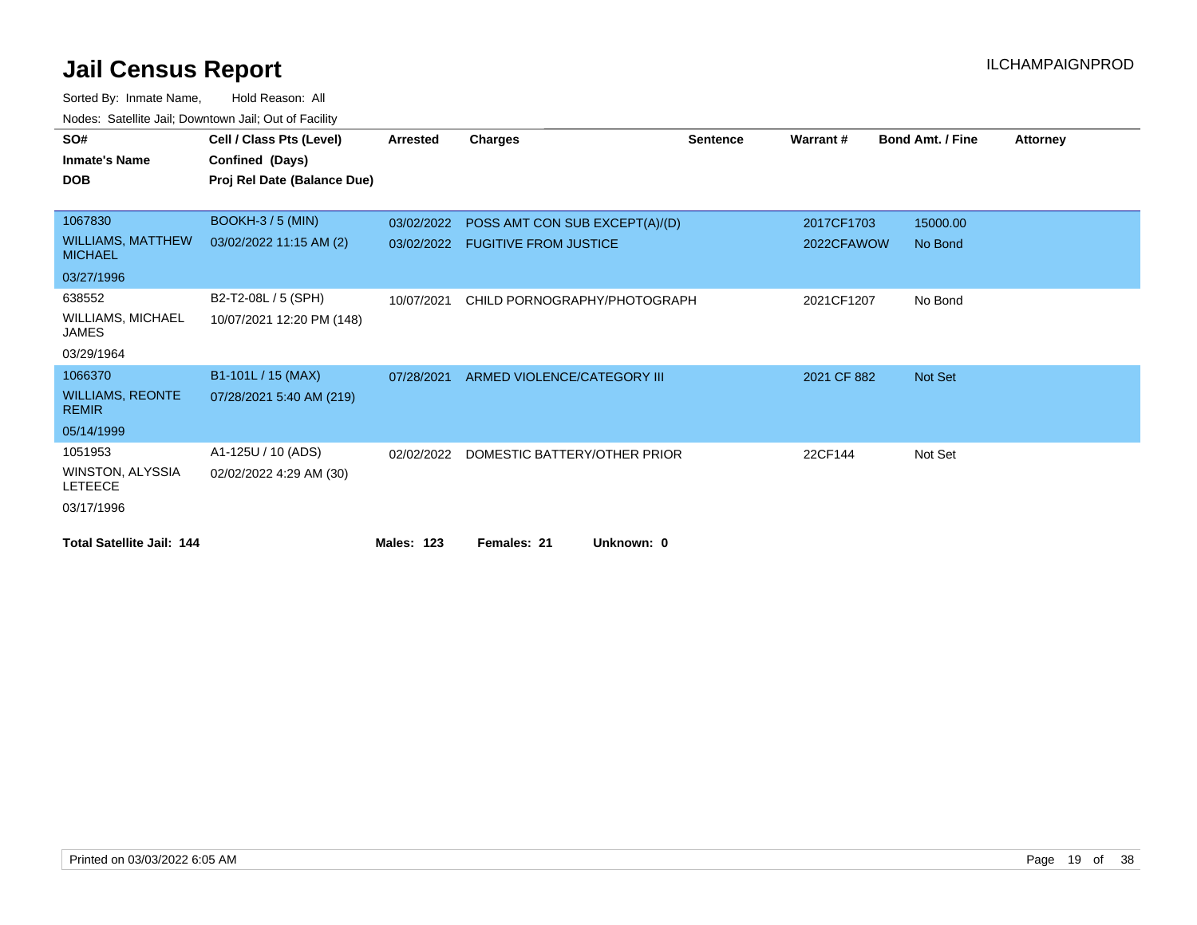# Jail Census Report

ILCHAMPAIGNPROD

Sorted By: Inmate Name, Hold Reason: All

Nodes: Satellite Jail; Downtown Jail; Out of Facility

| SO# / Inmate's Name / DOB | Cell / Class Pts (Level) / Confined (Days) / Proj Rel Date (Balance Due) | Arrested | Charges | Sentence | Warrant # | Bond Amt. / Fine | Attorney |
|---|---|---|---|---|---|---|---|
| 1067830<br>WILLIAMS, MATTHEW MICHAEL<br>03/27/1996 | BOOKH-3 / 5 (MIN)<br>03/02/2022 11:15 AM (2) | 03/02/2022 | POSS AMT CON SUB EXCEPT(A)/(D) | | 2017CF1703 | 15000.00 | |
| | | 03/02/2022 | FUGITIVE FROM JUSTICE | | 2022CFAWOW | No Bond | |
| 638552<br>WILLIAMS, MICHAEL JAMES<br>03/29/1964 | B2-T2-08L / 5 (SPH)<br>10/07/2021 12:20 PM (148) | 10/07/2021 | CHILD PORNOGRAPHY/PHOTOGRAPH | | 2021CF1207 | No Bond | |
| 1066370<br>WILLIAMS, REONTE REMIR<br>05/14/1999 | B1-101L / 15 (MAX)<br>07/28/2021 5:40 AM (219) | 07/28/2021 | ARMED VIOLENCE/CATEGORY III | | 2021 CF 882 | Not Set | |
| 1051953<br>WINSTON, ALYSSIA LETEECE<br>03/17/1996 | A1-125U / 10 (ADS)<br>02/02/2022 4:29 AM (30) | 02/02/2022 | DOMESTIC BATTERY/OTHER PRIOR | | 22CF144 | Not Set | |

**Total Satellite Jail: 144** **Males: 123** **Females: 21** **Unknown: 0**

Printed on 03/03/2022 6:05 AM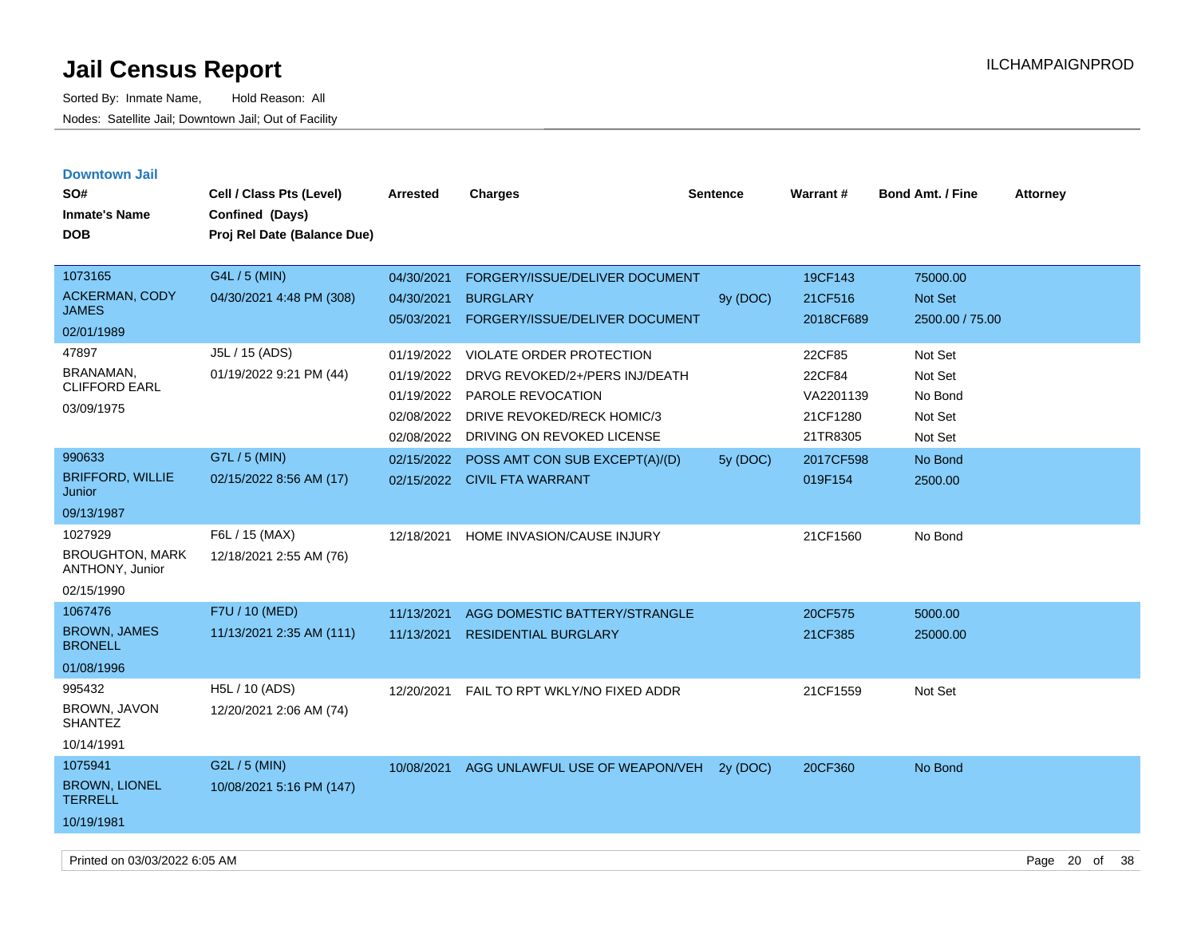# Jail Census Report

Sorted By: Inmate Name, Hold Reason: All

Nodes: Satellite Jail; Downtown Jail; Out of Facility

ILCHAMPAIGNPROD

## Downtown Jail

| SO# / Inmate's Name / DOB | Cell / Class Pts (Level) / Confined (Days) / Proj Rel Date (Balance Due) | Arrested | Charges | Sentence | Warrant # | Bond Amt. / Fine | Attorney |
|---|---|---|---|---|---|---|---|
| 1073165<br>ACKERMAN, CODY JAMES<br>02/01/1989 | G4L / 5 (MIN)<br>04/30/2021 4:48 PM (308) | 04/30/2021 | FORGERY/ISSUE/DELIVER DOCUMENT | | 19CF143 | 75000.00 | |
| | | 04/30/2021 | BURGLARY | 9y (DOC) | 21CF516 | Not Set | |
| | | 05/03/2021 | FORGERY/ISSUE/DELIVER DOCUMENT | | 2018CF689 | 2500.00 / 75.00 | |
| 47897<br>BRANAMAN, CLIFFORD EARL<br>03/09/1975 | J5L / 15 (ADS)<br>01/19/2022 9:21 PM (44) | 01/19/2022 | VIOLATE ORDER PROTECTION | | 22CF85 | Not Set | |
| | | 01/19/2022 | DRVG REVOKED/2+/PERS INJ/DEATH | | 22CF84 | Not Set | |
| | | 01/19/2022 | PAROLE REVOCATION | | VA2201139 | No Bond | |
| | | 02/08/2022 | DRIVE REVOKED/RECK HOMIC/3 | | 21CF1280 | Not Set | |
| | | 02/08/2022 | DRIVING ON REVOKED LICENSE | | 21TR8305 | Not Set | |
| 990633<br>BRIFFORD, WILLIE Junior<br>09/13/1987 | G7L / 5 (MIN)<br>02/15/2022 8:56 AM (17) | 02/15/2022 | POSS AMT CON SUB EXCEPT(A)/(D) | 5y (DOC) | 2017CF598 | No Bond | |
| | | 02/15/2022 | CIVIL FTA WARRANT | | 019F154 | 2500.00 | |
| 1027929<br>BROUGHTON, MARK ANTHONY, Junior<br>02/15/1990 | F6L / 15 (MAX)<br>12/18/2021 2:55 AM (76) | 12/18/2021 | HOME INVASION/CAUSE INJURY | | 21CF1560 | No Bond | |
| 1067476<br>BROWN, JAMES BRONELL<br>01/08/1996 | F7U / 10 (MED)<br>11/13/2021 2:35 AM (111) | 11/13/2021 | AGG DOMESTIC BATTERY/STRANGLE | | 20CF575 | 5000.00 | |
| | | 11/13/2021 | RESIDENTIAL BURGLARY | | 21CF385 | 25000.00 | |
| 995432<br>BROWN, JAVON SHANTEZ<br>10/14/1991 | H5L / 10 (ADS)<br>12/20/2021 2:06 AM (74) | 12/20/2021 | FAIL TO RPT WKLY/NO FIXED ADDR | | 21CF1559 | Not Set | |
| 1075941<br>BROWN, LIONEL TERRELL<br>10/19/1981 | G2L / 5 (MIN)<br>10/08/2021 5:16 PM (147) | 10/08/2021 | AGG UNLAWFUL USE OF WEAPON/VEH | 2y (DOC) | 20CF360 | No Bond | |

Printed on 03/03/2022 6:05 AM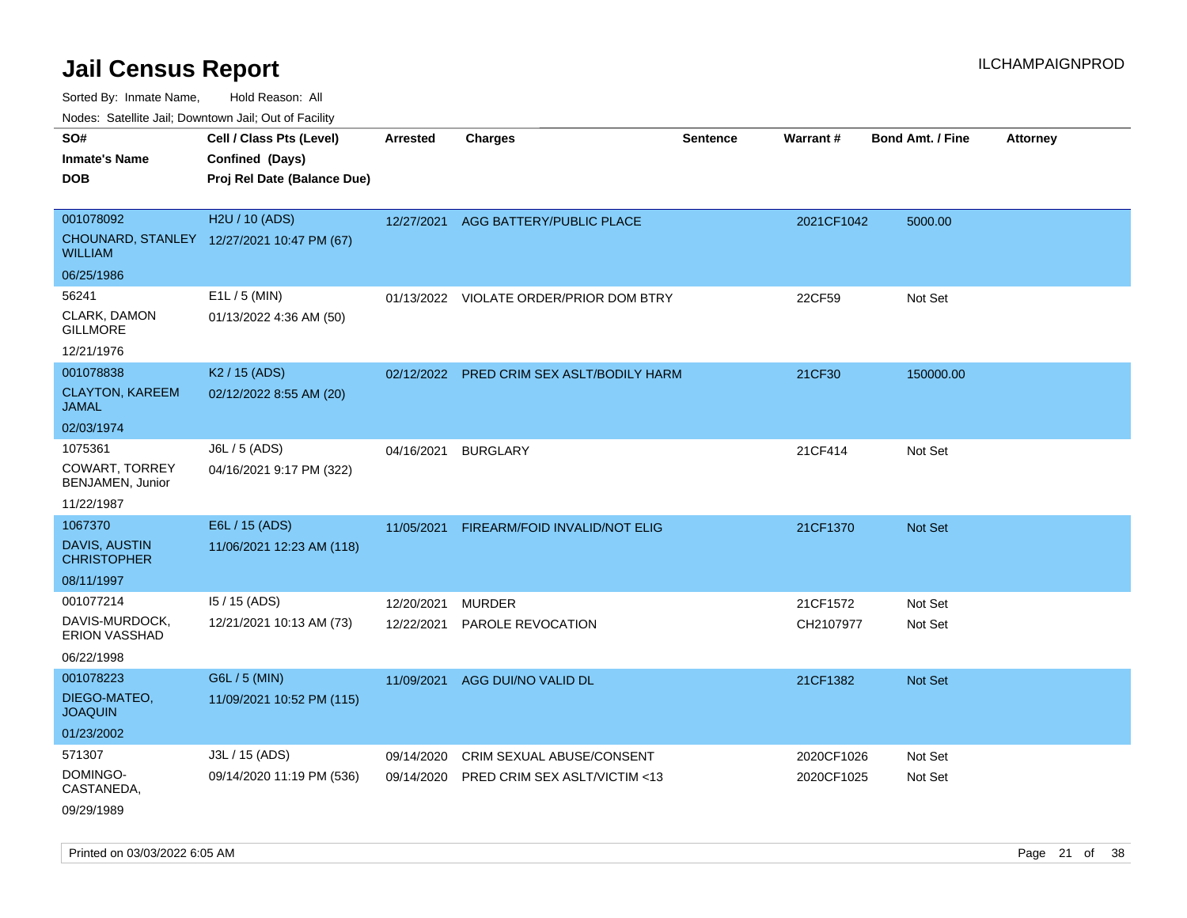# Jail Census Report

ILCHAMPAIGNPROD

Sorted By: Inmate Name, Hold Reason: All

Nodes: Satellite Jail; Downtown Jail; Out of Facility

| SO# / Inmate's Name / DOB | Cell / Class Pts (Level) / Confined (Days) / Proj Rel Date (Balance Due) | Arrested | Charges | Sentence | Warrant # | Bond Amt. / Fine | Attorney |
|---|---|---|---|---|---|---|---|
| 001078092<br>CHOUNARD, STANLEY WILLIAM<br>06/25/1986 | H2U / 10 (ADS)<br>12/27/2021 10:47 PM (67) | 12/27/2021 | AGG BATTERY/PUBLIC PLACE | | 2021CF1042 | 5000.00 | |
| 56241<br>CLARK, DAMON GILLMORE<br>12/21/1976 | E1L / 5 (MIN)<br>01/13/2022 4:36 AM (50) | 01/13/2022 | VIOLATE ORDER/PRIOR DOM BTRY | | 22CF59 | Not Set | |
| 001078838<br>CLAYTON, KAREEM JAMAL<br>02/03/1974 | K2 / 15 (ADS)<br>02/12/2022 8:55 AM (20) | 02/12/2022 | PRED CRIM SEX ASLT/BODILY HARM | | 21CF30 | 150000.00 | |
| 1075361<br>COWART, TORREY BENJAMEN, Junior<br>11/22/1987 | J6L / 5 (ADS)<br>04/16/2021 9:17 PM (322) | 04/16/2021 | BURGLARY | | 21CF414 | Not Set | |
| 1067370<br>DAVIS, AUSTIN CHRISTOPHER<br>08/11/1997 | E6L / 15 (ADS)<br>11/06/2021 12:23 AM (118) | 11/05/2021 | FIREARM/FOID INVALID/NOT ELIG | | 21CF1370 | Not Set | |
| 001077214<br>DAVIS-MURDOCK, ERION VASSHAD<br>06/22/1998 | I5 / 15 (ADS)<br>12/21/2021 10:13 AM (73) | 12/20/2021<br>12/22/2021 | MURDER<br>PAROLE REVOCATION | | 21CF1572<br>CH2107977 | Not Set<br>Not Set | |
| 001078223<br>DIEGO-MATEO, JOAQUIN<br>01/23/2002 | G6L / 5 (MIN)<br>11/09/2021 10:52 PM (115) | 11/09/2021 | AGG DUI/NO VALID DL | | 21CF1382 | Not Set | |
| 571307<br>DOMINGO-CASTANEDA,<br>09/29/1989 | J3L / 15 (ADS)<br>09/14/2020 11:19 PM (536) | 09/14/2020<br>09/14/2020 | CRIM SEXUAL ABUSE/CONSENT<br>PRED CRIM SEX ASLT/VICTIM <13 | | 2020CF1026<br>2020CF1025 | Not Set<br>Not Set | |

Printed on 03/03/2022 6:05 AM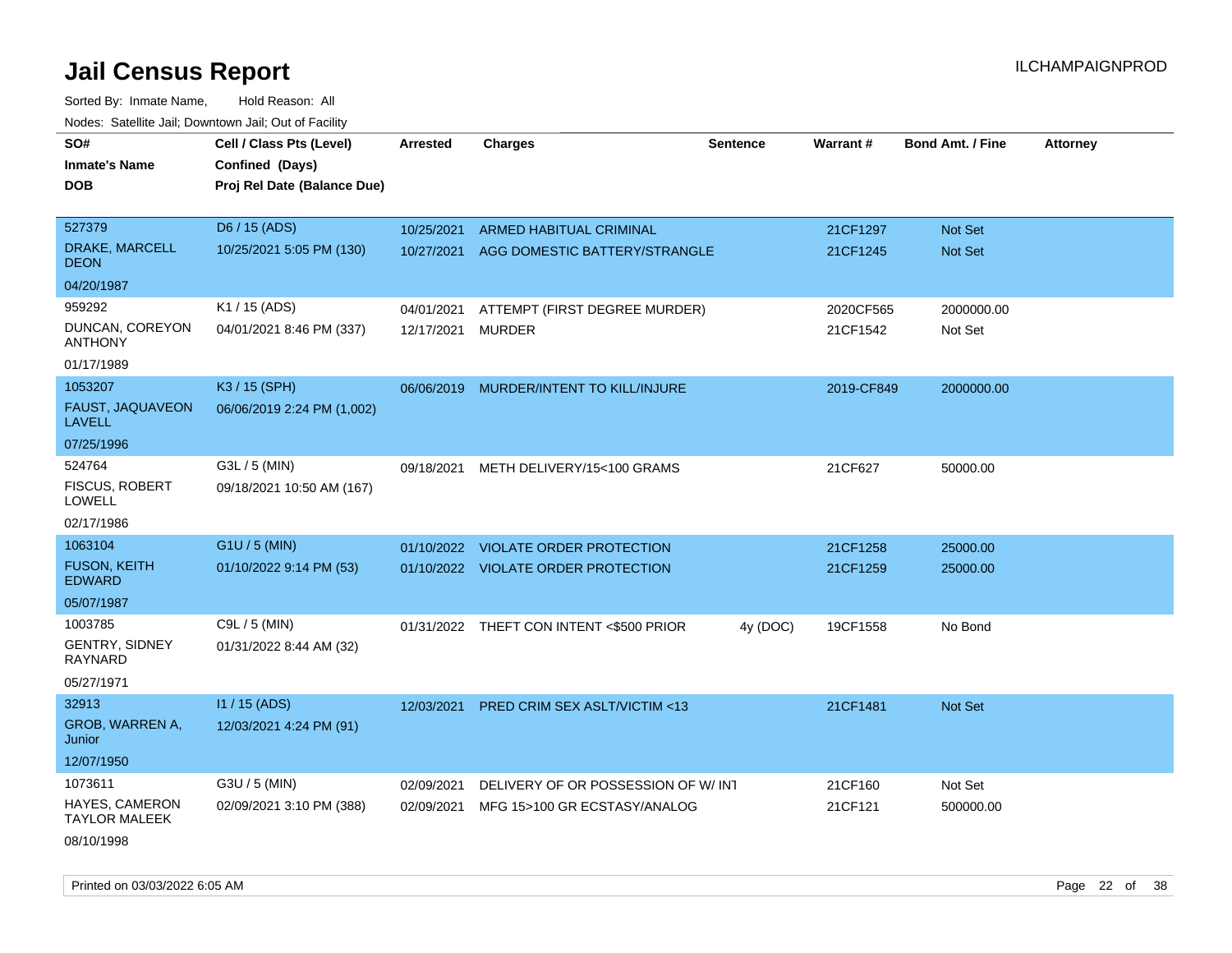# Jail Census Report

ILCHAMPAIGNPROD

Sorted By: Inmate Name, Hold Reason: All

Nodes: Satellite Jail; Downtown Jail; Out of Facility

| SO# / Inmate's Name / DOB | Cell / Class Pts (Level) / Confined (Days) / Proj Rel Date (Balance Due) | Arrested | Charges | Sentence | Warrant # | Bond Amt. / Fine | Attorney |
|---|---|---|---|---|---|---|---|
| 527379<br>DRAKE, MARCELL DEON<br>04/20/1987 | D6 / 15 (ADS)<br>10/25/2021 5:05 PM (130) | 10/25/2021<br>10/27/2021 | ARMED HABITUAL CRIMINAL<br>AGG DOMESTIC BATTERY/STRANGLE | | 21CF1297<br>21CF1245 | Not Set<br>Not Set | |
| 959292<br>DUNCAN, COREYON ANTHONY<br>01/17/1989 | K1 / 15 (ADS)<br>04/01/2021 8:46 PM (337) | 04/01/2021<br>12/17/2021 | ATTEMPT (FIRST DEGREE MURDER)<br>MURDER | | 2020CF565<br>21CF1542 | 2000000.00<br>Not Set | |
| 1053207<br>FAUST, JAQUAVEON LAVELL<br>07/25/1996 | K3 / 15 (SPH)<br>06/06/2019 2:24 PM (1,002) | 06/06/2019 | MURDER/INTENT TO KILL/INJURE | | 2019-CF849 | 2000000.00 | |
| 524764<br>FISCUS, ROBERT LOWELL<br>02/17/1986 | G3L / 5 (MIN)<br>09/18/2021 10:50 AM (167) | 09/18/2021 | METH DELIVERY/15<100 GRAMS | | 21CF627 | 50000.00 | |
| 1063104<br>FUSON, KEITH EDWARD<br>05/07/1987 | G1U / 5 (MIN)<br>01/10/2022 9:14 PM (53) | 01/10/2022<br>01/10/2022 | VIOLATE ORDER PROTECTION<br>VIOLATE ORDER PROTECTION | | 21CF1258<br>21CF1259 | 25000.00<br>25000.00 | |
| 1003785<br>GENTRY, SIDNEY RAYNARD<br>05/27/1971 | C9L / 5 (MIN)<br>01/31/2022 8:44 AM (32) | 01/31/2022 | THEFT CON INTENT <$500 PRIOR | 4y (DOC) | 19CF1558 | No Bond | |
| 32913<br>GROB, WARREN A, Junior<br>12/07/1950 | I1 / 15 (ADS)<br>12/03/2021 4:24 PM (91) | 12/03/2021 | PRED CRIM SEX ASLT/VICTIM <13 | | 21CF1481 | Not Set | |
| 1073611<br>HAYES, CAMERON TAYLOR MALEEK<br>08/10/1998 | G3U / 5 (MIN)<br>02/09/2021 3:10 PM (388) | 02/09/2021<br>02/09/2021 | DELIVERY OF OR POSSESSION OF W/ INT<br>MFG 15>100 GR ECSTASY/ANALOG | | 21CF160<br>21CF121 | Not Set<br>500000.00 | |

Printed on 03/03/2022 6:05 AM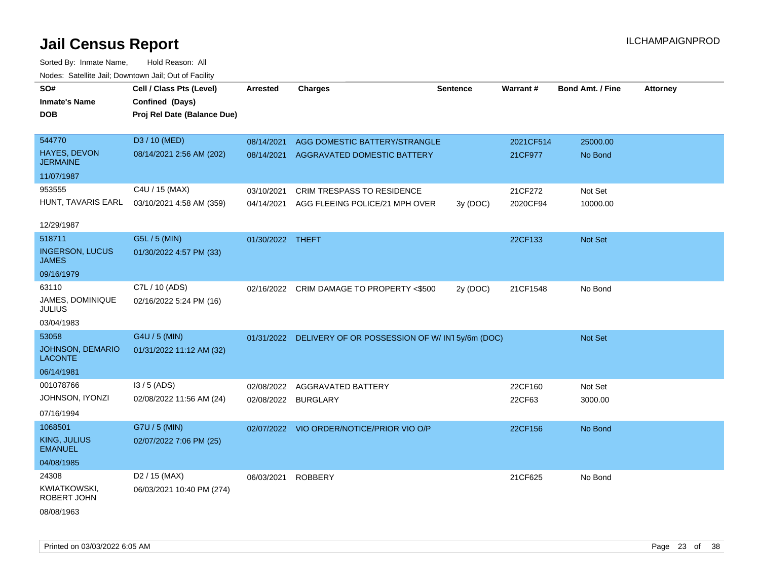# Jail Census Report

ILCHAMPAIGNPROD

Sorted By: Inmate Name, Hold Reason: All

Nodes: Satellite Jail; Downtown Jail; Out of Facility

| SO# / Inmate's Name / DOB | Cell / Class Pts (Level) / Confined (Days) / Proj Rel Date (Balance Due) | Arrested | Charges | Sentence | Warrant # | Bond Amt. / Fine | Attorney |
|---|---|---|---|---|---|---|---|
| 544770<br>HAYES, DEVON JERMAINE<br>11/07/1987 | D3 / 10 (MED)<br>08/14/2021 2:56 AM (202) | 08/14/2021<br>08/14/2021 | AGG DOMESTIC BATTERY/STRANGLE<br>AGGRAVATED DOMESTIC BATTERY | | 2021CF514<br>21CF977 | 25000.00<br>No Bond | |
| 953555<br>HUNT, TAVARIS EARL<br>12/29/1987 | C4U / 15 (MAX)<br>03/10/2021 4:58 AM (359) | 03/10/2021<br>04/14/2021 | CRIM TRESPASS TO RESIDENCE<br>AGG FLEEING POLICE/21 MPH OVER | <br>3y (DOC) | 21CF272<br>2020CF94 | Not Set<br>10000.00 | |
| 518711<br>INGERSON, LUCUS JAMES<br>09/16/1979 | G5L / 5 (MIN)<br>01/30/2022 4:57 PM (33) | 01/30/2022 | THEFT | | 22CF133 | Not Set | |
| 63110<br>JAMES, DOMINIQUE JULIUS<br>03/04/1983 | C7L / 10 (ADS)<br>02/16/2022 5:24 PM (16) | 02/16/2022 | CRIM DAMAGE TO PROPERTY <$500 | 2y (DOC) | 21CF1548 | No Bond | |
| 53058<br>JOHNSON, DEMARIO LACONTE<br>06/14/1981 | G4U / 5 (MIN)<br>01/31/2022 11:12 AM (32) | 01/31/2022 | DELIVERY OF OR POSSESSION OF W/ INT | 5y/6m (DOC) | | Not Set | |
| 001078766<br>JOHNSON, IYONZI<br>07/16/1994 | I3 / 5 (ADS)<br>02/08/2022 11:56 AM (24) | 02/08/2022<br>02/08/2022 | AGGRAVATED BATTERY<br>BURGLARY | | 22CF160<br>22CF63 | Not Set<br>3000.00 | |
| 1068501<br>KING, JULIUS EMANUEL<br>04/08/1985 | G7U / 5 (MIN)<br>02/07/2022 7:06 PM (25) | 02/07/2022 | VIO ORDER/NOTICE/PRIOR VIO O/P | | 22CF156 | No Bond | |
| 24308<br>KWIATKOWSKI, ROBERT JOHN<br>08/08/1963 | D2 / 15 (MAX)<br>06/03/2021 10:40 PM (274) | 06/03/2021 | ROBBERY | | 21CF625 | No Bond | |

Printed on 03/03/2022 6:05 AM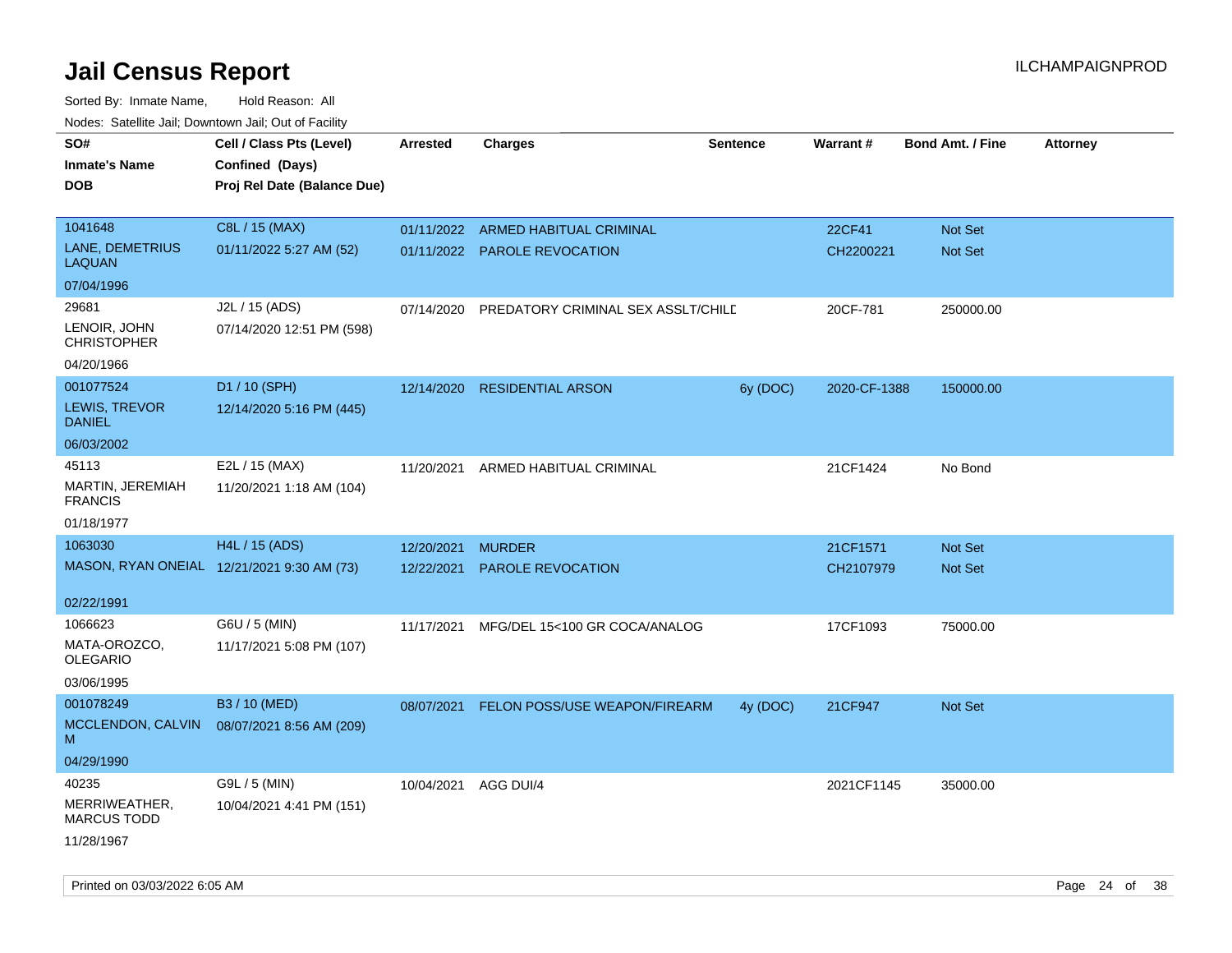# Jail Census Report

Sorted By: Inmate Name, Hold Reason: All

Nodes: Satellite Jail; Downtown Jail; Out of Facility

| SO# / Inmate's Name / DOB | Cell / Class Pts (Level) / Confined (Days) / Proj Rel Date (Balance Due) | Arrested | Charges | Sentence | Warrant # | Bond Amt. / Fine | Attorney |
|---|---|---|---|---|---|---|---|
| 1041648<br>LANE, DEMETRIUS LAQUAN<br>07/04/1996 | C8L / 15 (MAX)<br>01/11/2022 5:27 AM (52) | 01/11/2022 | ARMED HABITUAL CRIMINAL | | 22CF41 | Not Set | |
| | | 01/11/2022 | PAROLE REVOCATION | | CH2200221 | Not Set | |
| 29681<br>LENOIR, JOHN CHRISTOPHER<br>04/20/1966 | J2L / 15 (ADS)<br>07/14/2020 12:51 PM (598) | 07/14/2020 | PREDATORY CRIMINAL SEX ASSLT/CHILD | | 20CF-781 | 250000.00 | |
| 001077524<br>LEWIS, TREVOR DANIEL<br>06/03/2002 | D1 / 10 (SPH)<br>12/14/2020 5:16 PM (445) | 12/14/2020 | RESIDENTIAL ARSON | 6y (DOC) | 2020-CF-1388 | 150000.00 | |
| 45113<br>MARTIN, JEREMIAH FRANCIS<br>01/18/1977 | E2L / 15 (MAX)<br>11/20/2021 1:18 AM (104) | 11/20/2021 | ARMED HABITUAL CRIMINAL | | 21CF1424 | No Bond | |
| 1063030<br>MASON, RYAN ONEIAL<br>02/22/1991 | H4L / 15 (ADS)<br>12/21/2021 9:30 AM (73) | 12/20/2021 | MURDER | | 21CF1571 | Not Set | |
| | | 12/22/2021 | PAROLE REVOCATION | | CH2107979 | Not Set | |
| 1066623<br>MATA-OROZCO, OLEGARIO<br>03/06/1995 | G6U / 5 (MIN)<br>11/17/2021 5:08 PM (107) | 11/17/2021 | MFG/DEL 15<100 GR COCA/ANALOG | | 17CF1093 | 75000.00 | |
| 001078249<br>MCCLENDON, CALVIN M<br>04/29/1990 | B3 / 10 (MED)<br>08/07/2021 8:56 AM (209) | 08/07/2021 | FELON POSS/USE WEAPON/FIREARM | 4y (DOC) | 21CF947 | Not Set | |
| 40235<br>MERRIWEATHER, MARCUS TODD<br>11/28/1967 | G9L / 5 (MIN)<br>10/04/2021 4:41 PM (151) | 10/04/2021 | AGG DUI/4 | | 2021CF1145 | 35000.00 | |

Printed on 03/03/2022 6:05 AM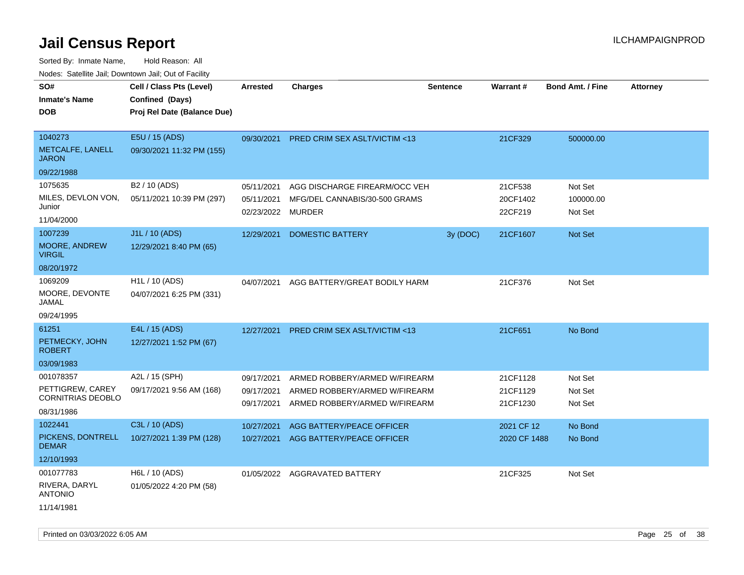# Jail Census Report

ILCHAMPAIGNPROD

Sorted By: Inmate Name, Hold Reason: All

Nodes: Satellite Jail; Downtown Jail; Out of Facility

| SO# / Inmate's Name / DOB | Cell / Class Pts (Level) / Confined (Days) / Proj Rel Date (Balance Due) | Arrested | Charges | Sentence | Warrant # | Bond Amt. / Fine | Attorney |
|---|---|---|---|---|---|---|---|
| 1040273 METCALFE, LANELL JARON 09/22/1988 | E5U / 15 (ADS) 09/30/2021 11:32 PM (155) | 09/30/2021 | PRED CRIM SEX ASLT/VICTIM <13 | | 21CF329 | 500000.00 | |
| 1075635 MILES, DEVLON VON, Junior 11/04/2000 | B2 / 10 (ADS) 05/11/2021 10:39 PM (297) | 05/11/2021 | AGG DISCHARGE FIREARM/OCC VEH | | 21CF538 | Not Set | |
| | | 05/11/2021 | MFG/DEL CANNABIS/30-500 GRAMS | | 20CF1402 | 100000.00 | |
| | | 02/23/2022 | MURDER | | 22CF219 | Not Set | |
| 1007239 MOORE, ANDREW VIRGIL 08/20/1972 | J1L / 10 (ADS) 12/29/2021 8:40 PM (65) | 12/29/2021 | DOMESTIC BATTERY | 3y (DOC) | 21CF1607 | Not Set | |
| 1069209 MOORE, DEVONTE JAMAL 09/24/1995 | H1L / 10 (ADS) 04/07/2021 6:25 PM (331) | 04/07/2021 | AGG BATTERY/GREAT BODILY HARM | | 21CF376 | Not Set | |
| 61251 PETMECKY, JOHN ROBERT 03/09/1983 | E4L / 15 (ADS) 12/27/2021 1:52 PM (67) | 12/27/2021 | PRED CRIM SEX ASLT/VICTIM <13 | | 21CF651 | No Bond | |
| 001078357 PETTIGREW, CAREY CORNITRIAS DEOBLO 08/31/1986 | A2L / 15 (SPH) 09/17/2021 9:56 AM (168) | 09/17/2021 | ARMED ROBBERY/ARMED W/FIREARM | | 21CF1128 | Not Set | |
| | | 09/17/2021 | ARMED ROBBERY/ARMED W/FIREARM | | 21CF1129 | Not Set | |
| | | 09/17/2021 | ARMED ROBBERY/ARMED W/FIREARM | | 21CF1230 | Not Set | |
| 1022441 PICKENS, DONTRELL DEMAR 12/10/1993 | C3L / 10 (ADS) 10/27/2021 1:39 PM (128) | 10/27/2021 | AGG BATTERY/PEACE OFFICER | | 2021 CF 12 | No Bond | |
| | | 10/27/2021 | AGG BATTERY/PEACE OFFICER | | 2020 CF 1488 | No Bond | |
| 001077783 RIVERA, DARYL ANTONIO 11/14/1981 | H6L / 10 (ADS) 01/05/2022 4:20 PM (58) | 01/05/2022 | AGGRAVATED BATTERY | | 21CF325 | Not Set | |

Printed on 03/03/2022 6:05 AM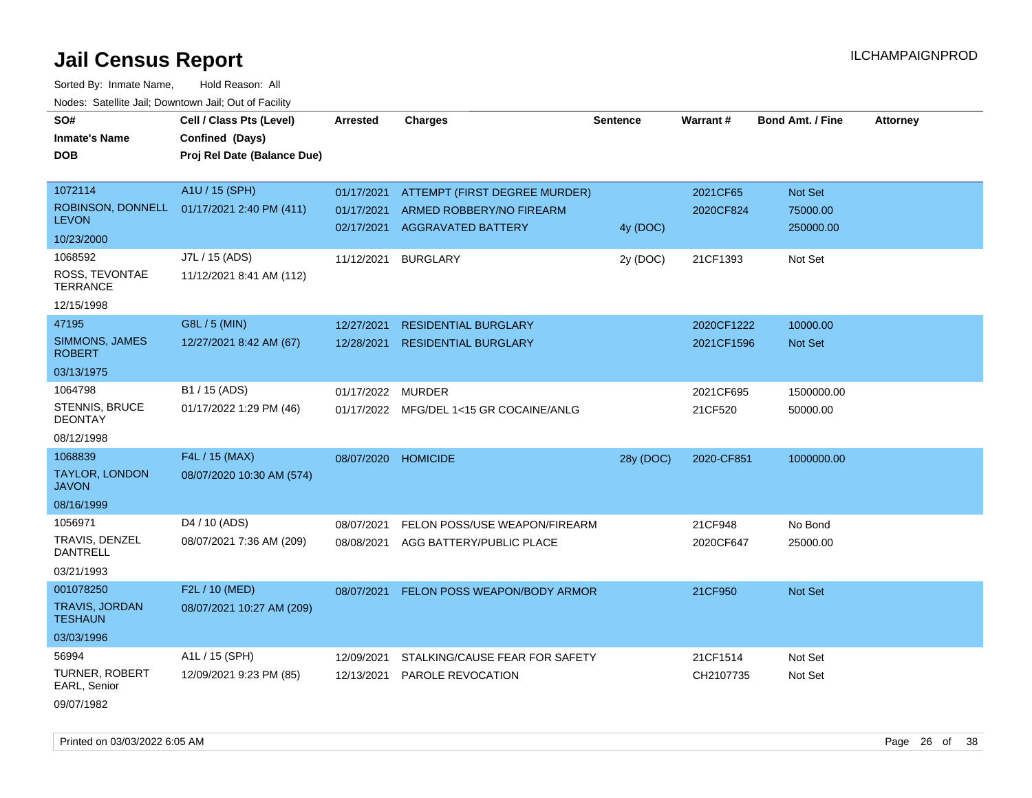# Jail Census Report

ILCHAMPAIGNPROD

Sorted By: Inmate Name, Hold Reason: All

Nodes: Satellite Jail; Downtown Jail; Out of Facility

| SO# / Inmate's Name / DOB | Cell / Class Pts (Level) / Confined (Days) / Proj Rel Date (Balance Due) | Arrested | Charges | Sentence | Warrant # | Bond Amt. / Fine | Attorney |
|---|---|---|---|---|---|---|---|
| 1072114<br>ROBINSON, DONNELL LEVON<br>10/23/2000 | A1U / 15 (SPH)<br>01/17/2021 2:40 PM (411) | 01/17/2021<br>01/17/2021<br>02/17/2021 | ATTEMPT (FIRST DEGREE MURDER)<br>ARMED ROBBERY/NO FIREARM<br>AGGRAVATED BATTERY | <br><br>4y (DOC) | 2021CF65<br>2020CF824 | Not Set<br>75000.00<br>250000.00 | |
| 1068592<br>ROSS, TEVONTAE TERRANCE<br>12/15/1998 | J7L / 15 (ADS)<br>11/12/2021 8:41 AM (112) | 11/12/2021 | BURGLARY | 2y (DOC) | 21CF1393 | Not Set | |
| 47195<br>SIMMONS, JAMES ROBERT<br>03/13/1975 | G8L / 5 (MIN)<br>12/27/2021 8:42 AM (67) | 12/27/2021<br>12/28/2021 | RESIDENTIAL BURGLARY<br>RESIDENTIAL BURGLARY | | 2020CF1222<br>2021CF1596 | 10000.00<br>Not Set | |
| 1064798<br>STENNIS, BRUCE DEONTAY<br>08/12/1998 | B1 / 15 (ADS)<br>01/17/2022 1:29 PM (46) | 01/17/2022<br>01/17/2022 | MURDER<br>MFG/DEL 1<15 GR COCAINE/ANLG | | 2021CF695<br>21CF520 | 1500000.00<br>50000.00 | |
| 1068839<br>TAYLOR, LONDON JAVON<br>08/16/1999 | F4L / 15 (MAX)<br>08/07/2020 10:30 AM (574) | 08/07/2020 | HOMICIDE | 28y (DOC) | 2020-CF851 | 1000000.00 | |
| 1056971<br>TRAVIS, DENZEL DANTRELL<br>03/21/1993 | D4 / 10 (ADS)<br>08/07/2021 7:36 AM (209) | 08/07/2021<br>08/08/2021 | FELON POSS/USE WEAPON/FIREARM<br>AGG BATTERY/PUBLIC PLACE | | 21CF948<br>2020CF647 | No Bond<br>25000.00 | |
| 001078250<br>TRAVIS, JORDAN TESHAUN<br>03/03/1996 | F2L / 10 (MED)<br>08/07/2021 10:27 AM (209) | 08/07/2021 | FELON POSS WEAPON/BODY ARMOR | | 21CF950 | Not Set | |
| 56994<br>TURNER, ROBERT EARL, Senior<br>09/07/1982 | A1L / 15 (SPH)<br>12/09/2021 9:23 PM (85) | 12/09/2021<br>12/13/2021 | STALKING/CAUSE FEAR FOR SAFETY<br>PAROLE REVOCATION | | 21CF1514<br>CH2107735 | Not Set<br>Not Set | |

Printed on 03/03/2022 6:05 AM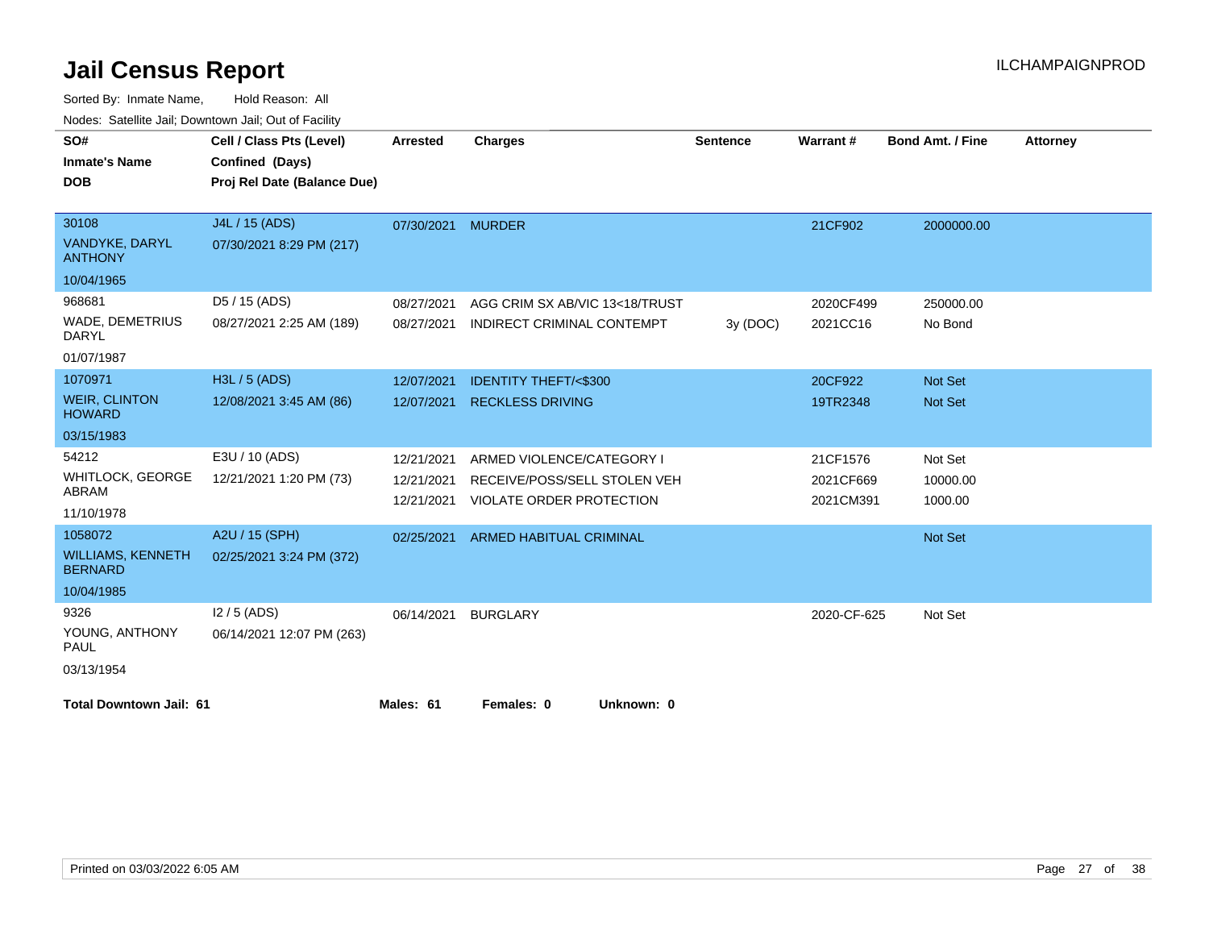# Jail Census Report

ILCHAMPAIGNPROD

Sorted By: Inmate Name, Hold Reason: All

Nodes: Satellite Jail; Downtown Jail; Out of Facility

| SO# / Inmate's Name / DOB | Cell / Class Pts (Level) / Confined (Days) / Proj Rel Date (Balance Due) | Arrested | Charges | Sentence | Warrant # | Bond Amt. / Fine | Attorney |
|---|---|---|---|---|---|---|---|
| 30108 VANDYKE, DARYL ANTHONY 10/04/1965 | J4L / 15 (ADS) 07/30/2021 8:29 PM (217) | 07/30/2021 | MURDER | | 21CF902 | 2000000.00 | |
| 968681 WADE, DEMETRIUS DARYL 01/07/1987 | D5 / 15 (ADS) 08/27/2021 2:25 AM (189) | 08/27/2021 | AGG CRIM SX AB/VIC 13<18/TRUST | | 2020CF499 | 250000.00 | |
| | | 08/27/2021 | INDIRECT CRIMINAL CONTEMPT | 3y (DOC) | 2021CC16 | No Bond | |
| 1070971 WEIR, CLINTON HOWARD 03/15/1983 | H3L / 5 (ADS) 12/08/2021 3:45 AM (86) | 12/07/2021 | IDENTITY THEFT/<$300 | | 20CF922 | Not Set | |
| | | 12/07/2021 | RECKLESS DRIVING | | 19TR2348 | Not Set | |
| 54212 WHITLOCK, GEORGE ABRAM 11/10/1978 | E3U / 10 (ADS) 12/21/2021 1:20 PM (73) | 12/21/2021 | ARMED VIOLENCE/CATEGORY I | | 21CF1576 | Not Set | |
| | | 12/21/2021 | RECEIVE/POSS/SELL STOLEN VEH | | 2021CF669 | 10000.00 | |
| | | 12/21/2021 | VIOLATE ORDER PROTECTION | | 2021CM391 | 1000.00 | |
| 1058072 WILLIAMS, KENNETH BERNARD 10/04/1985 | A2U / 15 (SPH) 02/25/2021 3:24 PM (372) | 02/25/2021 | ARMED HABITUAL CRIMINAL | | | Not Set | |
| 9326 YOUNG, ANTHONY PAUL 03/13/1954 | I2 / 5 (ADS) 06/14/2021 12:07 PM (263) | 06/14/2021 | BURGLARY | | 2020-CF-625 | Not Set | |

**Total Downtown Jail: 61** **Males: 61** **Females: 0** **Unknown: 0**

Printed on 03/03/2022 6:05 AM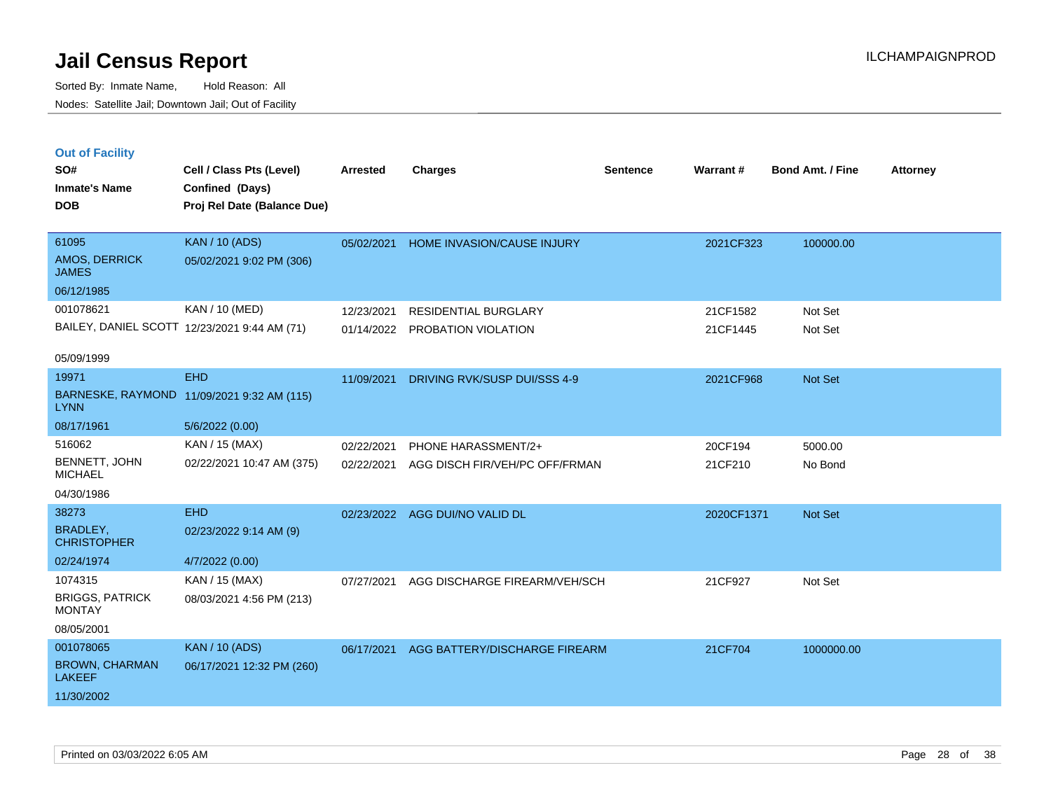# Jail Census Report

Sorted By: Inmate Name, Hold Reason: All

Nodes: Satellite Jail; Downtown Jail; Out of Facility

ILCHAMPAIGNPROD

## Out of Facility

| SO# / Inmate's Name / DOB | Cell / Class Pts (Level) / Confined (Days) / Proj Rel Date (Balance Due) | Arrested | Charges | Sentence | Warrant # | Bond Amt. / Fine | Attorney |
|---|---|---|---|---|---|---|---|
| 61095<br>AMOS, DERRICK JAMES<br>06/12/1985 | KAN / 10 (ADS)<br>05/02/2021 9:02 PM (306) | 05/02/2021 | HOME INVASION/CAUSE INJURY | | 2021CF323 | 100000.00 | |
| 001078621<br>BAILEY, DANIEL SCOTT<br>05/09/1999 | KAN / 10 (MED)<br>12/23/2021 9:44 AM (71) | 12/23/2021 | RESIDENTIAL BURGLARY | | 21CF1582 | Not Set | |
| | | 01/14/2022 | PROBATION VIOLATION | | 21CF1445 | Not Set | |
| 19971<br>BARNESKE, RAYMOND LYNN<br>08/17/1961 | EHD<br>11/09/2021 9:32 AM (115)<br>5/6/2022 (0.00) | 11/09/2021 | DRIVING RVK/SUSP DUI/SSS 4-9 | | 2021CF968 | Not Set | |
| 516062<br>BENNETT, JOHN MICHAEL<br>04/30/1986 | KAN / 15 (MAX)<br>02/22/2021 10:47 AM (375) | 02/22/2021 | PHONE HARASSMENT/2+ | | 20CF194 | 5000.00 | |
| | | 02/22/2021 | AGG DISCH FIR/VEH/PC OFF/FRMAN | | 21CF210 | No Bond | |
| 38273<br>BRADLEY, CHRISTOPHER<br>02/24/1974 | EHD<br>02/23/2022 9:14 AM (9)<br>4/7/2022 (0.00) | 02/23/2022 | AGG DUI/NO VALID DL | | 2020CF1371 | Not Set | |
| 1074315<br>BRIGGS, PATRICK MONTAY<br>08/05/2001 | KAN / 15 (MAX)<br>08/03/2021 4:56 PM (213) | 07/27/2021 | AGG DISCHARGE FIREARM/VEH/SCH | | 21CF927 | Not Set | |
| 001078065<br>BROWN, CHARMAN LAKEEF<br>11/30/2002 | KAN / 10 (ADS)<br>06/17/2021 12:32 PM (260) | 06/17/2021 | AGG BATTERY/DISCHARGE FIREARM | | 21CF704 | 1000000.00 | |

Printed on 03/03/2022 6:05 AM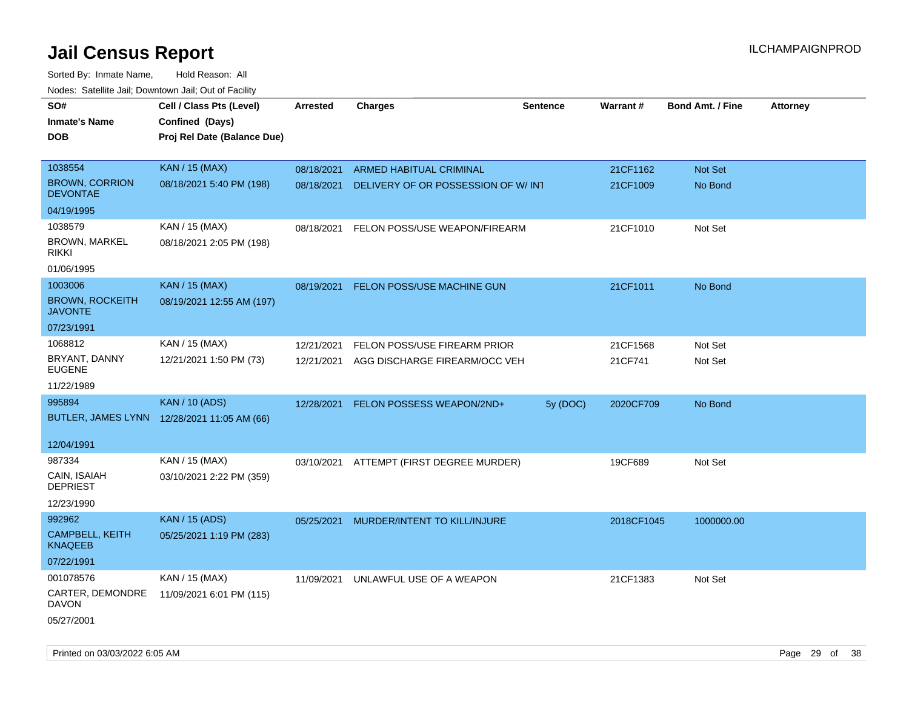# Jail Census Report

Sorted By: Inmate Name, Hold Reason: All

Nodes: Satellite Jail; Downtown Jail; Out of Facility

| SO# / Inmate's Name / DOB | Cell / Class Pts (Level) / Confined (Days) / Proj Rel Date (Balance Due) | Arrested | Charges | Sentence | Warrant # | Bond Amt. / Fine | Attorney |
|---|---|---|---|---|---|---|---|
| 1038554 BROWN, CORRION DEVONTAE 04/19/1995 | KAN / 15 (MAX) 08/18/2021 5:40 PM (198) | 08/18/2021 | ARMED HABITUAL CRIMINAL | | 21CF1162 | Not Set | |
| | | 08/18/2021 | DELIVERY OF OR POSSESSION OF W/ INT | | 21CF1009 | No Bond | |
| 1038579 BROWN, MARKEL RIKKI 01/06/1995 | KAN / 15 (MAX) 08/18/2021 2:05 PM (198) | 08/18/2021 | FELON POSS/USE WEAPON/FIREARM | | 21CF1010 | Not Set | |
| 1003006 BROWN, ROCKEITH JAVONTE 07/23/1991 | KAN / 15 (MAX) 08/19/2021 12:55 AM (197) | 08/19/2021 | FELON POSS/USE MACHINE GUN | | 21CF1011 | No Bond | |
| 1068812 BRYANT, DANNY EUGENE 11/22/1989 | KAN / 15 (MAX) 12/21/2021 1:50 PM (73) | 12/21/2021 | FELON POSS/USE FIREARM PRIOR | | 21CF1568 | Not Set | |
| | | 12/21/2021 | AGG DISCHARGE FIREARM/OCC VEH | | 21CF741 | Not Set | |
| 995894 BUTLER, JAMES LYNN 12/04/1991 | KAN / 10 (ADS) 12/28/2021 11:05 AM (66) | 12/28/2021 | FELON POSSESS WEAPON/2ND+ | 5y (DOC) | 2020CF709 | No Bond | |
| 987334 CAIN, ISAIAH DEPRIEST 12/23/1990 | KAN / 15 (MAX) 03/10/2021 2:22 PM (359) | 03/10/2021 | ATTEMPT (FIRST DEGREE MURDER) | | 19CF689 | Not Set | |
| 992962 CAMPBELL, KEITH KNAQEEB 07/22/1991 | KAN / 15 (ADS) 05/25/2021 1:19 PM (283) | 05/25/2021 | MURDER/INTENT TO KILL/INJURE | | 2018CF1045 | 1000000.00 | |
| 001078576 CARTER, DEMONDRE DAVON 05/27/2001 | KAN / 15 (MAX) 11/09/2021 6:01 PM (115) | 11/09/2021 | UNLAWFUL USE OF A WEAPON | | 21CF1383 | Not Set | |

Printed on 03/03/2022 6:05 AM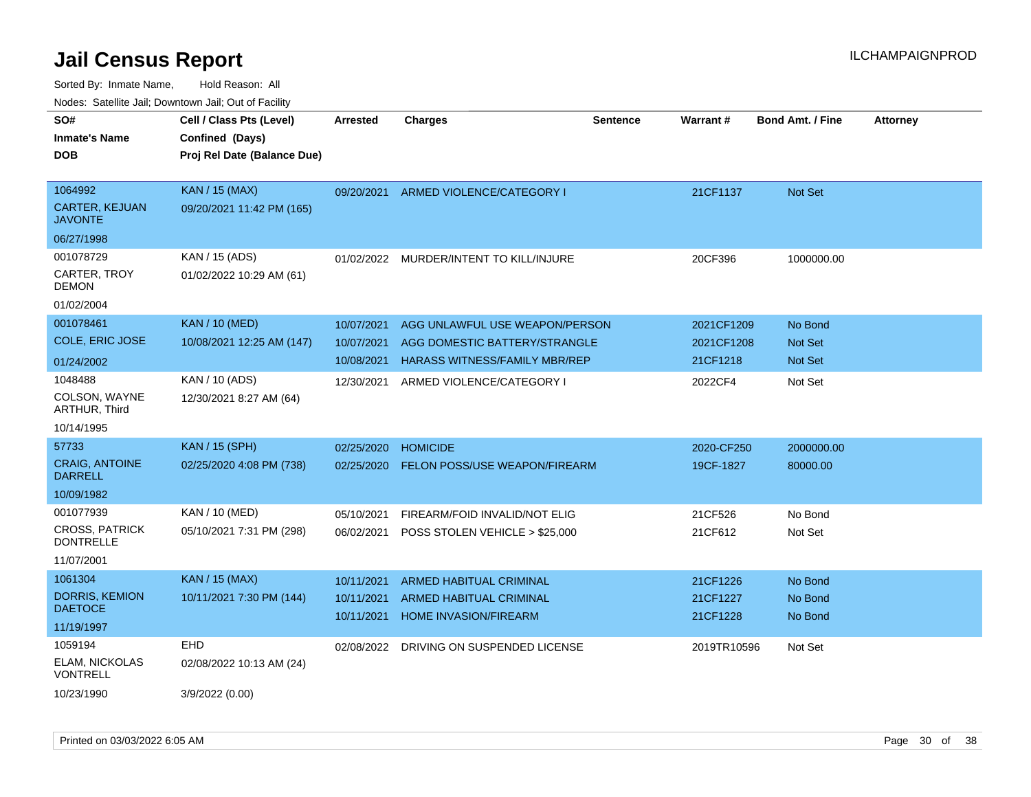# Jail Census Report

ILCHAMPAIGNPROD

Sorted By: Inmate Name, Hold Reason: All

Nodes: Satellite Jail; Downtown Jail; Out of Facility

| SO# / Inmate's Name / DOB | Cell / Class Pts (Level) / Confined (Days) / Proj Rel Date (Balance Due) | Arrested | Charges | Sentence | Warrant # | Bond Amt. / Fine | Attorney |
|---|---|---|---|---|---|---|---|
| 1064992<br>CARTER, KEJUAN JAVONTE<br>06/27/1998 | KAN / 15 (MAX)<br>09/20/2021 11:42 PM (165) | 09/20/2021 | ARMED VIOLENCE/CATEGORY I | | 21CF1137 | Not Set | |
| 001078729<br>CARTER, TROY DEMON<br>01/02/2004 | KAN / 15 (ADS)<br>01/02/2022 10:29 AM (61) | 01/02/2022 | MURDER/INTENT TO KILL/INJURE | | 20CF396 | 1000000.00 | |
| 001078461<br>COLE, ERIC JOSE<br>01/24/2002 | KAN / 10 (MED)<br>10/08/2021 12:25 AM (147) | 10/07/2021<br>10/07/2021<br>10/08/2021 | AGG UNLAWFUL USE WEAPON/PERSON<br>AGG DOMESTIC BATTERY/STRANGLE<br>HARASS WITNESS/FAMILY MBR/REP | | 2021CF1209<br>2021CF1208<br>21CF1218 | No Bond<br>Not Set<br>Not Set | |
| 1048488<br>COLSON, WAYNE ARTHUR, Third<br>10/14/1995 | KAN / 10 (ADS)<br>12/30/2021 8:27 AM (64) | 12/30/2021 | ARMED VIOLENCE/CATEGORY I | | 2022CF4 | Not Set | |
| 57733<br>CRAIG, ANTOINE DARRELL<br>10/09/1982 | KAN / 15 (SPH)<br>02/25/2020 4:08 PM (738) | 02/25/2020<br>02/25/2020 | HOMICIDE<br>FELON POSS/USE WEAPON/FIREARM | | 2020-CF250<br>19CF-1827 | 2000000.00<br>80000.00 | |
| 001077939<br>CROSS, PATRICK DONTRELLE<br>11/07/2001 | KAN / 10 (MED)<br>05/10/2021 7:31 PM (298) | 05/10/2021<br>06/02/2021 | FIREARM/FOID INVALID/NOT ELIG<br>POSS STOLEN VEHICLE > $25,000 | | 21CF526<br>21CF612 | No Bond<br>Not Set | |
| 1061304<br>DORRIS, KEMION DAETOCE<br>11/19/1997 | KAN / 15 (MAX)<br>10/11/2021 7:30 PM (144) | 10/11/2021<br>10/11/2021<br>10/11/2021 | ARMED HABITUAL CRIMINAL<br>ARMED HABITUAL CRIMINAL<br>HOME INVASION/FIREARM | | 21CF1226<br>21CF1227<br>21CF1228 | No Bond<br>No Bond<br>No Bond | |
| 1059194<br>ELAM, NICKOLAS VONTRELL<br>10/23/1990 | EHD<br>02/08/2022 10:13 AM (24)<br>3/9/2022 (0.00) | 02/08/2022 | DRIVING ON SUSPENDED LICENSE | | 2019TR10596 | Not Set | |

Printed on 03/03/2022 6:05 AM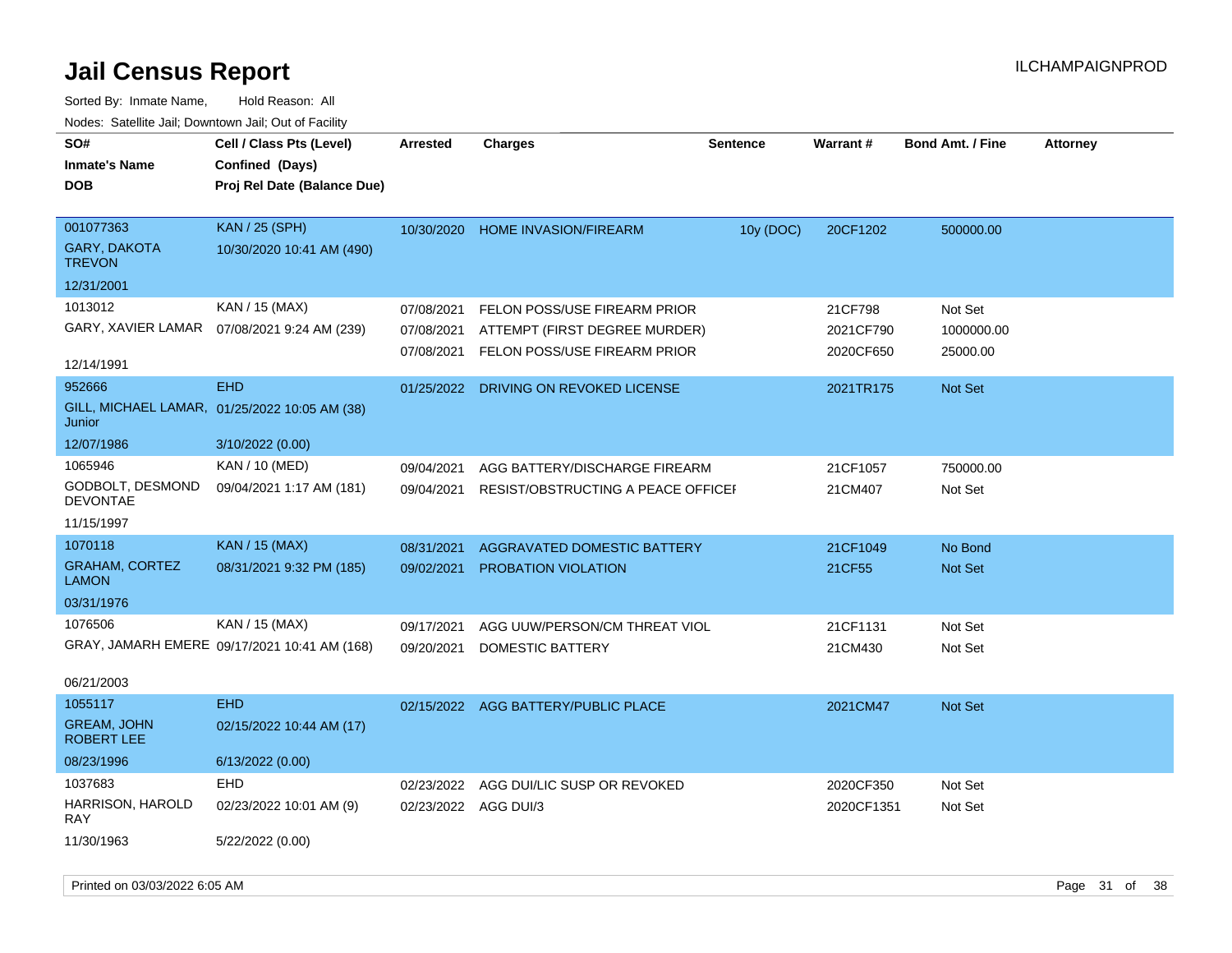# Jail Census Report

Sorted By: Inmate Name, Hold Reason: All

Nodes: Satellite Jail; Downtown Jail; Out of Facility

| SO# / Inmate's Name / DOB | Cell / Class Pts (Level) / Confined (Days) / Proj Rel Date (Balance Due) | Arrested | Charges | Sentence | Warrant # | Bond Amt. / Fine | Attorney |
|---|---|---|---|---|---|---|---|
| 001077363<br>GARY, DAKOTA TREVON<br>12/31/2001 | KAN / 25 (SPH)<br>10/30/2020 10:41 AM (490) | 10/30/2020 | HOME INVASION/FIREARM | 10y (DOC) | 20CF1202 | 500000.00 | |
| 1013012<br>GARY, XAVIER LAMAR<br>12/14/1991 | KAN / 15 (MAX)<br>07/08/2021 9:24 AM (239) | 07/08/2021 | FELON POSS/USE FIREARM PRIOR | | 21CF798 | Not Set | |
| | | 07/08/2021 | ATTEMPT (FIRST DEGREE MURDER) | | 2021CF790 | 1000000.00 | |
| | | 07/08/2021 | FELON POSS/USE FIREARM PRIOR | | 2020CF650 | 25000.00 | |
| 952666<br>GILL, MICHAEL LAMAR, Junior<br>12/07/1986 | EHD<br>01/25/2022 10:05 AM (38)<br>3/10/2022 (0.00) | 01/25/2022 | DRIVING ON REVOKED LICENSE | | 2021TR175 | Not Set | |
| 1065946<br>GODBOLT, DESMOND DEVONTAE<br>11/15/1997 | KAN / 10 (MED)<br>09/04/2021 1:17 AM (181) | 09/04/2021 | AGG BATTERY/DISCHARGE FIREARM | | 21CF1057 | 750000.00 | |
| | | 09/04/2021 | RESIST/OBSTRUCTING A PEACE OFFICEI | | 21CM407 | Not Set | |
| 1070118<br>GRAHAM, CORTEZ LAMON<br>03/31/1976 | KAN / 15 (MAX)<br>08/31/2021 9:32 PM (185) | 08/31/2021 | AGGRAVATED DOMESTIC BATTERY | | 21CF1049 | No Bond | |
| | | 09/02/2021 | PROBATION VIOLATION | | 21CF55 | Not Set | |
| 1076506<br>GRAY, JAMARH EMERE<br>06/21/2003 | KAN / 15 (MAX)<br>09/17/2021 10:41 AM (168) | 09/17/2021 | AGG UUW/PERSON/CM THREAT VIOL | | 21CF1131 | Not Set | |
| | | 09/20/2021 | DOMESTIC BATTERY | | 21CM430 | Not Set | |
| 1055117<br>GREAM, JOHN ROBERT LEE<br>08/23/1996 | EHD<br>02/15/2022 10:44 AM (17)<br>6/13/2022 (0.00) | 02/15/2022 | AGG BATTERY/PUBLIC PLACE | | 2021CM47 | Not Set | |
| 1037683<br>HARRISON, HAROLD RAY<br>11/30/1963 | EHD<br>02/23/2022 10:01 AM (9)<br>5/22/2022 (0.00) | 02/23/2022 | AGG DUI/LIC SUSP OR REVOKED | | 2020CF350 | Not Set | |
| | | 02/23/2022 | AGG DUI/3 | | 2020CF1351 | Not Set | |

Printed on 03/03/2022 6:05 AM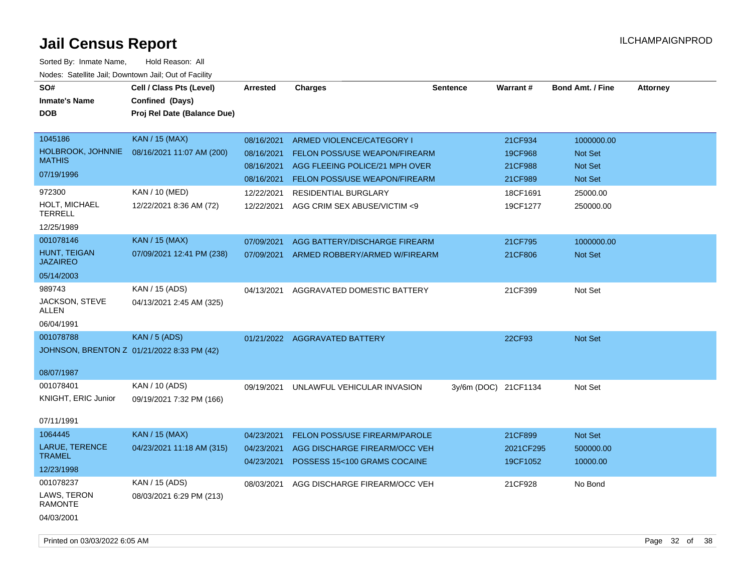# Jail Census Report

Sorted By: Inmate Name, Hold Reason: All

Nodes: Satellite Jail; Downtown Jail; Out of Facility

| SO# / Inmate's Name / DOB | Cell / Class Pts (Level) / Confined (Days) / Proj Rel Date (Balance Due) | Arrested | Charges | Sentence | Warrant # | Bond Amt. / Fine | Attorney |
|---|---|---|---|---|---|---|---|
| 1045186<br>HOLBROOK, JOHNNIE MATHIS<br>07/19/1996 | KAN / 15 (MAX)<br>08/16/2021 11:07 AM (200) | 08/16/2021 | ARMED VIOLENCE/CATEGORY I | | 21CF934 | 1000000.00 | |
| | | 08/16/2021 | FELON POSS/USE WEAPON/FIREARM | | 19CF968 | Not Set | |
| | | 08/16/2021 | AGG FLEEING POLICE/21 MPH OVER | | 21CF988 | Not Set | |
| | | 08/16/2021 | FELON POSS/USE WEAPON/FIREARM | | 21CF989 | Not Set | |
| 972300<br>HOLT, MICHAEL TERRELL<br>12/25/1989 | KAN / 10 (MED)<br>12/22/2021 8:36 AM (72) | 12/22/2021 | RESIDENTIAL BURGLARY | | 18CF1691 | 25000.00 | |
| | | 12/22/2021 | AGG CRIM SEX ABUSE/VICTIM <9 | | 19CF1277 | 250000.00 | |
| 001078146<br>HUNT, TEIGAN JAZAIREO<br>05/14/2003 | KAN / 15 (MAX)<br>07/09/2021 12:41 PM (238) | 07/09/2021 | AGG BATTERY/DISCHARGE FIREARM | | 21CF795 | 1000000.00 | |
| | | 07/09/2021 | ARMED ROBBERY/ARMED W/FIREARM | | 21CF806 | Not Set | |
| 989743<br>JACKSON, STEVE ALLEN<br>06/04/1991 | KAN / 15 (ADS)<br>04/13/2021 2:45 AM (325) | 04/13/2021 | AGGRAVATED DOMESTIC BATTERY | | 21CF399 | Not Set | |
| 001078788<br>JOHNSON, BRENTON Z<br>08/07/1987 | KAN / 5 (ADS)<br>01/21/2022 8:33 PM (42) | 01/21/2022 | AGGRAVATED BATTERY | | 22CF93 | Not Set | |
| 001078401<br>KNIGHT, ERIC Junior<br>07/11/1991 | KAN / 10 (ADS)<br>09/19/2021 7:32 PM (166) | 09/19/2021 | UNLAWFUL VEHICULAR INVASION | 3y/6m (DOC) | 21CF1134 | Not Set | |
| 1064445<br>LARUE, TERENCE TRAMEL<br>12/23/1998 | KAN / 15 (MAX)<br>04/23/2021 11:18 AM (315) | 04/23/2021 | FELON POSS/USE FIREARM/PAROLE | | 21CF899 | Not Set | |
| | | 04/23/2021 | AGG DISCHARGE FIREARM/OCC VEH | | 2021CF295 | 500000.00 | |
| | | 04/23/2021 | POSSESS 15<100 GRAMS COCAINE | | 19CF1052 | 10000.00 | |
| 001078237<br>LAWS, TERON RAMONTE<br>04/03/2001 | KAN / 15 (ADS)<br>08/03/2021 6:29 PM (213) | 08/03/2021 | AGG DISCHARGE FIREARM/OCC VEH | | 21CF928 | No Bond | |

Printed on 03/03/2022 6:05 AM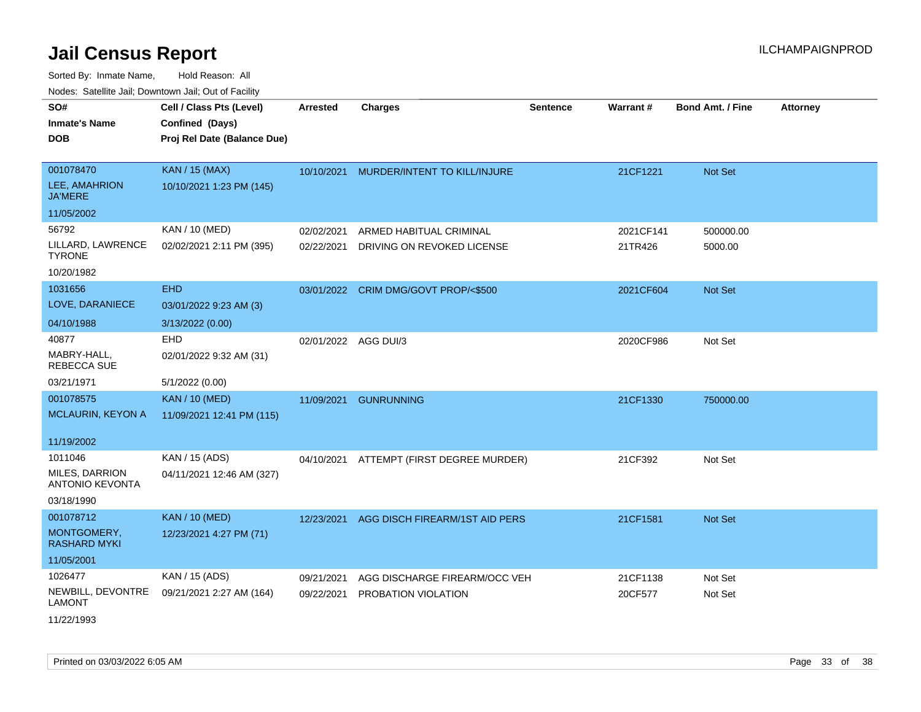# Jail Census Report

Sorted By: Inmate Name, Hold Reason: All

Nodes: Satellite Jail; Downtown Jail; Out of Facility

| SO# / Inmate's Name / DOB | Cell / Class Pts (Level) / Confined (Days) / Proj Rel Date (Balance Due) | Arrested | Charges | Sentence | Warrant # | Bond Amt. / Fine | Attorney |
|---|---|---|---|---|---|---|---|
| 001078470<br>LEE, AMAHRION JA'MERE<br>11/05/2002 | KAN / 15 (MAX)<br>10/10/2021 1:23 PM (145) | 10/10/2021 | MURDER/INTENT TO KILL/INJURE | | 21CF1221 | Not Set | |
| 56792<br>LILLARD, LAWRENCE TYRONE<br>10/20/1982 | KAN / 10 (MED)<br>02/02/2021 2:11 PM (395) | 02/02/2021<br>02/22/2021 | ARMED HABITUAL CRIMINAL<br>DRIVING ON REVOKED LICENSE | | 2021CF141<br>21TR426 | 500000.00<br>5000.00 | |
| 1031656<br>LOVE, DARANIECE<br>04/10/1988 | EHD<br>03/01/2022 9:23 AM (3)<br>3/13/2022 (0.00) | 03/01/2022 | CRIM DMG/GOVT PROP/<$500 | | 2021CF604 | Not Set | |
| 40877<br>MABRY-HALL, REBECCA SUE<br>03/21/1971 | EHD<br>02/01/2022 9:32 AM (31)<br>5/1/2022 (0.00) | 02/01/2022 | AGG DUI/3 | | 2020CF986 | Not Set | |
| 001078575<br>MCLAURIN, KEYON A<br>11/19/2002 | KAN / 10 (MED)<br>11/09/2021 12:41 PM (115) | 11/09/2021 | GUNRUNNING | | 21CF1330 | 750000.00 | |
| 1011046<br>MILES, DARRION ANTONIO KEVONTA<br>03/18/1990 | KAN / 15 (ADS)<br>04/11/2021 12:46 AM (327) | 04/10/2021 | ATTEMPT (FIRST DEGREE MURDER) | | 21CF392 | Not Set | |
| 001078712<br>MONTGOMERY, RASHARD MYKI<br>11/05/2001 | KAN / 10 (MED)<br>12/23/2021 4:27 PM (71) | 12/23/2021 | AGG DISCH FIREARM/1ST AID PERS | | 21CF1581 | Not Set | |
| 1026477<br>NEWBILL, DEVONTRE LAMONT<br>11/22/1993 | KAN / 15 (ADS)<br>09/21/2021 2:27 AM (164) | 09/21/2021<br>09/22/2021 | AGG DISCHARGE FIREARM/OCC VEH<br>PROBATION VIOLATION | | 21CF1138<br>20CF577 | Not Set<br>Not Set | |

Printed on 03/03/2022 6:05 AM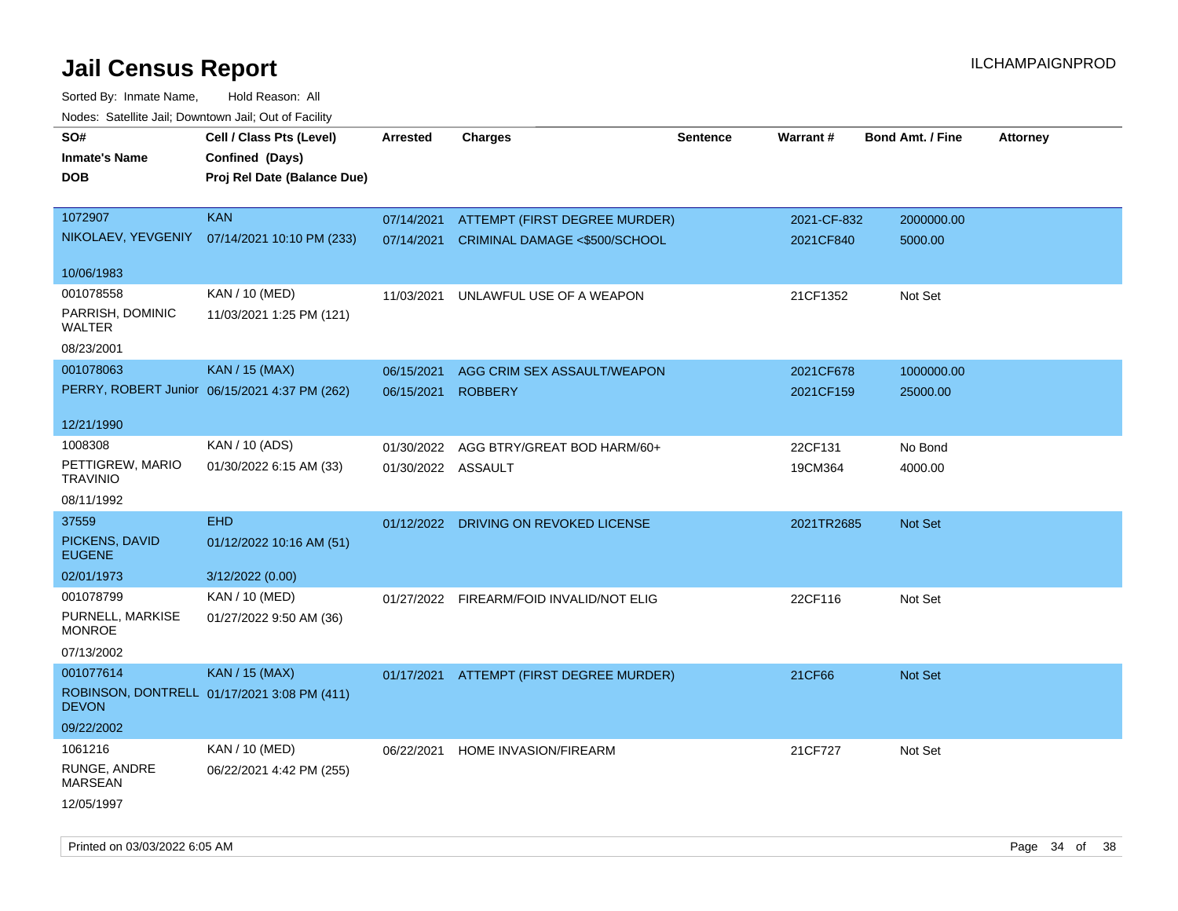# Jail Census Report

ILCHAMPAIGNPROD

Sorted By: Inmate Name, Hold Reason: All

Nodes: Satellite Jail; Downtown Jail; Out of Facility

| SO# / Inmate's Name / DOB | Cell / Class Pts (Level) / Confined (Days) / Proj Rel Date (Balance Due) | Arrested | Charges | Sentence | Warrant # | Bond Amt. / Fine | Attorney |
|---|---|---|---|---|---|---|---|
| 1072907<br>NIKOLAEV, YEVGENIY<br>10/06/1983 | KAN<br>07/14/2021 10:10 PM (233) | 07/14/2021<br>07/14/2021 | ATTEMPT (FIRST DEGREE MURDER)<br>CRIMINAL DAMAGE <$500/SCHOOL | | 2021-CF-832<br>2021CF840 | 2000000.00<br>5000.00 | |
| 001078558<br>PARRISH, DOMINIC WALTER<br>08/23/2001 | KAN / 10 (MED)<br>11/03/2021 1:25 PM (121) | 11/03/2021 | UNLAWFUL USE OF A WEAPON | | 21CF1352 | Not Set | |
| 001078063<br>PERRY, ROBERT Junior<br>12/21/1990 | KAN / 15 (MAX)<br>06/15/2021 4:37 PM (262) | 06/15/2021<br>06/15/2021 | AGG CRIM SEX ASSAULT/WEAPON<br>ROBBERY | | 2021CF678<br>2021CF159 | 1000000.00<br>25000.00 | |
| 1008308<br>PETTIGREW, MARIO TRAVINIO<br>08/11/1992 | KAN / 10 (ADS)<br>01/30/2022 6:15 AM (33) | 01/30/2022<br>01/30/2022 | AGG BTRY/GREAT BOD HARM/60+<br>ASSAULT | | 22CF131<br>19CM364 | No Bond<br>4000.00 | |
| 37559<br>PICKENS, DAVID EUGENE<br>02/01/1973 | EHD<br>01/12/2022 10:16 AM (51)<br>3/12/2022 (0.00) | 01/12/2022 | DRIVING ON REVOKED LICENSE | | 2021TR2685 | Not Set | |
| 001078799<br>PURNELL, MARKISE MONROE<br>07/13/2002 | KAN / 10 (MED)<br>01/27/2022 9:50 AM (36) | 01/27/2022 | FIREARM/FOID INVALID/NOT ELIG | | 22CF116 | Not Set | |
| 001077614<br>ROBINSON, DONTRELL DEVON<br>09/22/2002 | KAN / 15 (MAX)<br>01/17/2021 3:08 PM (411) | 01/17/2021 | ATTEMPT (FIRST DEGREE MURDER) | | 21CF66 | Not Set | |
| 1061216<br>RUNGE, ANDRE MARSEAN<br>12/05/1997 | KAN / 10 (MED)<br>06/22/2021 4:42 PM (255) | 06/22/2021 | HOME INVASION/FIREARM | | 21CF727 | Not Set | |

Printed on 03/03/2022 6:05 AM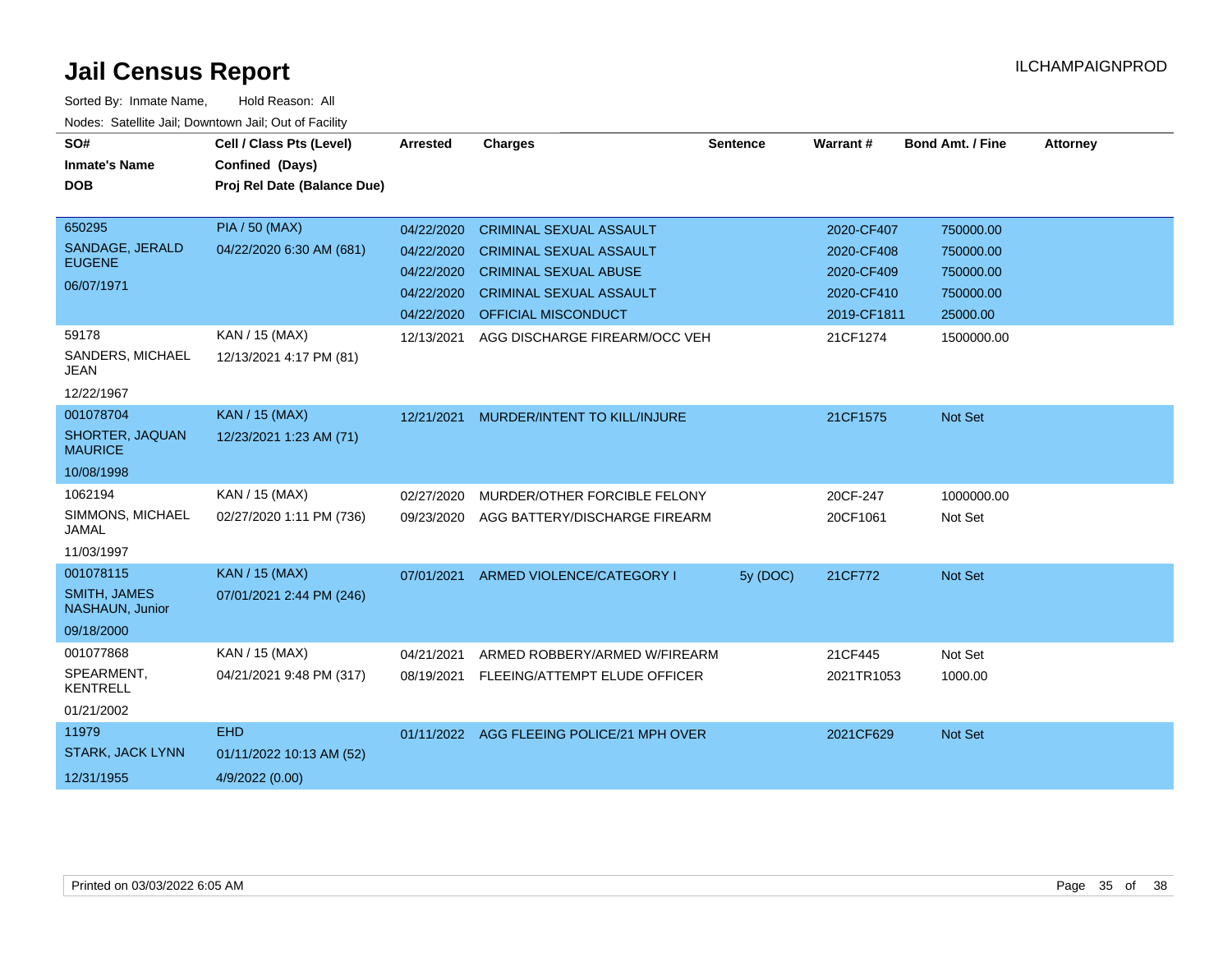# Jail Census Report

ILCHAMPAIGNPROD

Sorted By: Inmate Name, Hold Reason: All

Nodes: Satellite Jail; Downtown Jail; Out of Facility

| SO# / Inmate's Name / DOB | Cell / Class Pts (Level) / Confined (Days) / Proj Rel Date (Balance Due) | Arrested | Charges | Sentence | Warrant # | Bond Amt. / Fine | Attorney |
|---|---|---|---|---|---|---|---|
| 650295<br>SANDAGE, JERALD EUGENE<br>06/07/1971 | PIA / 50 (MAX)<br>04/22/2020 6:30 AM (681) | 04/22/2020 | CRIMINAL SEXUAL ASSAULT | | 2020-CF407 | 750000.00 | |
| | | 04/22/2020 | CRIMINAL SEXUAL ASSAULT | | 2020-CF408 | 750000.00 | |
| | | 04/22/2020 | CRIMINAL SEXUAL ABUSE | | 2020-CF409 | 750000.00 | |
| | | 04/22/2020 | CRIMINAL SEXUAL ASSAULT | | 2020-CF410 | 750000.00 | |
| | | 04/22/2020 | OFFICIAL MISCONDUCT | | 2019-CF1811 | 25000.00 | |
| 59178<br>SANDERS, MICHAEL JEAN<br>12/22/1967 | KAN / 15 (MAX)<br>12/13/2021 4:17 PM (81) | 12/13/2021 | AGG DISCHARGE FIREARM/OCC VEH | | 21CF1274 | 1500000.00 | |
| 001078704<br>SHORTER, JAQUAN MAURICE<br>10/08/1998 | KAN / 15 (MAX)<br>12/23/2021 1:23 AM (71) | 12/21/2021 | MURDER/INTENT TO KILL/INJURE | | 21CF1575 | Not Set | |
| 1062194<br>SIMMONS, MICHAEL JAMAL<br>11/03/1997 | KAN / 15 (MAX)<br>02/27/2020 1:11 PM (736) | 02/27/2020 | MURDER/OTHER FORCIBLE FELONY | | 20CF-247 | 1000000.00 | |
| | | 09/23/2020 | AGG BATTERY/DISCHARGE FIREARM | | 20CF1061 | Not Set | |
| 001078115<br>SMITH, JAMES NASHAUN, Junior<br>09/18/2000 | KAN / 15 (MAX)<br>07/01/2021 2:44 PM (246) | 07/01/2021 | ARMED VIOLENCE/CATEGORY I | 5y (DOC) | 21CF772 | Not Set | |
| 001077868<br>SPEARMENT, KENTRELL<br>01/21/2002 | KAN / 15 (MAX)<br>04/21/2021 9:48 PM (317) | 04/21/2021 | ARMED ROBBERY/ARMED W/FIREARM | | 21CF445 | Not Set | |
| | | 08/19/2021 | FLEEING/ATTEMPT ELUDE OFFICER | | 2021TR1053 | 1000.00 | |
| 11979<br>STARK, JACK LYNN<br>12/31/1955 | EHD<br>01/11/2022 10:13 AM (52)<br>4/9/2022 (0.00) | 01/11/2022 | AGG FLEEING POLICE/21 MPH OVER | | 2021CF629 | Not Set | |

Printed on 03/03/2022 6:05 AM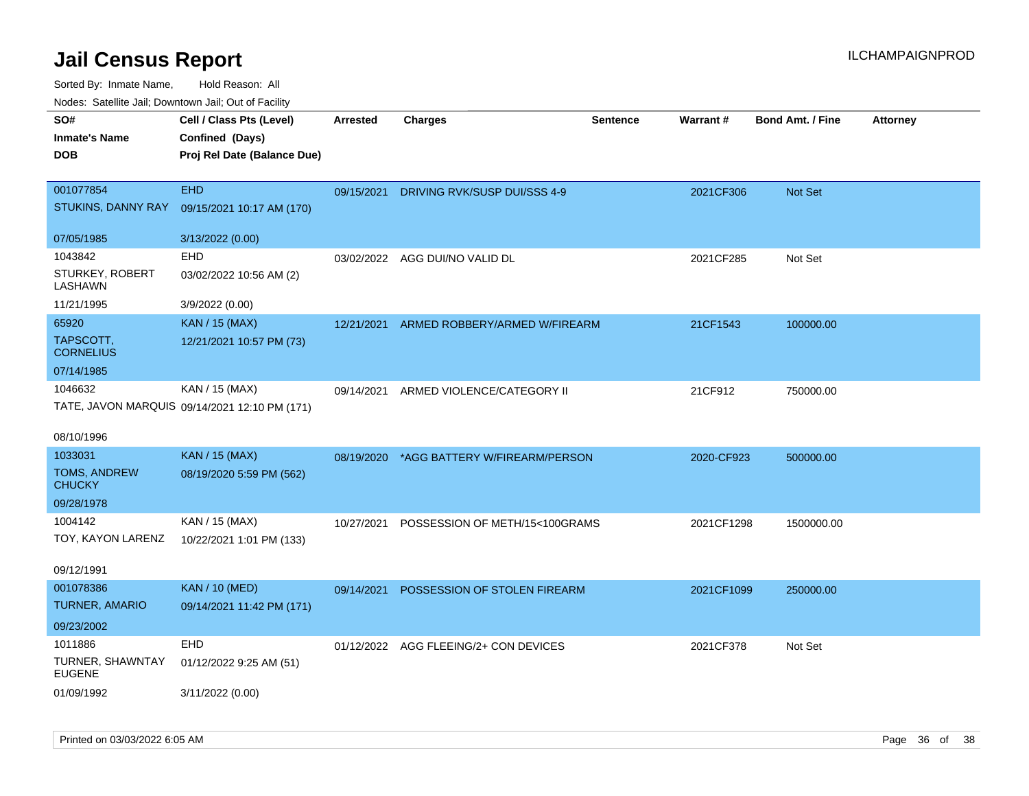# Jail Census Report

ILCHAMPAIGNPROD

Sorted By: Inmate Name, Hold Reason: All

Nodes: Satellite Jail; Downtown Jail; Out of Facility

| SO# / Inmate's Name / DOB | Cell / Class Pts (Level) / Confined (Days) / Proj Rel Date (Balance Due) | Arrested | Charges | Sentence | Warrant # | Bond Amt. / Fine | Attorney |
|---|---|---|---|---|---|---|---|
| 001077854<br>STUKINS, DANNY RAY<br>07/05/1985 | EHD<br>09/15/2021 10:17 AM (170)<br>3/13/2022 (0.00) | 09/15/2021 | DRIVING RVK/SUSP DUI/SSS 4-9 | | 2021CF306 | Not Set | |
| 1043842<br>STURKEY, ROBERT LASHAWN<br>11/21/1995 | EHD<br>03/02/2022 10:56 AM (2)<br>3/9/2022 (0.00) | 03/02/2022 | AGG DUI/NO VALID DL | | 2021CF285 | Not Set | |
| 65920<br>TAPSCOTT, CORNELIUS<br>07/14/1985 | KAN / 15 (MAX)<br>12/21/2021 10:57 PM (73) | 12/21/2021 | ARMED ROBBERY/ARMED W/FIREARM | | 21CF1543 | 100000.00 | |
| 1046632<br>TATE, JAVON MARQUIS<br>08/10/1996 | KAN / 15 (MAX)<br>09/14/2021 12:10 PM (171) | 09/14/2021 | ARMED VIOLENCE/CATEGORY II | | 21CF912 | 750000.00 | |
| 1033031<br>TOMS, ANDREW CHUCKY<br>09/28/1978 | KAN / 15 (MAX)<br>08/19/2020 5:59 PM (562) | 08/19/2020 | *AGG BATTERY W/FIREARM/PERSON | | 2020-CF923 | 500000.00 | |
| 1004142<br>TOY, KAYON LARENZ<br>09/12/1991 | KAN / 15 (MAX)<br>10/22/2021 1:01 PM (133) | 10/27/2021 | POSSESSION OF METH/15<100GRAMS | | 2021CF1298 | 1500000.00 | |
| 001078386<br>TURNER, AMARIO<br>09/23/2002 | KAN / 10 (MED)<br>09/14/2021 11:42 PM (171) | 09/14/2021 | POSSESSION OF STOLEN FIREARM | | 2021CF1099 | 250000.00 | |
| 1011886<br>TURNER, SHAWNTAY EUGENE<br>01/09/1992 | EHD<br>01/12/2022 9:25 AM (51)<br>3/11/2022 (0.00) | 01/12/2022 | AGG FLEEING/2+ CON DEVICES | | 2021CF378 | Not Set | |

Printed on 03/03/2022 6:05 AM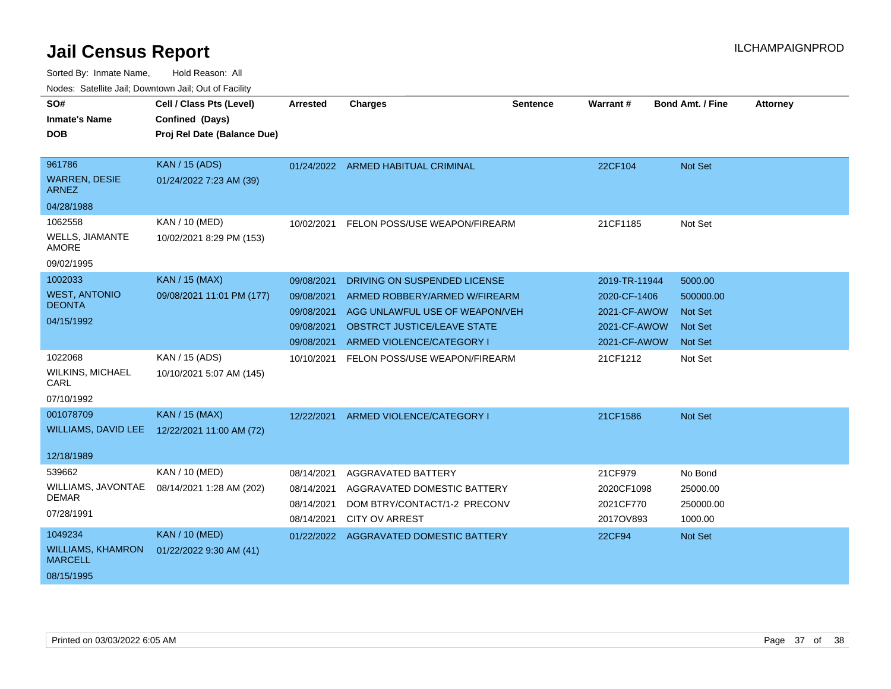# Jail Census Report

Sorted By: Inmate Name, Hold Reason: All

Nodes: Satellite Jail; Downtown Jail; Out of Facility

| SO# / Inmate's Name / DOB | Cell / Class Pts (Level) / Confined (Days) / Proj Rel Date (Balance Due) | Arrested | Charges | Sentence | Warrant # | Bond Amt. / Fine | Attorney |
|---|---|---|---|---|---|---|---|
| 961786<br>WARREN, DESIE ARNEZ<br>04/28/1988 | KAN / 15 (ADS)<br>01/24/2022 7:23 AM (39) | 01/24/2022 | ARMED HABITUAL CRIMINAL | | 22CF104 | Not Set | |
| 1062558<br>WELLS, JIAMANTE AMORE<br>09/02/1995 | KAN / 10 (MED)<br>10/02/2021 8:29 PM (153) | 10/02/2021 | FELON POSS/USE WEAPON/FIREARM | | 21CF1185 | Not Set | |
| 1002033<br>WEST, ANTONIO DEONTA<br>04/15/1992 | KAN / 15 (MAX)<br>09/08/2021 11:01 PM (177) | 09/08/2021 | DRIVING ON SUSPENDED LICENSE | | 2019-TR-11944 | 5000.00 | |
| | | 09/08/2021 | ARMED ROBBERY/ARMED W/FIREARM | | 2020-CF-1406 | 500000.00 | |
| | | 09/08/2021 | AGG UNLAWFUL USE OF WEAPON/VEH | | 2021-CF-AWOW | Not Set | |
| | | 09/08/2021 | OBSTRCT JUSTICE/LEAVE STATE | | 2021-CF-AWOW | Not Set | |
| | | 09/08/2021 | ARMED VIOLENCE/CATEGORY I | | 2021-CF-AWOW | Not Set | |
| 1022068<br>WILKINS, MICHAEL CARL<br>07/10/1992 | KAN / 15 (ADS)<br>10/10/2021 5:07 AM (145) | 10/10/2021 | FELON POSS/USE WEAPON/FIREARM | | 21CF1212 | Not Set | |
| 001078709<br>WILLIAMS, DAVID LEE<br>12/18/1989 | KAN / 15 (MAX)<br>12/22/2021 11:00 AM (72) | 12/22/2021 | ARMED VIOLENCE/CATEGORY I | | 21CF1586 | Not Set | |
| 539662<br>WILLIAMS, JAVONTAE DEMAR<br>07/28/1991 | KAN / 10 (MED)<br>08/14/2021 1:28 AM (202) | 08/14/2021 | AGGRAVATED BATTERY | | 21CF979 | No Bond | |
| | | 08/14/2021 | AGGRAVATED DOMESTIC BATTERY | | 2020CF1098 | 25000.00 | |
| | | 08/14/2021 | DOM BTRY/CONTACT/1-2 PRECONV | | 2021CF770 | 250000.00 | |
| | | 08/14/2021 | CITY OV ARREST | | 2017OV893 | 1000.00 | |
| 1049234<br>WILLIAMS, KHAMRON MARCELL<br>08/15/1995 | KAN / 10 (MED)<br>01/22/2022 9:30 AM (41) | 01/22/2022 | AGGRAVATED DOMESTIC BATTERY | | 22CF94 | Not Set | |

Printed on 03/03/2022 6:05 AM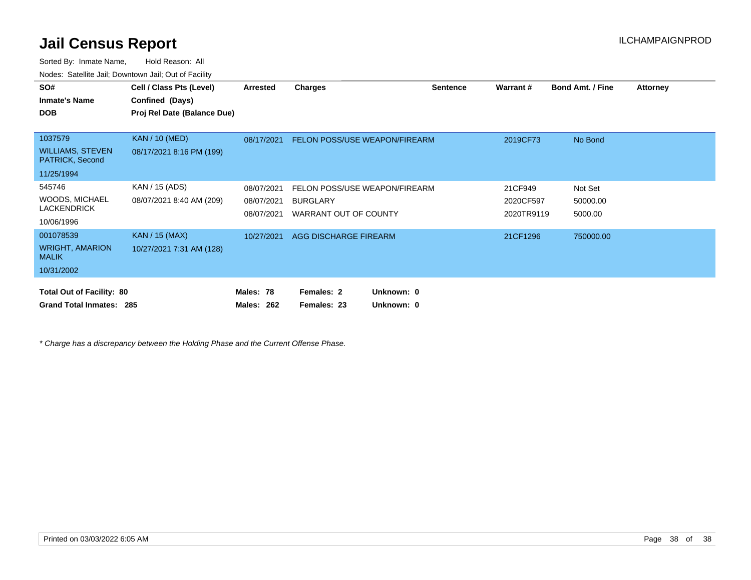# Jail Census Report

ILCHAMPAIGNPROD

Sorted By: Inmate Name, Hold Reason: All

Nodes: Satellite Jail; Downtown Jail; Out of Facility

| SO#<br>Inmate's Name<br>DOB | Cell / Class Pts (Level)<br>Confined (Days)<br>Proj Rel Date (Balance Due) | Arrested | Charges | Sentence | Warrant # | Bond Amt. / Fine | Attorney |
|---|---|---|---|---|---|---|---|
| 1037579<br>WILLIAMS, STEVEN PATRICK, Second<br>11/25/1994 | KAN / 10 (MED)<br>08/17/2021 8:16 PM (199) | 08/17/2021 | FELON POSS/USE WEAPON/FIREARM | | 2019CF73 | No Bond | |
| 545746<br>WOODS, MICHAEL LACKENDRICK<br>10/06/1996 | KAN / 15 (ADS)<br>08/07/2021 8:40 AM (209) | 08/07/2021<br>08/07/2021<br>08/07/2021 | FELON POSS/USE WEAPON/FIREARM<br>BURGLARY<br>WARRANT OUT OF COUNTY | | 21CF949<br>2020CF597<br>2020TR9119 | Not Set<br>50000.00<br>5000.00 | |
| 001078539<br>WRIGHT, AMARION MALIK<br>10/31/2002 | KAN / 15 (MAX)<br>10/27/2021 7:31 AM (128) | 10/27/2021 | AGG DISCHARGE FIREARM | | 21CF1296 | 750000.00 | |

| | | | |
|---|---|---|---|
| **Total Out of Facility: 80** | **Males: 78** | **Females: 2** | **Unknown: 0** |
| **Grand Total Inmates: 285** | **Males: 262** | **Females: 23** | **Unknown: 0** |

*\* Charge has a discrepancy between the Holding Phase and the Current Offense Phase.*

Printed on 03/03/2022 6:05 AM